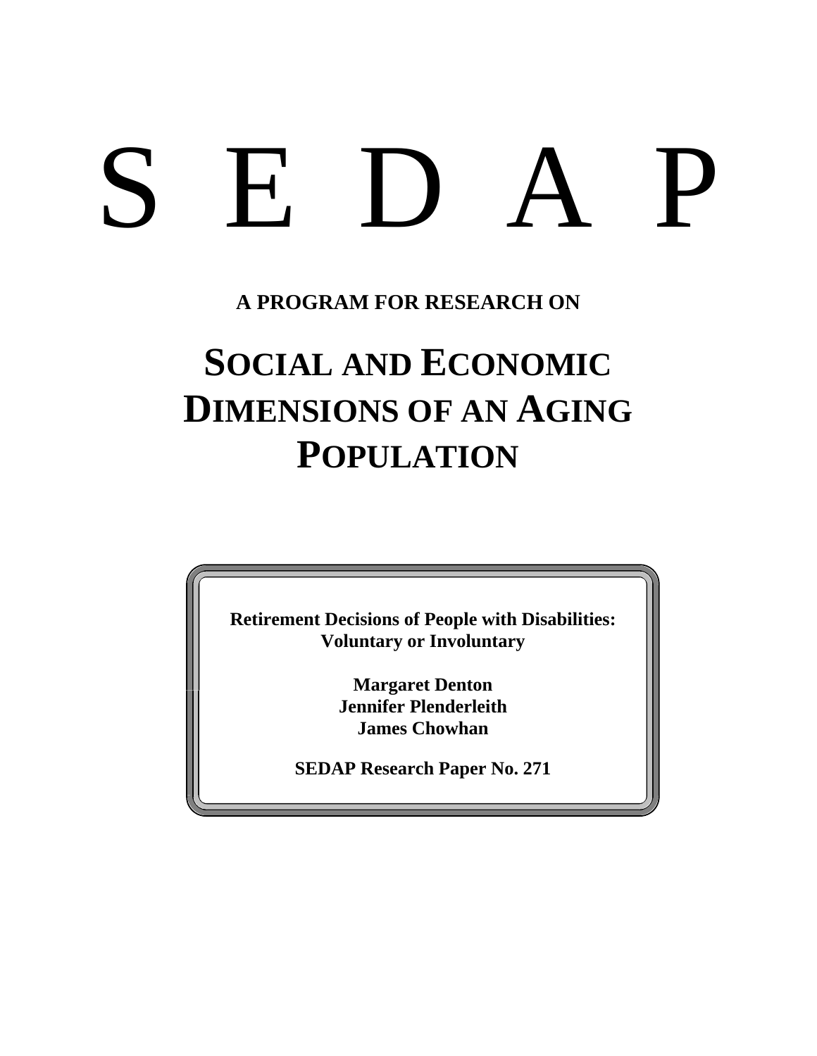# S E D A P

**A PROGRAM FOR RESEARCH ON**

## SOCIAL AND ECONOMIC DIMENSIONS OF AN AGING POPULATION

**Retirement Decisions of People with Disabilities: Voluntary or Involuntary**

**Margaret Denton**
**Jennifer Plenderleith**
**James Chowhan**

**SEDAP Research Paper No. 271**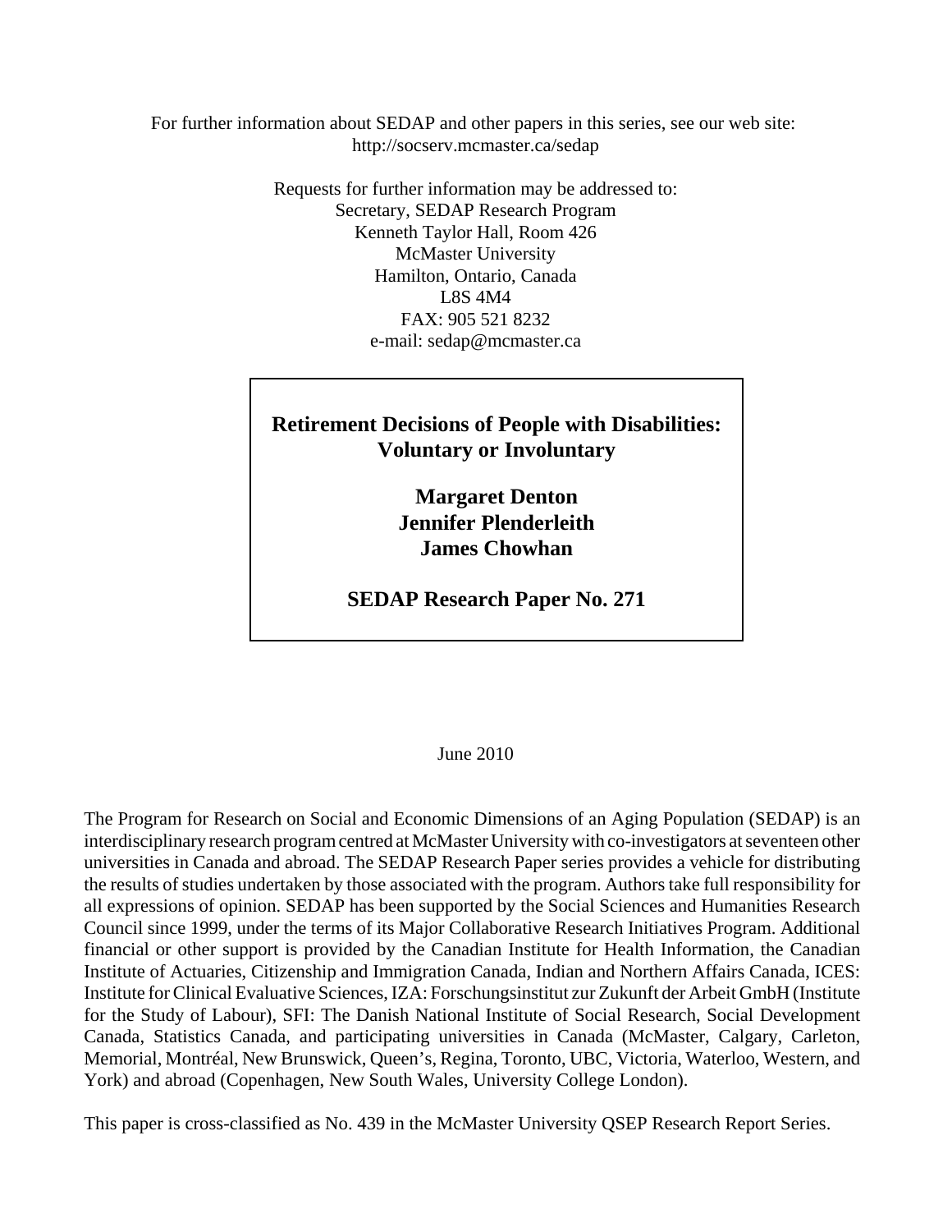For further information about SEDAP and other papers in this series, see our web site:
http://socserv.mcmaster.ca/sedap

Requests for further information may be addressed to:
Secretary, SEDAP Research Program
Kenneth Taylor Hall, Room 426
McMaster University
Hamilton, Ontario, Canada
L8S 4M4
FAX: 905 521 8232
e-mail: sedap@mcmaster.ca

**Retirement Decisions of People with Disabilities: Voluntary or Involuntary**

**Margaret Denton**
**Jennifer Plenderleith**
**James Chowhan**

**SEDAP Research Paper No. 271**

June 2010

The Program for Research on Social and Economic Dimensions of an Aging Population (SEDAP) is an interdisciplinary research program centred at McMaster University with co-investigators at seventeen other universities in Canada and abroad. The SEDAP Research Paper series provides a vehicle for distributing the results of studies undertaken by those associated with the program. Authors take full responsibility for all expressions of opinion. SEDAP has been supported by the Social Sciences and Humanities Research Council since 1999, under the terms of its Major Collaborative Research Initiatives Program. Additional financial or other support is provided by the Canadian Institute for Health Information, the Canadian Institute of Actuaries, Citizenship and Immigration Canada, Indian and Northern Affairs Canada, ICES: Institute for Clinical Evaluative Sciences, IZA: Forschungsinstitut zur Zukunft der Arbeit GmbH (Institute for the Study of Labour), SFI: The Danish National Institute of Social Research, Social Development Canada, Statistics Canada, and participating universities in Canada (McMaster, Calgary, Carleton, Memorial, Montréal, New Brunswick, Queen's, Regina, Toronto, UBC, Victoria, Waterloo, Western, and York) and abroad (Copenhagen, New South Wales, University College London).

This paper is cross-classified as No. 439 in the McMaster University QSEP Research Report Series.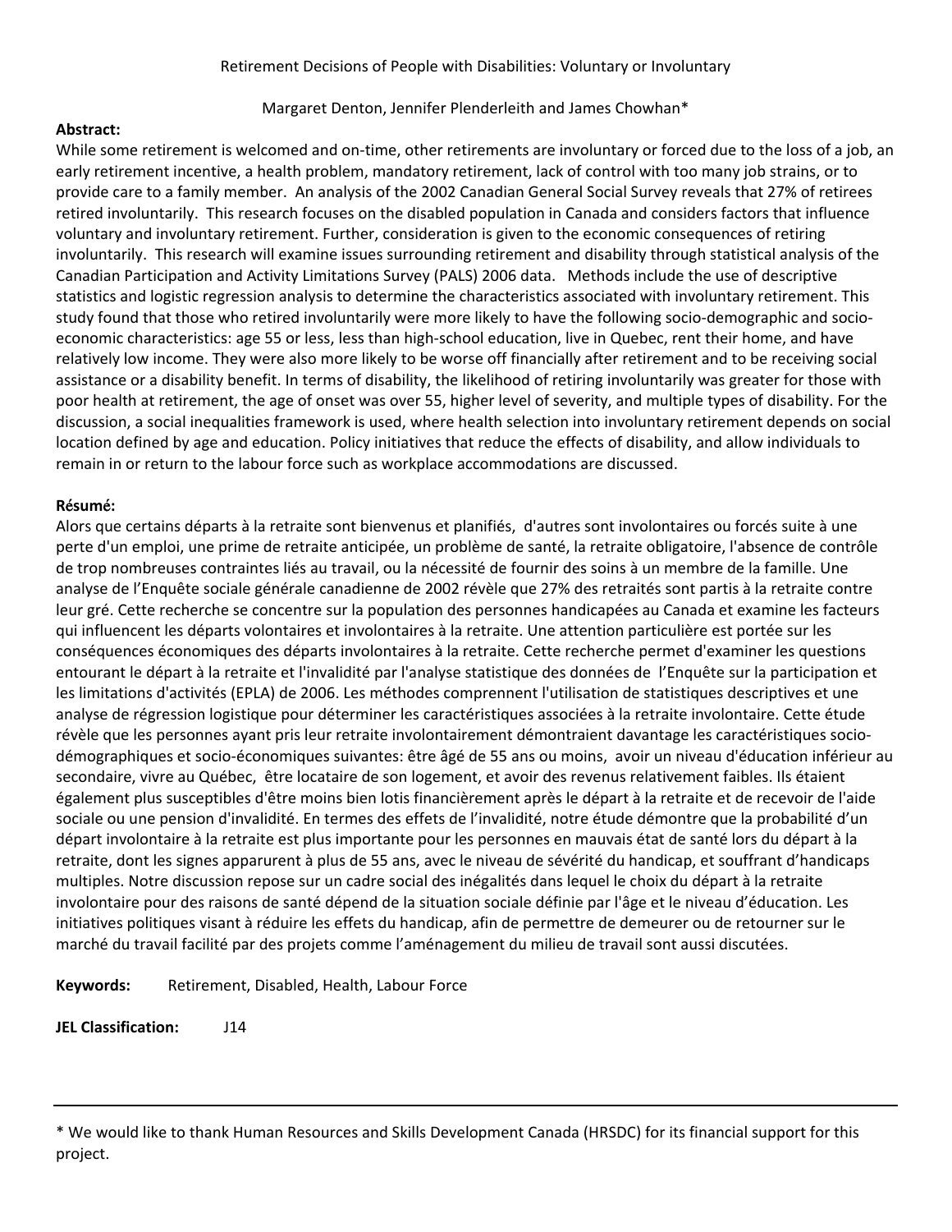Retirement Decisions of People with Disabilities: Voluntary or Involuntary

Margaret Denton, Jennifer Plenderleith and James Chowhan*

**Abstract:**

While some retirement is welcomed and on-time, other retirements are involuntary or forced due to the loss of a job, an early retirement incentive, a health problem, mandatory retirement, lack of control with too many job strains, or to provide care to a family member. An analysis of the 2002 Canadian General Social Survey reveals that 27% of retirees retired involuntarily. This research focuses on the disabled population in Canada and considers factors that influence voluntary and involuntary retirement. Further, consideration is given to the economic consequences of retiring involuntarily. This research will examine issues surrounding retirement and disability through statistical analysis of the Canadian Participation and Activity Limitations Survey (PALS) 2006 data. Methods include the use of descriptive statistics and logistic regression analysis to determine the characteristics associated with involuntary retirement. This study found that those who retired involuntarily were more likely to have the following socio-demographic and socio-economic characteristics: age 55 or less, less than high-school education, live in Quebec, rent their home, and have relatively low income. They were also more likely to be worse off financially after retirement and to be receiving social assistance or a disability benefit. In terms of disability, the likelihood of retiring involuntarily was greater for those with poor health at retirement, the age of onset was over 55, higher level of severity, and multiple types of disability. For the discussion, a social inequalities framework is used, where health selection into involuntary retirement depends on social location defined by age and education. Policy initiatives that reduce the effects of disability, and allow individuals to remain in or return to the labour force such as workplace accommodations are discussed.

**Résumé:**

Alors que certains départs à la retraite sont bienvenus et planifiés, d'autres sont involontaires ou forcés suite à une perte d'un emploi, une prime de retraite anticipée, un problème de santé, la retraite obligatoire, l'absence de contrôle de trop nombreuses contraintes liés au travail, ou la nécessité de fournir des soins à un membre de la famille. Une analyse de l'Enquête sociale générale canadienne de 2002 révèle que 27% des retraités sont partis à la retraite contre leur gré. Cette recherche se concentre sur la population des personnes handicapées au Canada et examine les facteurs qui influencent les départs volontaires et involontaires à la retraite. Une attention particulière est portée sur les conséquences économiques des départs involontaires à la retraite. Cette recherche permet d'examiner les questions entourant le départ à la retraite et l'invalidité par l'analyse statistique des données de l'Enquête sur la participation et les limitations d'activités (EPLA) de 2006. Les méthodes comprennent l'utilisation de statistiques descriptives et une analyse de régression logistique pour déterminer les caractéristiques associées à la retraite involontaire. Cette étude révèle que les personnes ayant pris leur retraite involontairement démontraient davantage les caractéristiques socio-démographiques et socio-économiques suivantes: être âgé de 55 ans ou moins, avoir un niveau d'éducation inférieur au secondaire, vivre au Québec, être locataire de son logement, et avoir des revenus relativement faibles. Ils étaient également plus susceptibles d'être moins bien lotis financièrement après le départ à la retraite et de recevoir de l'aide sociale ou une pension d'invalidité. En termes des effets de l'invalidité, notre étude démontre que la probabilité d'un départ involontaire à la retraite est plus importante pour les personnes en mauvais état de santé lors du départ à la retraite, dont les signes apparurent à plus de 55 ans, avec le niveau de sévérité du handicap, et souffrant d'handicaps multiples. Notre discussion repose sur un cadre social des inégalités dans lequel le choix du départ à la retraite involontaire pour des raisons de santé dépend de la situation sociale définie par l'âge et le niveau d'éducation. Les initiatives politiques visant à réduire les effets du handicap, afin de permettre de demeurer ou de retourner sur le marché du travail facilité par des projets comme l'aménagement du milieu de travail sont aussi discutées.

**Keywords:** Retirement, Disabled, Health, Labour Force

**JEL Classification:** J14

---

* We would like to thank Human Resources and Skills Development Canada (HRSDC) for its financial support for this project.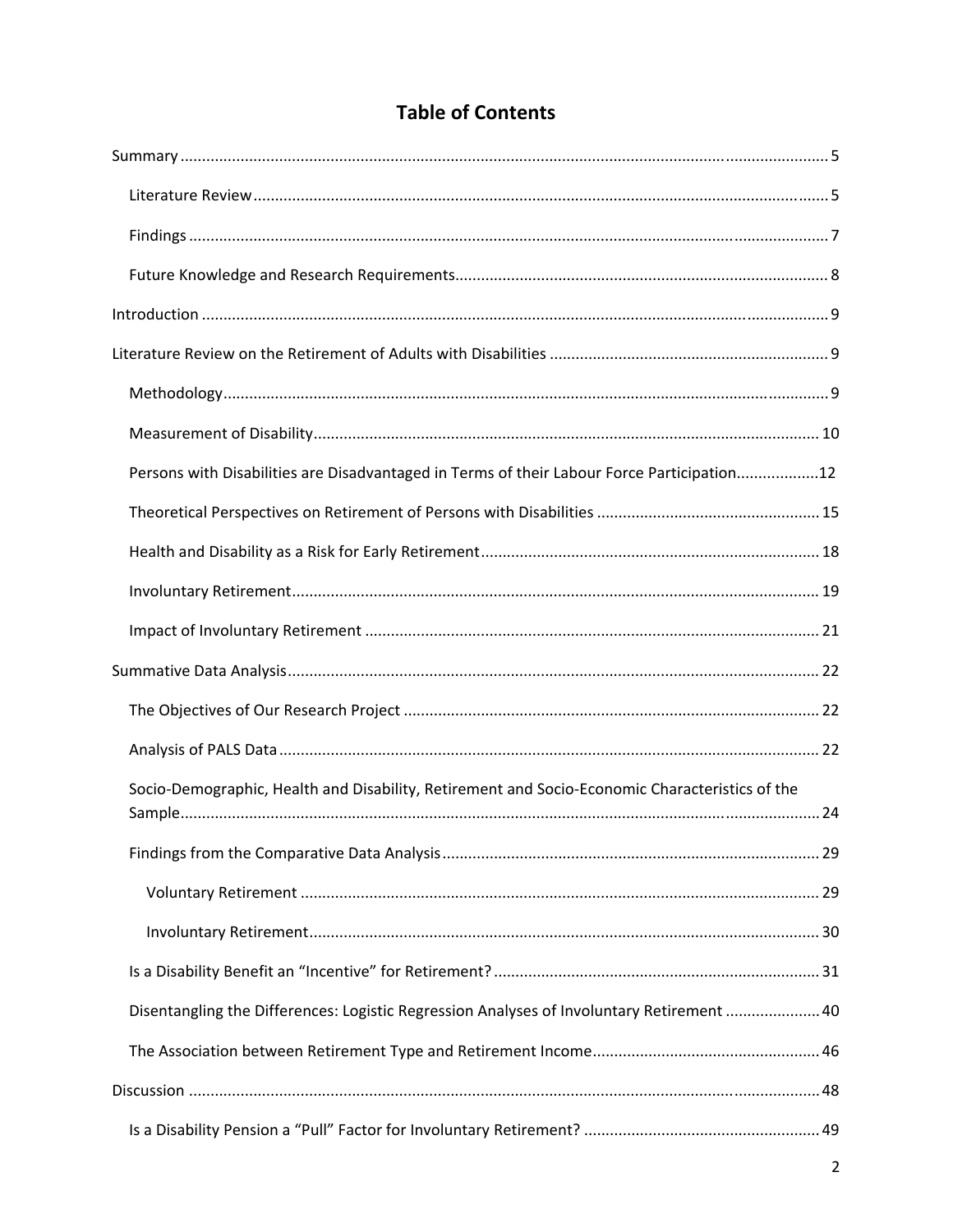# Table of Contents

Summary ..... 5

- Literature Review ..... 5
- Findings ..... 7
- Future Knowledge and Research Requirements ..... 8

Introduction ..... 9

Literature Review on the Retirement of Adults with Disabilities ..... 9

- Methodology ..... 9
- Measurement of Disability ..... 10
- Persons with Disabilities are Disadvantaged in Terms of their Labour Force Participation ..... 12
- Theoretical Perspectives on Retirement of Persons with Disabilities ..... 15
- Health and Disability as a Risk for Early Retirement ..... 18
- Involuntary Retirement ..... 19
- Impact of Involuntary Retirement ..... 21

Summative Data Analysis ..... 22

- The Objectives of Our Research Project ..... 22
- Analysis of PALS Data ..... 22
- Socio-Demographic, Health and Disability, Retirement and Socio-Economic Characteristics of the Sample ..... 24
- Findings from the Comparative Data Analysis ..... 29
  - Voluntary Retirement ..... 29
  - Involuntary Retirement ..... 30
- Is a Disability Benefit an "Incentive" for Retirement? ..... 31
- Disentangling the Differences: Logistic Regression Analyses of Involuntary Retirement ..... 40
- The Association between Retirement Type and Retirement Income ..... 46

Discussion ..... 48

- Is a Disability Pension a "Pull" Factor for Involuntary Retirement? ..... 49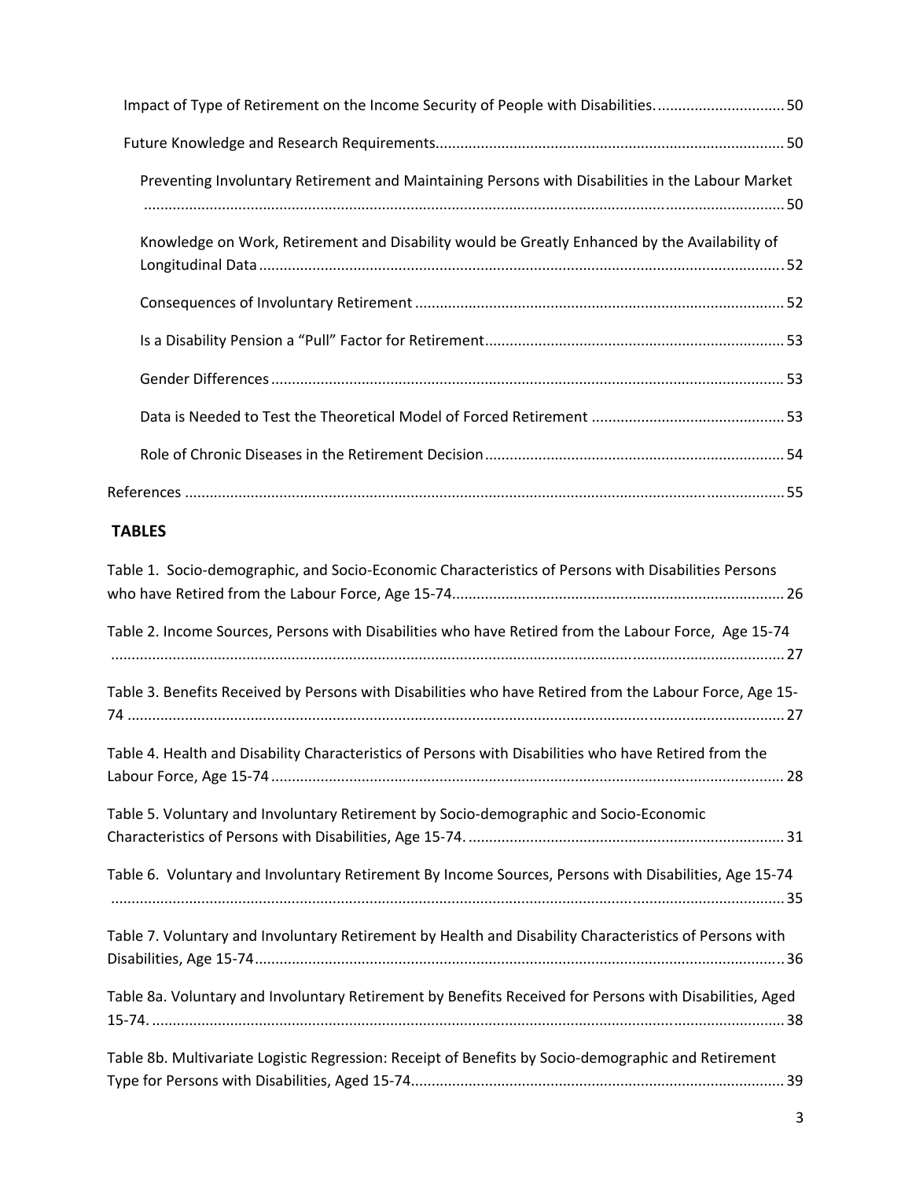Impact of Type of Retirement on the Income Security of People with Disabilities. ............................... 50

Future Knowledge and Research Requirements. ................................................................................. 50

Preventing Involuntary Retirement and Maintaining Persons with Disabilities in the Labour Market ........................................................................................................................................................... 50

Knowledge on Work, Retirement and Disability would be Greatly Enhanced by the Availability of Longitudinal Data ................................................................................................................................. 52

Consequences of Involuntary Retirement ........................................................................................ 52

Is a Disability Pension a "Pull" Factor for Retirement ....................................................................... 53

Gender Differences ........................................................................................................................... 53

Data is Needed to Test the Theoretical Model of Forced Retirement .............................................. 53

Role of Chronic Diseases in the Retirement Decision ........................................................................ 54

References ............................................................................................................................................... 55

**TABLES**

Table 1. Socio-demographic, and Socio-Economic Characteristics of Persons with Disabilities Persons who have Retired from the Labour Force, Age 15-74 ................................................................................ 26

Table 2. Income Sources, Persons with Disabilities who have Retired from the Labour Force, Age 15-74 ........................................................................................................................................................... 27

Table 3. Benefits Received by Persons with Disabilities who have Retired from the Labour Force, Age 15-74 ....................................................................................................................................................... 27

Table 4. Health and Disability Characteristics of Persons with Disabilities who have Retired from the Labour Force, Age 15-74 ........................................................................................................................... 28

Table 5. Voluntary and Involuntary Retirement by Socio-demographic and Socio-Economic Characteristics of Persons with Disabilities, Age 15-74. ............................................................................ 31

Table 6. Voluntary and Involuntary Retirement By Income Sources, Persons with Disabilities, Age 15-74 ........................................................................................................................................................... 35

Table 7. Voluntary and Involuntary Retirement by Health and Disability Characteristics of Persons with Disabilities, Age 15-74 .............................................................................................................................. 36

Table 8a. Voluntary and Involuntary Retirement by Benefits Received for Persons with Disabilities, Aged 15-74. ...................................................................................................................................................... 38

Table 8b. Multivariate Logistic Regression: Receipt of Benefits by Socio-demographic and Retirement Type for Persons with Disabilities, Aged 15-74. ......................................................................................... 39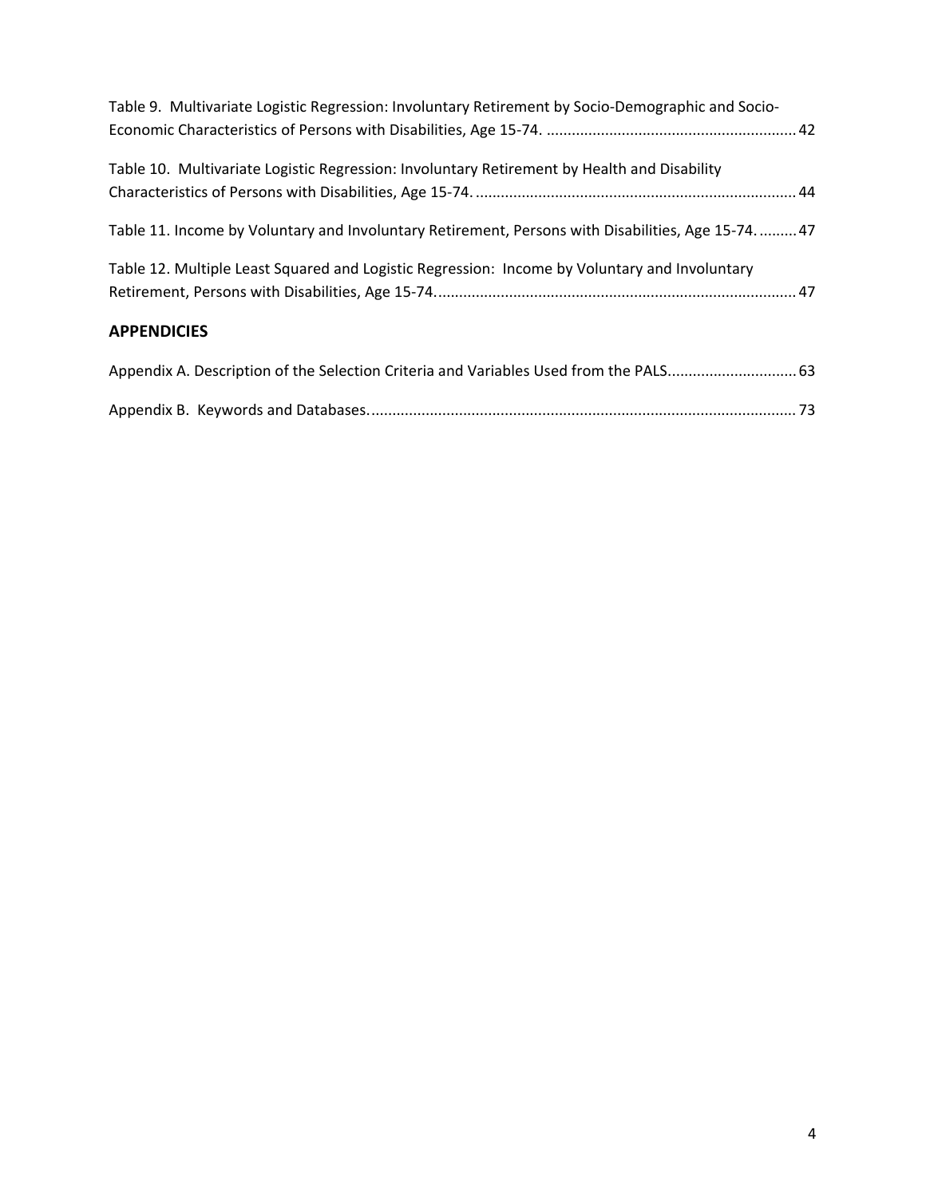Table 9. Multivariate Logistic Regression: Involuntary Retirement by Socio-Demographic and Socio-Economic Characteristics of Persons with Disabilities, Age 15-74. ........................................................... 42

Table 10. Multivariate Logistic Regression: Involuntary Retirement by Health and Disability Characteristics of Persons with Disabilities, Age 15-74. ........................................................................... 44

Table 11. Income by Voluntary and Involuntary Retirement, Persons with Disabilities, Age 15-74. ......... 47

Table 12. Multiple Least Squared and Logistic Regression: Income by Voluntary and Involuntary Retirement, Persons with Disabilities, Age 15-74. .................................................................................... 47

## APPENDICIES

Appendix A. Description of the Selection Criteria and Variables Used from the PALS .............................. 63

Appendix B. Keywords and Databases. .................................................................................................... 73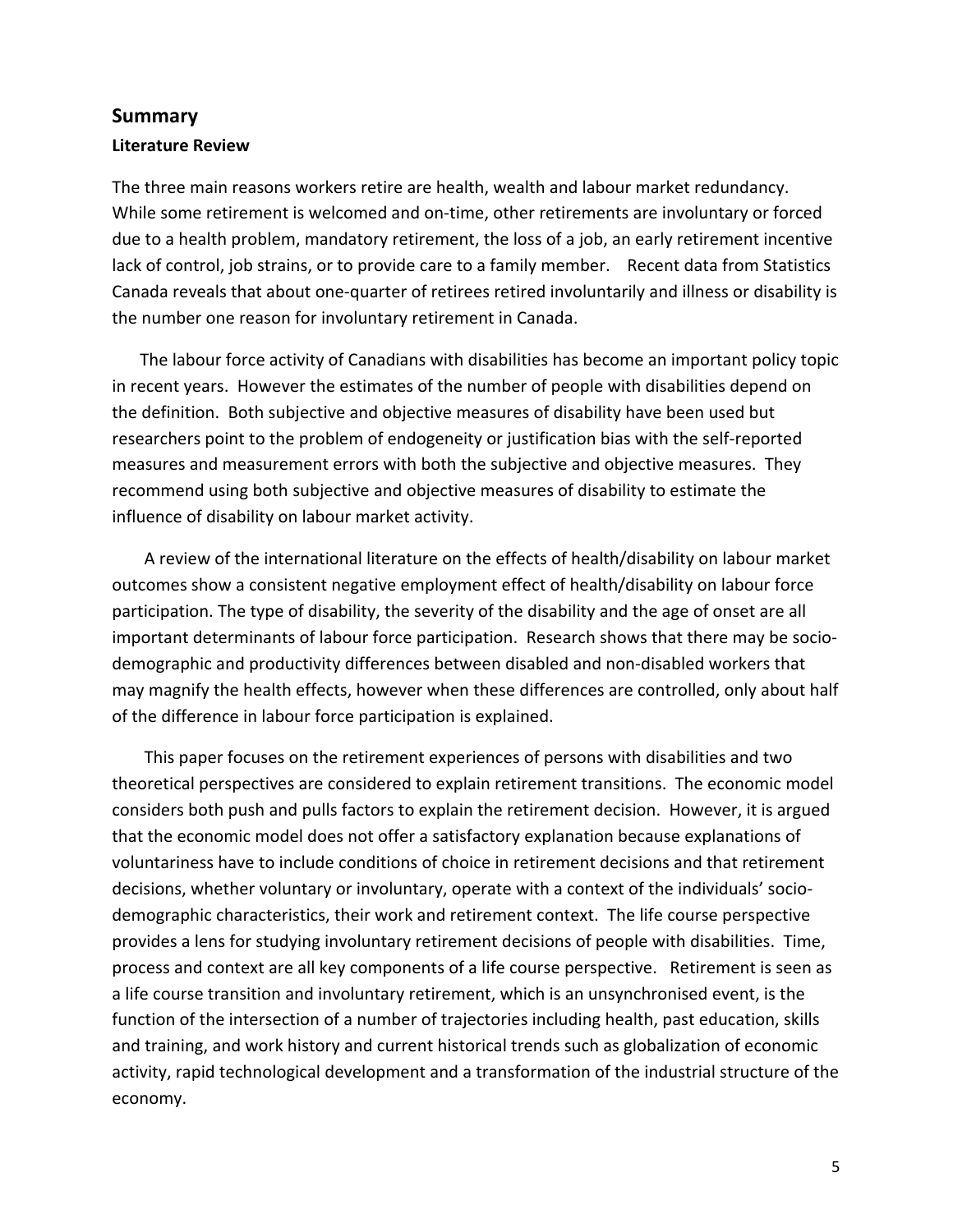## Summary

### Literature Review

The three main reasons workers retire are health, wealth and labour market redundancy. While some retirement is welcomed and on-time, other retirements are involuntary or forced due to a health problem, mandatory retirement, the loss of a job, an early retirement incentive lack of control, job strains, or to provide care to a family member. Recent data from Statistics Canada reveals that about one-quarter of retirees retired involuntarily and illness or disability is the number one reason for involuntary retirement in Canada.

The labour force activity of Canadians with disabilities has become an important policy topic in recent years. However the estimates of the number of people with disabilities depend on the definition. Both subjective and objective measures of disability have been used but researchers point to the problem of endogeneity or justification bias with the self-reported measures and measurement errors with both the subjective and objective measures. They recommend using both subjective and objective measures of disability to estimate the influence of disability on labour market activity.

A review of the international literature on the effects of health/disability on labour market outcomes show a consistent negative employment effect of health/disability on labour force participation. The type of disability, the severity of the disability and the age of onset are all important determinants of labour force participation. Research shows that there may be socio-demographic and productivity differences between disabled and non-disabled workers that may magnify the health effects, however when these differences are controlled, only about half of the difference in labour force participation is explained.

This paper focuses on the retirement experiences of persons with disabilities and two theoretical perspectives are considered to explain retirement transitions. The economic model considers both push and pulls factors to explain the retirement decision. However, it is argued that the economic model does not offer a satisfactory explanation because explanations of voluntariness have to include conditions of choice in retirement decisions and that retirement decisions, whether voluntary or involuntary, operate with a context of the individuals' socio-demographic characteristics, their work and retirement context. The life course perspective provides a lens for studying involuntary retirement decisions of people with disabilities. Time, process and context are all key components of a life course perspective. Retirement is seen as a life course transition and involuntary retirement, which is an unsynchronised event, is the function of the intersection of a number of trajectories including health, past education, skills and training, and work history and current historical trends such as globalization of economic activity, rapid technological development and a transformation of the industrial structure of the economy.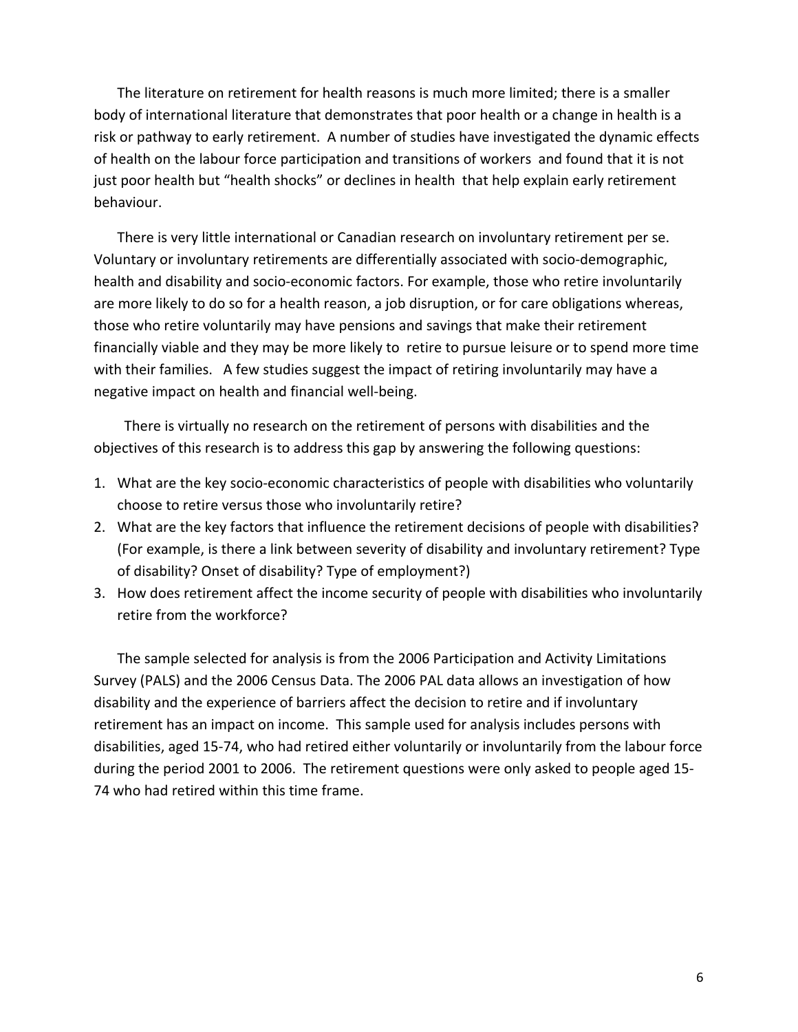The literature on retirement for health reasons is much more limited; there is a smaller body of international literature that demonstrates that poor health or a change in health is a risk or pathway to early retirement. A number of studies have investigated the dynamic effects of health on the labour force participation and transitions of workers and found that it is not just poor health but "health shocks" or declines in health that help explain early retirement behaviour.

There is very little international or Canadian research on involuntary retirement per se. Voluntary or involuntary retirements are differentially associated with socio-demographic, health and disability and socio-economic factors. For example, those who retire involuntarily are more likely to do so for a health reason, a job disruption, or for care obligations whereas, those who retire voluntarily may have pensions and savings that make their retirement financially viable and they may be more likely to retire to pursue leisure or to spend more time with their families. A few studies suggest the impact of retiring involuntarily may have a negative impact on health and financial well-being.

There is virtually no research on the retirement of persons with disabilities and the objectives of this research is to address this gap by answering the following questions:

1. What are the key socio-economic characteristics of people with disabilities who voluntarily choose to retire versus those who involuntarily retire?
2. What are the key factors that influence the retirement decisions of people with disabilities? (For example, is there a link between severity of disability and involuntary retirement? Type of disability? Onset of disability? Type of employment?)
3. How does retirement affect the income security of people with disabilities who involuntarily retire from the workforce?

The sample selected for analysis is from the 2006 Participation and Activity Limitations Survey (PALS) and the 2006 Census Data. The 2006 PAL data allows an investigation of how disability and the experience of barriers affect the decision to retire and if involuntary retirement has an impact on income. This sample used for analysis includes persons with disabilities, aged 15-74, who had retired either voluntarily or involuntarily from the labour force during the period 2001 to 2006. The retirement questions were only asked to people aged 15-74 who had retired within this time frame.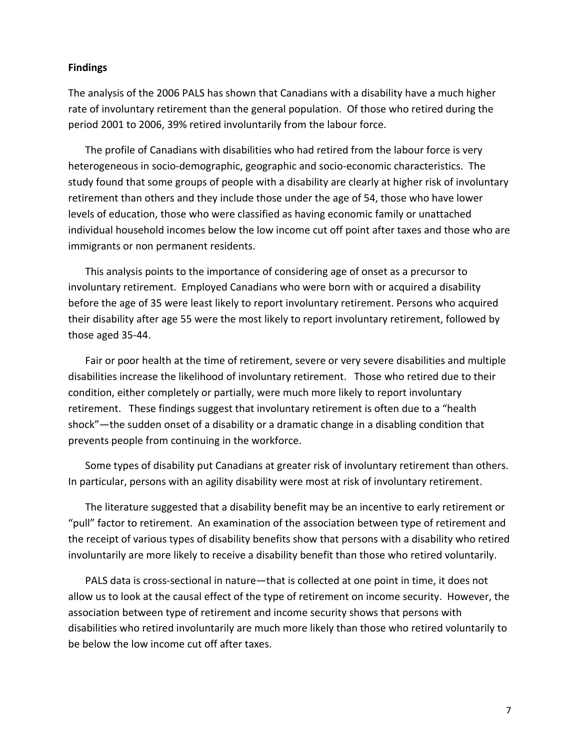**Findings**

The analysis of the 2006 PALS has shown that Canadians with a disability have a much higher rate of involuntary retirement than the general population. Of those who retired during the period 2001 to 2006, 39% retired involuntarily from the labour force.

The profile of Canadians with disabilities who had retired from the labour force is very heterogeneous in socio-demographic, geographic and socio-economic characteristics. The study found that some groups of people with a disability are clearly at higher risk of involuntary retirement than others and they include those under the age of 54, those who have lower levels of education, those who were classified as having economic family or unattached individual household incomes below the low income cut off point after taxes and those who are immigrants or non permanent residents.

This analysis points to the importance of considering age of onset as a precursor to involuntary retirement. Employed Canadians who were born with or acquired a disability before the age of 35 were least likely to report involuntary retirement. Persons who acquired their disability after age 55 were the most likely to report involuntary retirement, followed by those aged 35-44.

Fair or poor health at the time of retirement, severe or very severe disabilities and multiple disabilities increase the likelihood of involuntary retirement. Those who retired due to their condition, either completely or partially, were much more likely to report involuntary retirement. These findings suggest that involuntary retirement is often due to a "health shock"—the sudden onset of a disability or a dramatic change in a disabling condition that prevents people from continuing in the workforce.

Some types of disability put Canadians at greater risk of involuntary retirement than others. In particular, persons with an agility disability were most at risk of involuntary retirement.

The literature suggested that a disability benefit may be an incentive to early retirement or "pull" factor to retirement. An examination of the association between type of retirement and the receipt of various types of disability benefits show that persons with a disability who retired involuntarily are more likely to receive a disability benefit than those who retired voluntarily.

PALS data is cross-sectional in nature—that is collected at one point in time, it does not allow us to look at the causal effect of the type of retirement on income security. However, the association between type of retirement and income security shows that persons with disabilities who retired involuntarily are much more likely than those who retired voluntarily to be below the low income cut off after taxes.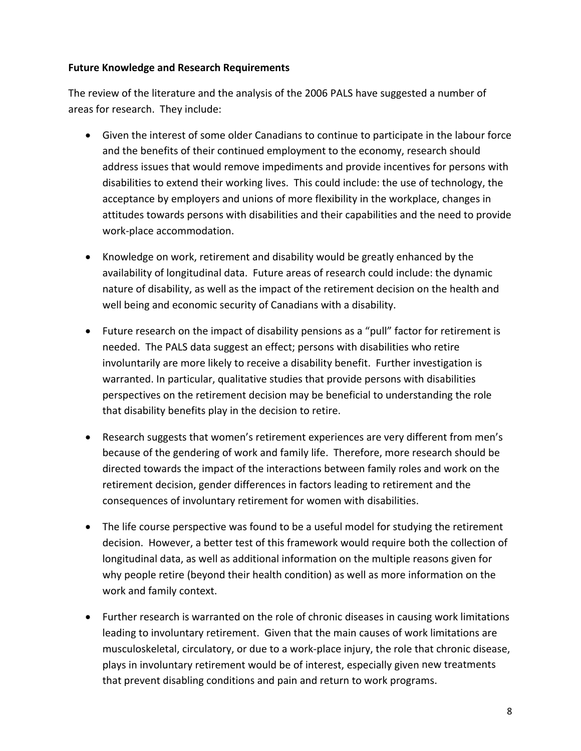**Future Knowledge and Research Requirements**

The review of the literature and the analysis of the 2006 PALS have suggested a number of areas for research. They include:

- Given the interest of some older Canadians to continue to participate in the labour force and the benefits of their continued employment to the economy, research should address issues that would remove impediments and provide incentives for persons with disabilities to extend their working lives. This could include: the use of technology, the acceptance by employers and unions of more flexibility in the workplace, changes in attitudes towards persons with disabilities and their capabilities and the need to provide work-place accommodation.

- Knowledge on work, retirement and disability would be greatly enhanced by the availability of longitudinal data. Future areas of research could include: the dynamic nature of disability, as well as the impact of the retirement decision on the health and well being and economic security of Canadians with a disability.

- Future research on the impact of disability pensions as a "pull" factor for retirement is needed. The PALS data suggest an effect; persons with disabilities who retire involuntarily are more likely to receive a disability benefit. Further investigation is warranted. In particular, qualitative studies that provide persons with disabilities perspectives on the retirement decision may be beneficial to understanding the role that disability benefits play in the decision to retire.

- Research suggests that women's retirement experiences are very different from men's because of the gendering of work and family life. Therefore, more research should be directed towards the impact of the interactions between family roles and work on the retirement decision, gender differences in factors leading to retirement and the consequences of involuntary retirement for women with disabilities.

- The life course perspective was found to be a useful model for studying the retirement decision. However, a better test of this framework would require both the collection of longitudinal data, as well as additional information on the multiple reasons given for why people retire (beyond their health condition) as well as more information on the work and family context.

- Further research is warranted on the role of chronic diseases in causing work limitations leading to involuntary retirement. Given that the main causes of work limitations are musculoskeletal, circulatory, or due to a work-place injury, the role that chronic disease, plays in involuntary retirement would be of interest, especially given new treatments that prevent disabling conditions and pain and return to work programs.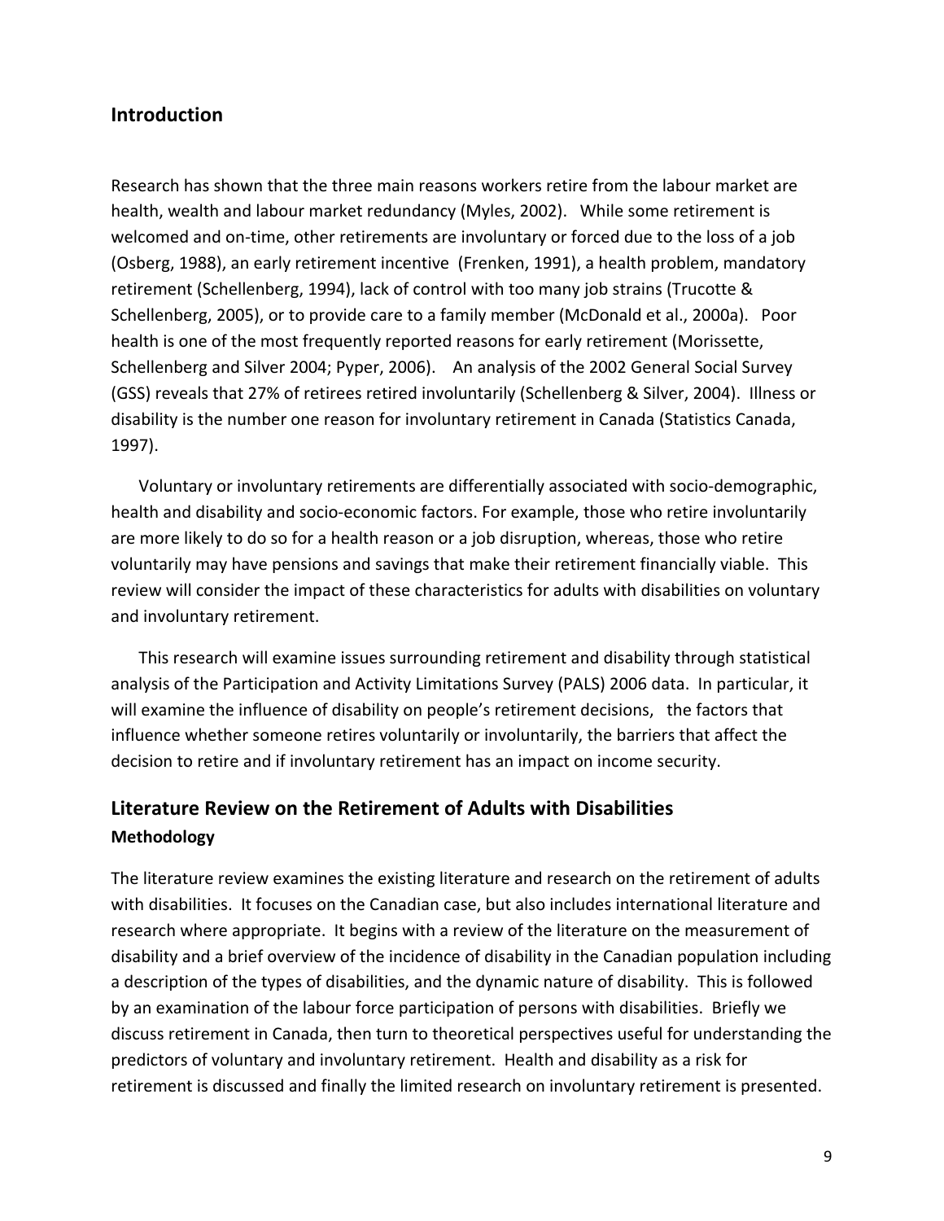## Introduction

Research has shown that the three main reasons workers retire from the labour market are health, wealth and labour market redundancy (Myles, 2002). While some retirement is welcomed and on-time, other retirements are involuntary or forced due to the loss of a job (Osberg, 1988), an early retirement incentive (Frenken, 1991), a health problem, mandatory retirement (Schellenberg, 1994), lack of control with too many job strains (Trucotte & Schellenberg, 2005), or to provide care to a family member (McDonald et al., 2000a). Poor health is one of the most frequently reported reasons for early retirement (Morissette, Schellenberg and Silver 2004; Pyper, 2006). An analysis of the 2002 General Social Survey (GSS) reveals that 27% of retirees retired involuntarily (Schellenberg & Silver, 2004). Illness or disability is the number one reason for involuntary retirement in Canada (Statistics Canada, 1997).

Voluntary or involuntary retirements are differentially associated with socio-demographic, health and disability and socio-economic factors. For example, those who retire involuntarily are more likely to do so for a health reason or a job disruption, whereas, those who retire voluntarily may have pensions and savings that make their retirement financially viable. This review will consider the impact of these characteristics for adults with disabilities on voluntary and involuntary retirement.

This research will examine issues surrounding retirement and disability through statistical analysis of the Participation and Activity Limitations Survey (PALS) 2006 data. In particular, it will examine the influence of disability on people's retirement decisions, the factors that influence whether someone retires voluntarily or involuntarily, the barriers that affect the decision to retire and if involuntary retirement has an impact on income security.

## Literature Review on the Retirement of Adults with Disabilities

### Methodology

The literature review examines the existing literature and research on the retirement of adults with disabilities. It focuses on the Canadian case, but also includes international literature and research where appropriate. It begins with a review of the literature on the measurement of disability and a brief overview of the incidence of disability in the Canadian population including a description of the types of disabilities, and the dynamic nature of disability. This is followed by an examination of the labour force participation of persons with disabilities. Briefly we discuss retirement in Canada, then turn to theoretical perspectives useful for understanding the predictors of voluntary and involuntary retirement. Health and disability as a risk for retirement is discussed and finally the limited research on involuntary retirement is presented.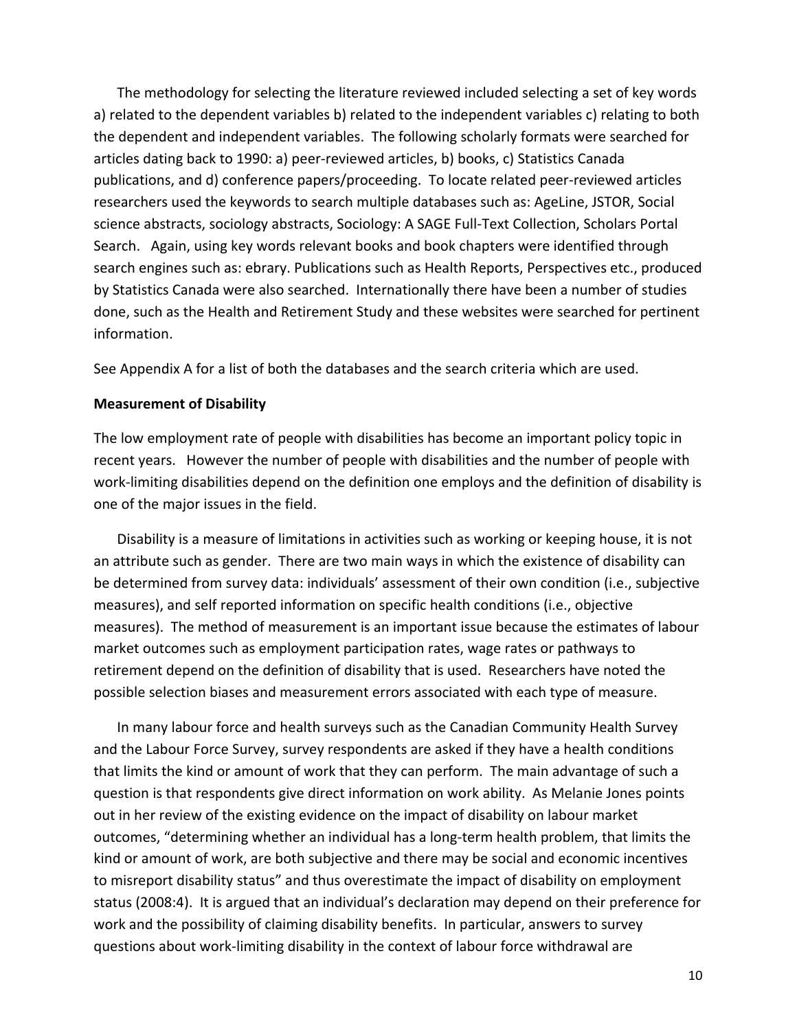The methodology for selecting the literature reviewed included selecting a set of key words a) related to the dependent variables b) related to the independent variables c) relating to both the dependent and independent variables. The following scholarly formats were searched for articles dating back to 1990: a) peer-reviewed articles, b) books, c) Statistics Canada publications, and d) conference papers/proceeding. To locate related peer-reviewed articles researchers used the keywords to search multiple databases such as: AgeLine, JSTOR, Social science abstracts, sociology abstracts, Sociology: A SAGE Full-Text Collection, Scholars Portal Search. Again, using key words relevant books and book chapters were identified through search engines such as: ebrary. Publications such as Health Reports, Perspectives etc., produced by Statistics Canada were also searched. Internationally there have been a number of studies done, such as the Health and Retirement Study and these websites were searched for pertinent information.

See Appendix A for a list of both the databases and the search criteria which are used.

**Measurement of Disability**

The low employment rate of people with disabilities has become an important policy topic in recent years. However the number of people with disabilities and the number of people with work-limiting disabilities depend on the definition one employs and the definition of disability is one of the major issues in the field.

Disability is a measure of limitations in activities such as working or keeping house, it is not an attribute such as gender. There are two main ways in which the existence of disability can be determined from survey data: individuals' assessment of their own condition (i.e., subjective measures), and self reported information on specific health conditions (i.e., objective measures). The method of measurement is an important issue because the estimates of labour market outcomes such as employment participation rates, wage rates or pathways to retirement depend on the definition of disability that is used. Researchers have noted the possible selection biases and measurement errors associated with each type of measure.

In many labour force and health surveys such as the Canadian Community Health Survey and the Labour Force Survey, survey respondents are asked if they have a health conditions that limits the kind or amount of work that they can perform. The main advantage of such a question is that respondents give direct information on work ability. As Melanie Jones points out in her review of the existing evidence on the impact of disability on labour market outcomes, "determining whether an individual has a long-term health problem, that limits the kind or amount of work, are both subjective and there may be social and economic incentives to misreport disability status" and thus overestimate the impact of disability on employment status (2008:4). It is argued that an individual's declaration may depend on their preference for work and the possibility of claiming disability benefits. In particular, answers to survey questions about work-limiting disability in the context of labour force withdrawal are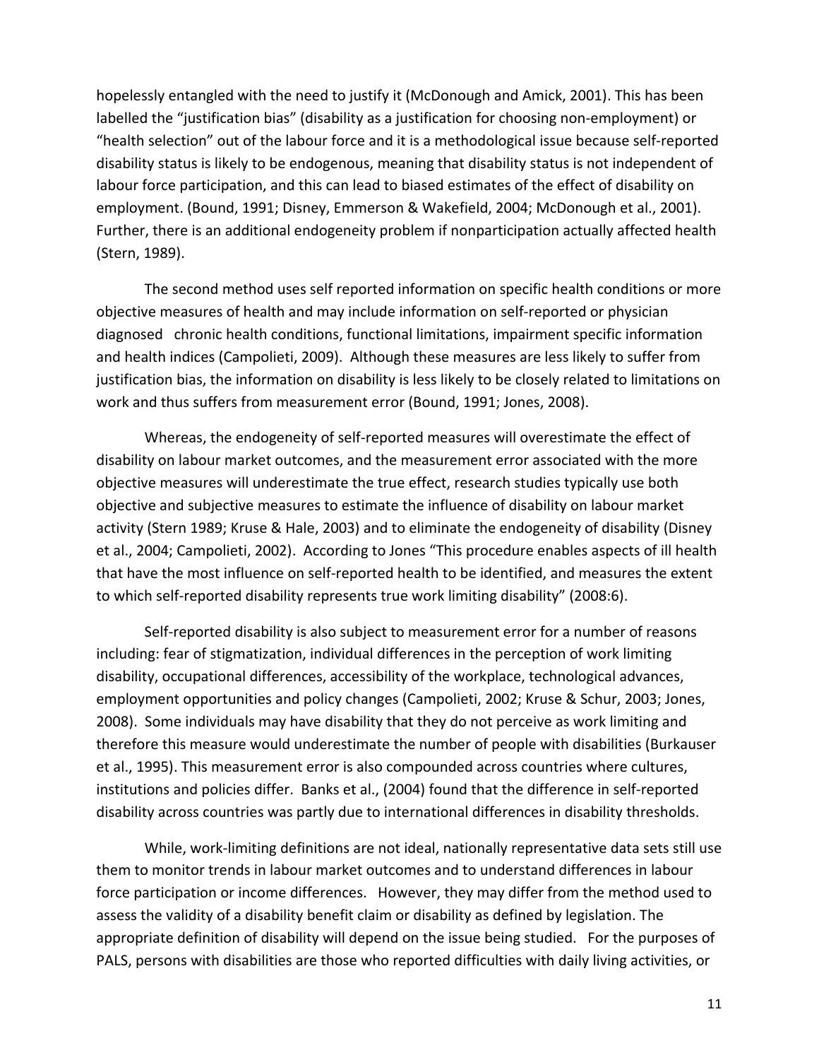hopelessly entangled with the need to justify it (McDonough and Amick, 2001). This has been labelled the "justification bias" (disability as a justification for choosing non-employment) or "health selection" out of the labour force and it is a methodological issue because self-reported disability status is likely to be endogenous, meaning that disability status is not independent of labour force participation, and this can lead to biased estimates of the effect of disability on employment. (Bound, 1991; Disney, Emmerson & Wakefield, 2004; McDonough et al., 2001). Further, there is an additional endogeneity problem if nonparticipation actually affected health (Stern, 1989).

The second method uses self reported information on specific health conditions or more objective measures of health and may include information on self-reported or physician diagnosed chronic health conditions, functional limitations, impairment specific information and health indices (Campolieti, 2009). Although these measures are less likely to suffer from justification bias, the information on disability is less likely to be closely related to limitations on work and thus suffers from measurement error (Bound, 1991; Jones, 2008).

Whereas, the endogeneity of self-reported measures will overestimate the effect of disability on labour market outcomes, and the measurement error associated with the more objective measures will underestimate the true effect, research studies typically use both objective and subjective measures to estimate the influence of disability on labour market activity (Stern 1989; Kruse & Hale, 2003) and to eliminate the endogeneity of disability (Disney et al., 2004; Campolieti, 2002). According to Jones "This procedure enables aspects of ill health that have the most influence on self-reported health to be identified, and measures the extent to which self-reported disability represents true work limiting disability" (2008:6).

Self-reported disability is also subject to measurement error for a number of reasons including: fear of stigmatization, individual differences in the perception of work limiting disability, occupational differences, accessibility of the workplace, technological advances, employment opportunities and policy changes (Campolieti, 2002; Kruse & Schur, 2003; Jones, 2008). Some individuals may have disability that they do not perceive as work limiting and therefore this measure would underestimate the number of people with disabilities (Burkauser et al., 1995). This measurement error is also compounded across countries where cultures, institutions and policies differ. Banks et al., (2004) found that the difference in self-reported disability across countries was partly due to international differences in disability thresholds.

While, work-limiting definitions are not ideal, nationally representative data sets still use them to monitor trends in labour market outcomes and to understand differences in labour force participation or income differences. However, they may differ from the method used to assess the validity of a disability benefit claim or disability as defined by legislation. The appropriate definition of disability will depend on the issue being studied. For the purposes of PALS, persons with disabilities are those who reported difficulties with daily living activities, or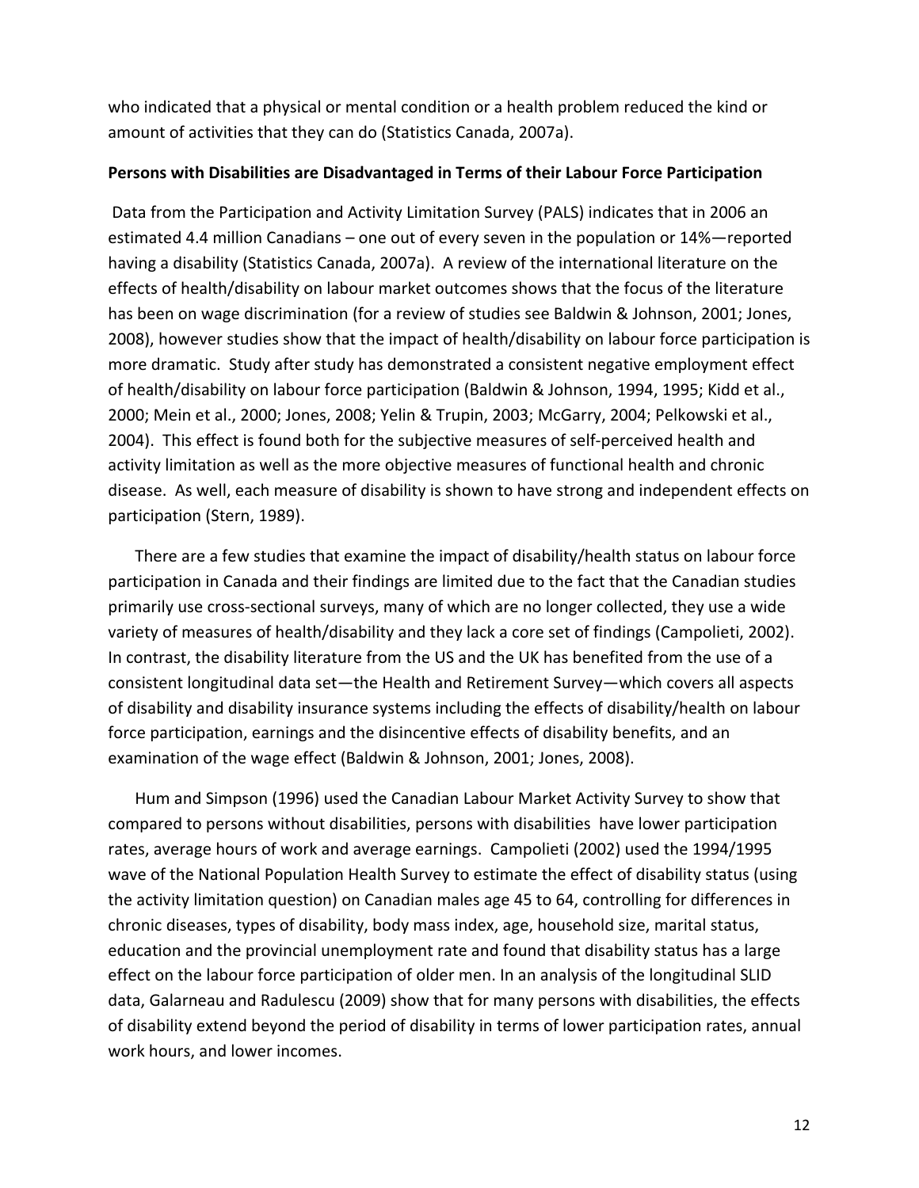who indicated that a physical or mental condition or a health problem reduced the kind or amount of activities that they can do (Statistics Canada, 2007a).

**Persons with Disabilities are Disadvantaged in Terms of their Labour Force Participation**

Data from the Participation and Activity Limitation Survey (PALS) indicates that in 2006 an estimated 4.4 million Canadians – one out of every seven in the population or 14%—reported having a disability (Statistics Canada, 2007a). A review of the international literature on the effects of health/disability on labour market outcomes shows that the focus of the literature has been on wage discrimination (for a review of studies see Baldwin & Johnson, 2001; Jones, 2008), however studies show that the impact of health/disability on labour force participation is more dramatic. Study after study has demonstrated a consistent negative employment effect of health/disability on labour force participation (Baldwin & Johnson, 1994, 1995; Kidd et al., 2000; Mein et al., 2000; Jones, 2008; Yelin & Trupin, 2003; McGarry, 2004; Pelkowski et al., 2004). This effect is found both for the subjective measures of self-perceived health and activity limitation as well as the more objective measures of functional health and chronic disease. As well, each measure of disability is shown to have strong and independent effects on participation (Stern, 1989).

There are a few studies that examine the impact of disability/health status on labour force participation in Canada and their findings are limited due to the fact that the Canadian studies primarily use cross-sectional surveys, many of which are no longer collected, they use a wide variety of measures of health/disability and they lack a core set of findings (Campolieti, 2002). In contrast, the disability literature from the US and the UK has benefited from the use of a consistent longitudinal data set—the Health and Retirement Survey—which covers all aspects of disability and disability insurance systems including the effects of disability/health on labour force participation, earnings and the disincentive effects of disability benefits, and an examination of the wage effect (Baldwin & Johnson, 2001; Jones, 2008).

Hum and Simpson (1996) used the Canadian Labour Market Activity Survey to show that compared to persons without disabilities, persons with disabilities have lower participation rates, average hours of work and average earnings. Campolieti (2002) used the 1994/1995 wave of the National Population Health Survey to estimate the effect of disability status (using the activity limitation question) on Canadian males age 45 to 64, controlling for differences in chronic diseases, types of disability, body mass index, age, household size, marital status, education and the provincial unemployment rate and found that disability status has a large effect on the labour force participation of older men. In an analysis of the longitudinal SLID data, Galarneau and Radulescu (2009) show that for many persons with disabilities, the effects of disability extend beyond the period of disability in terms of lower participation rates, annual work hours, and lower incomes.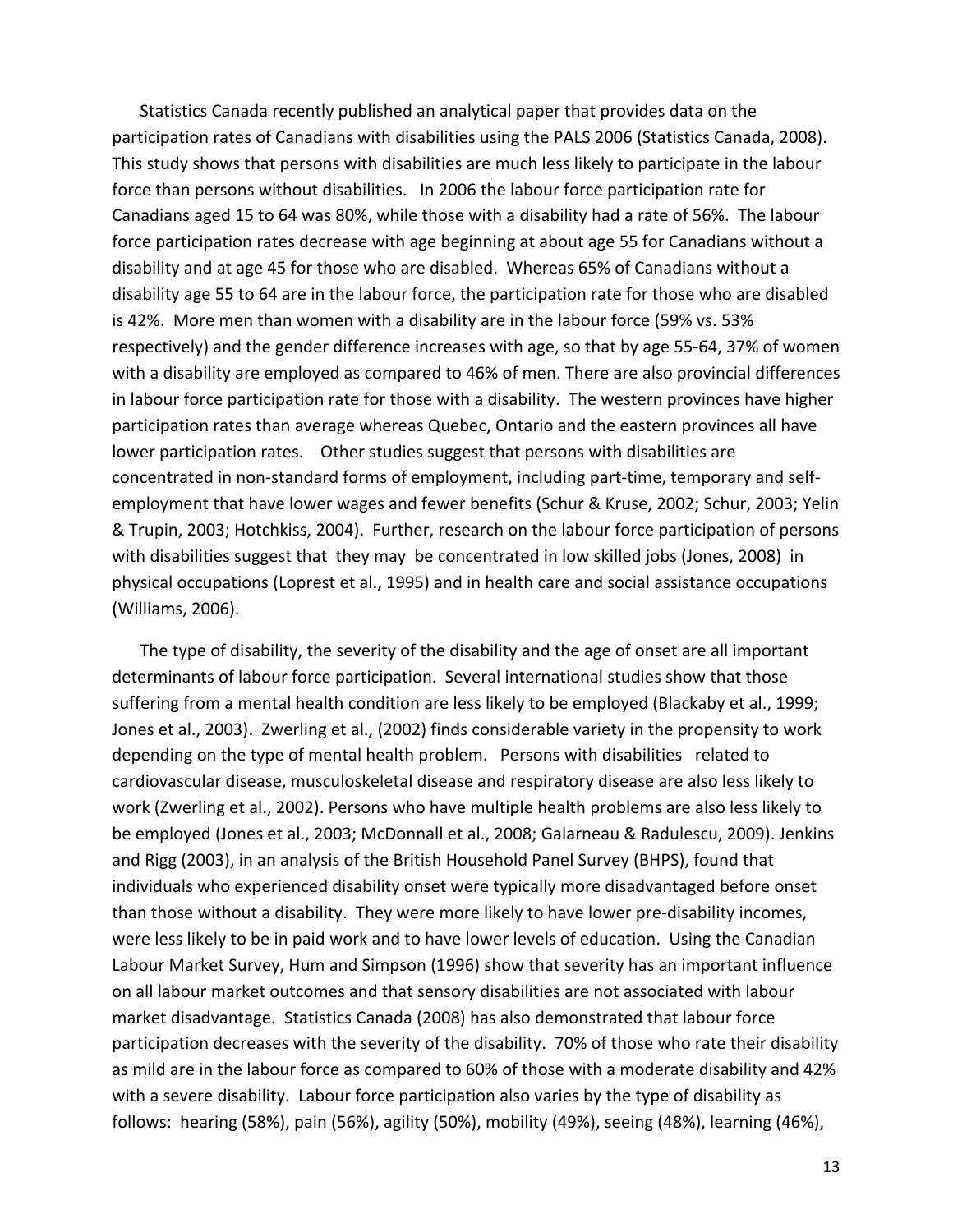Statistics Canada recently published an analytical paper that provides data on the participation rates of Canadians with disabilities using the PALS 2006 (Statistics Canada, 2008). This study shows that persons with disabilities are much less likely to participate in the labour force than persons without disabilities. In 2006 the labour force participation rate for Canadians aged 15 to 64 was 80%, while those with a disability had a rate of 56%. The labour force participation rates decrease with age beginning at about age 55 for Canadians without a disability and at age 45 for those who are disabled. Whereas 65% of Canadians without a disability age 55 to 64 are in the labour force, the participation rate for those who are disabled is 42%. More men than women with a disability are in the labour force (59% vs. 53% respectively) and the gender difference increases with age, so that by age 55-64, 37% of women with a disability are employed as compared to 46% of men. There are also provincial differences in labour force participation rate for those with a disability. The western provinces have higher participation rates than average whereas Quebec, Ontario and the eastern provinces all have lower participation rates. Other studies suggest that persons with disabilities are concentrated in non-standard forms of employment, including part-time, temporary and self-employment that have lower wages and fewer benefits (Schur & Kruse, 2002; Schur, 2003; Yelin & Trupin, 2003; Hotchkiss, 2004). Further, research on the labour force participation of persons with disabilities suggest that they may be concentrated in low skilled jobs (Jones, 2008) in physical occupations (Loprest et al., 1995) and in health care and social assistance occupations (Williams, 2006).

The type of disability, the severity of the disability and the age of onset are all important determinants of labour force participation. Several international studies show that those suffering from a mental health condition are less likely to be employed (Blackaby et al., 1999; Jones et al., 2003). Zwerling et al., (2002) finds considerable variety in the propensity to work depending on the type of mental health problem. Persons with disabilities related to cardiovascular disease, musculoskeletal disease and respiratory disease are also less likely to work (Zwerling et al., 2002). Persons who have multiple health problems are also less likely to be employed (Jones et al., 2003; McDonnall et al., 2008; Galarneau & Radulescu, 2009). Jenkins and Rigg (2003), in an analysis of the British Household Panel Survey (BHPS), found that individuals who experienced disability onset were typically more disadvantaged before onset than those without a disability. They were more likely to have lower pre-disability incomes, were less likely to be in paid work and to have lower levels of education. Using the Canadian Labour Market Survey, Hum and Simpson (1996) show that severity has an important influence on all labour market outcomes and that sensory disabilities are not associated with labour market disadvantage. Statistics Canada (2008) has also demonstrated that labour force participation decreases with the severity of the disability. 70% of those who rate their disability as mild are in the labour force as compared to 60% of those with a moderate disability and 42% with a severe disability. Labour force participation also varies by the type of disability as follows: hearing (58%), pain (56%), agility (50%), mobility (49%), seeing (48%), learning (46%),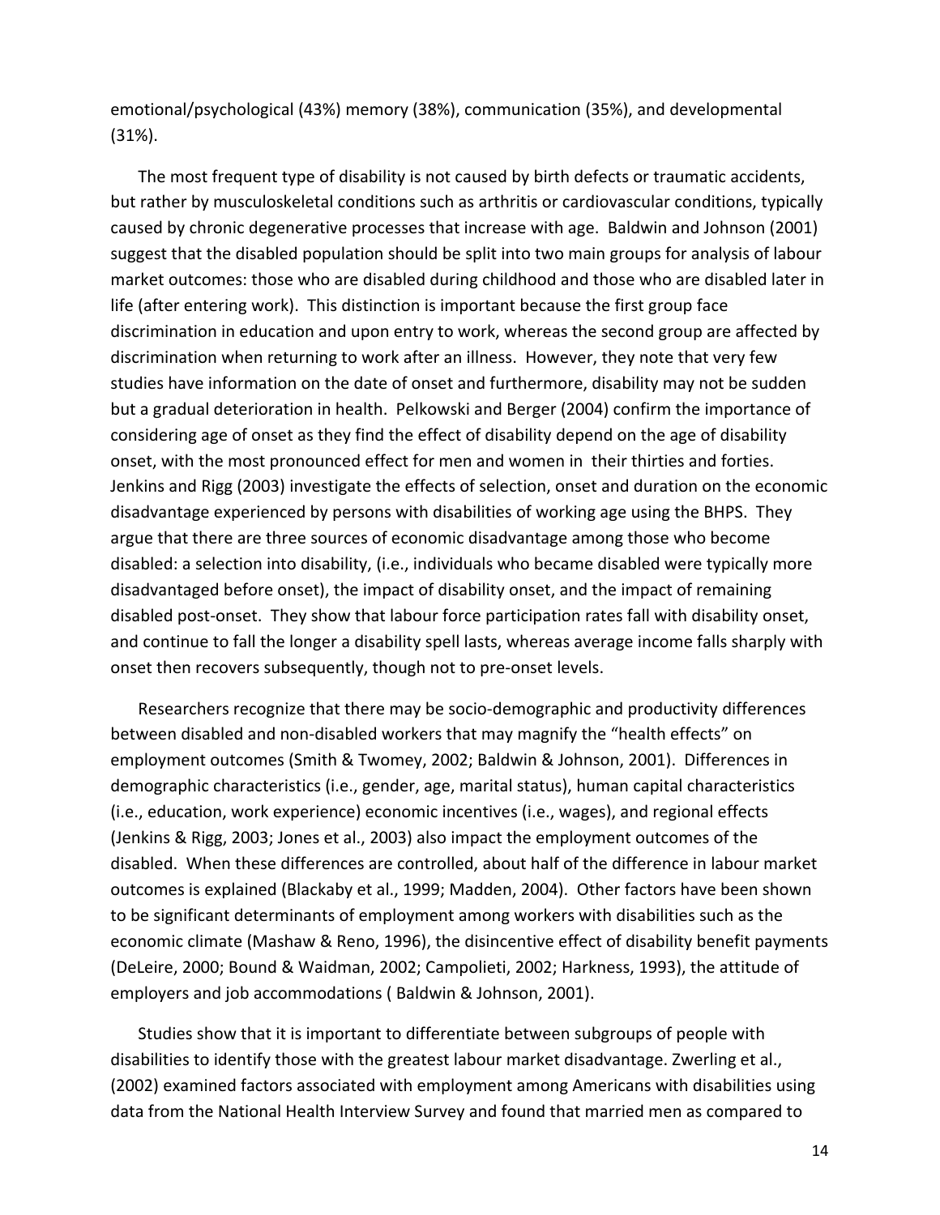emotional/psychological (43%) memory (38%), communication (35%), and developmental (31%).

The most frequent type of disability is not caused by birth defects or traumatic accidents, but rather by musculoskeletal conditions such as arthritis or cardiovascular conditions, typically caused by chronic degenerative processes that increase with age. Baldwin and Johnson (2001) suggest that the disabled population should be split into two main groups for analysis of labour market outcomes: those who are disabled during childhood and those who are disabled later in life (after entering work). This distinction is important because the first group face discrimination in education and upon entry to work, whereas the second group are affected by discrimination when returning to work after an illness. However, they note that very few studies have information on the date of onset and furthermore, disability may not be sudden but a gradual deterioration in health. Pelkowski and Berger (2004) confirm the importance of considering age of onset as they find the effect of disability depend on the age of disability onset, with the most pronounced effect for men and women in their thirties and forties. Jenkins and Rigg (2003) investigate the effects of selection, onset and duration on the economic disadvantage experienced by persons with disabilities of working age using the BHPS. They argue that there are three sources of economic disadvantage among those who become disabled: a selection into disability, (i.e., individuals who became disabled were typically more disadvantaged before onset), the impact of disability onset, and the impact of remaining disabled post-onset. They show that labour force participation rates fall with disability onset, and continue to fall the longer a disability spell lasts, whereas average income falls sharply with onset then recovers subsequently, though not to pre-onset levels.

Researchers recognize that there may be socio-demographic and productivity differences between disabled and non-disabled workers that may magnify the "health effects" on employment outcomes (Smith & Twomey, 2002; Baldwin & Johnson, 2001). Differences in demographic characteristics (i.e., gender, age, marital status), human capital characteristics (i.e., education, work experience) economic incentives (i.e., wages), and regional effects (Jenkins & Rigg, 2003; Jones et al., 2003) also impact the employment outcomes of the disabled. When these differences are controlled, about half of the difference in labour market outcomes is explained (Blackaby et al., 1999; Madden, 2004). Other factors have been shown to be significant determinants of employment among workers with disabilities such as the economic climate (Mashaw & Reno, 1996), the disincentive effect of disability benefit payments (DeLeire, 2000; Bound & Waidman, 2002; Campolieti, 2002; Harkness, 1993), the attitude of employers and job accommodations ( Baldwin & Johnson, 2001).

Studies show that it is important to differentiate between subgroups of people with disabilities to identify those with the greatest labour market disadvantage. Zwerling et al., (2002) examined factors associated with employment among Americans with disabilities using data from the National Health Interview Survey and found that married men as compared to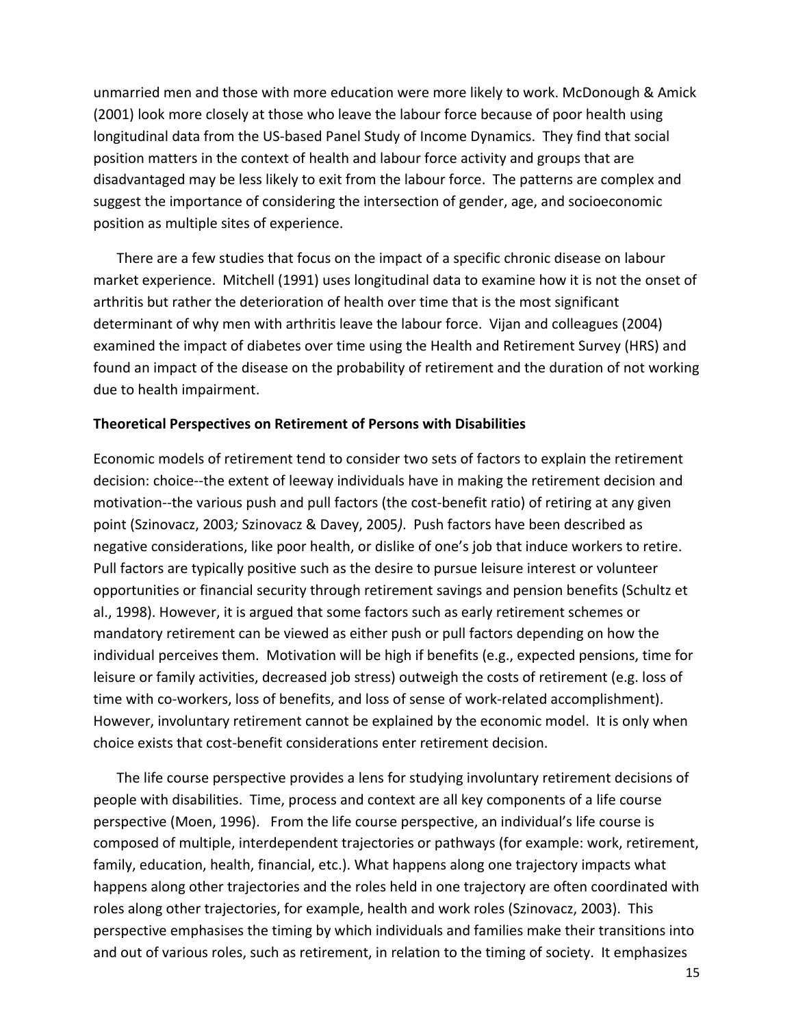unmarried men and those with more education were more likely to work. McDonough & Amick (2001) look more closely at those who leave the labour force because of poor health using longitudinal data from the US-based Panel Study of Income Dynamics. They find that social position matters in the context of health and labour force activity and groups that are disadvantaged may be less likely to exit from the labour force. The patterns are complex and suggest the importance of considering the intersection of gender, age, and socioeconomic position as multiple sites of experience.

There are a few studies that focus on the impact of a specific chronic disease on labour market experience. Mitchell (1991) uses longitudinal data to examine how it is not the onset of arthritis but rather the deterioration of health over time that is the most significant determinant of why men with arthritis leave the labour force. Vijan and colleagues (2004) examined the impact of diabetes over time using the Health and Retirement Survey (HRS) and found an impact of the disease on the probability of retirement and the duration of not working due to health impairment.

**Theoretical Perspectives on Retirement of Persons with Disabilities**

Economic models of retirement tend to consider two sets of factors to explain the retirement decision: choice--the extent of leeway individuals have in making the retirement decision and motivation--the various push and pull factors (the cost-benefit ratio) of retiring at any given point (Szinovacz, 2003*;* Szinovacz & Davey, 2005*)*. Push factors have been described as negative considerations, like poor health, or dislike of one's job that induce workers to retire. Pull factors are typically positive such as the desire to pursue leisure interest or volunteer opportunities or financial security through retirement savings and pension benefits (Schultz et al., 1998). However, it is argued that some factors such as early retirement schemes or mandatory retirement can be viewed as either push or pull factors depending on how the individual perceives them. Motivation will be high if benefits (e.g., expected pensions, time for leisure or family activities, decreased job stress) outweigh the costs of retirement (e.g. loss of time with co-workers, loss of benefits, and loss of sense of work-related accomplishment). However, involuntary retirement cannot be explained by the economic model. It is only when choice exists that cost-benefit considerations enter retirement decision.

The life course perspective provides a lens for studying involuntary retirement decisions of people with disabilities. Time, process and context are all key components of a life course perspective (Moen, 1996). From the life course perspective, an individual's life course is composed of multiple, interdependent trajectories or pathways (for example: work, retirement, family, education, health, financial, etc.). What happens along one trajectory impacts what happens along other trajectories and the roles held in one trajectory are often coordinated with roles along other trajectories, for example, health and work roles (Szinovacz, 2003). This perspective emphasises the timing by which individuals and families make their transitions into and out of various roles, such as retirement, in relation to the timing of society. It emphasizes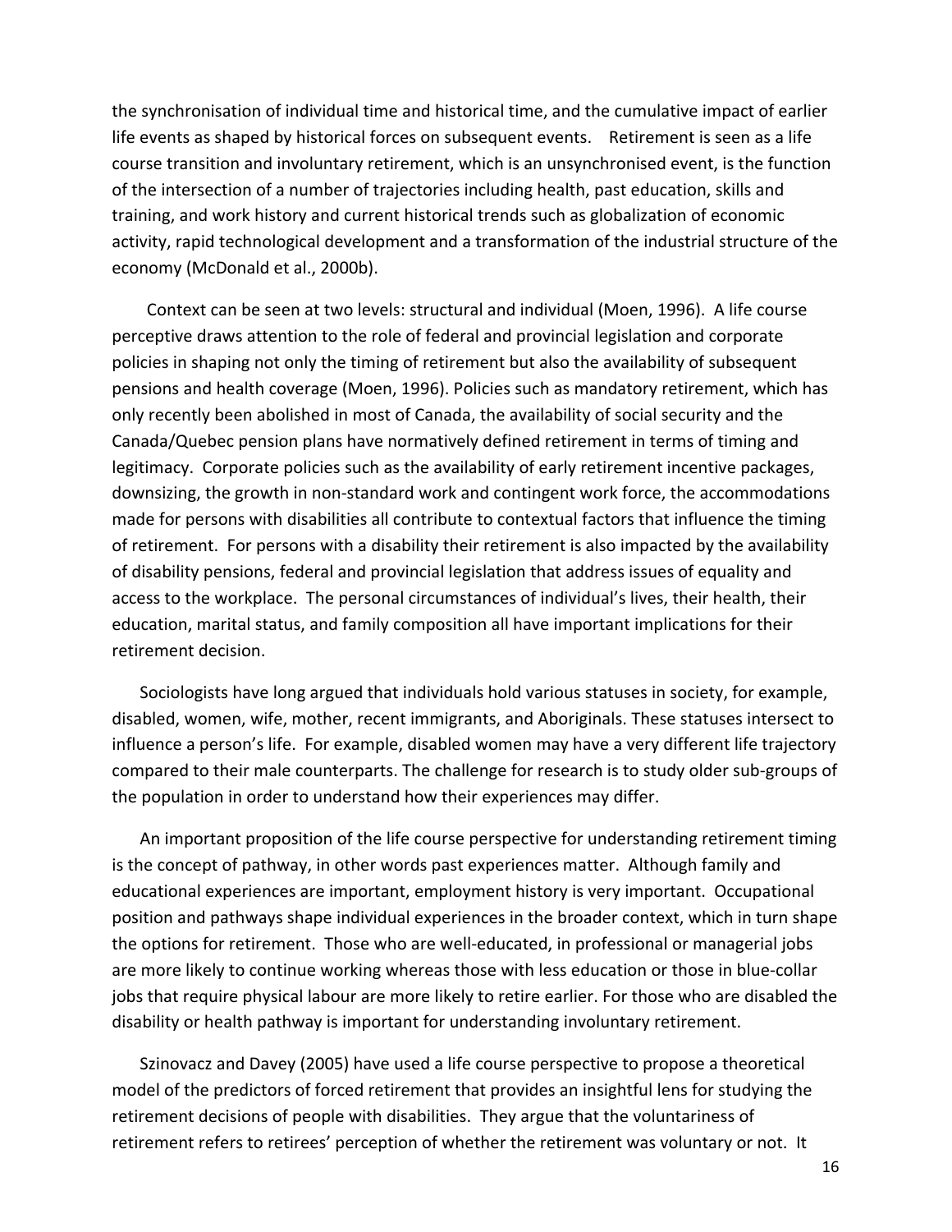the synchronisation of individual time and historical time, and the cumulative impact of earlier life events as shaped by historical forces on subsequent events. Retirement is seen as a life course transition and involuntary retirement, which is an unsynchronised event, is the function of the intersection of a number of trajectories including health, past education, skills and training, and work history and current historical trends such as globalization of economic activity, rapid technological development and a transformation of the industrial structure of the economy (McDonald et al., 2000b).

Context can be seen at two levels: structural and individual (Moen, 1996). A life course perceptive draws attention to the role of federal and provincial legislation and corporate policies in shaping not only the timing of retirement but also the availability of subsequent pensions and health coverage (Moen, 1996). Policies such as mandatory retirement, which has only recently been abolished in most of Canada, the availability of social security and the Canada/Quebec pension plans have normatively defined retirement in terms of timing and legitimacy. Corporate policies such as the availability of early retirement incentive packages, downsizing, the growth in non-standard work and contingent work force, the accommodations made for persons with disabilities all contribute to contextual factors that influence the timing of retirement. For persons with a disability their retirement is also impacted by the availability of disability pensions, federal and provincial legislation that address issues of equality and access to the workplace. The personal circumstances of individual's lives, their health, their education, marital status, and family composition all have important implications for their retirement decision.

Sociologists have long argued that individuals hold various statuses in society, for example, disabled, women, wife, mother, recent immigrants, and Aboriginals. These statuses intersect to influence a person's life. For example, disabled women may have a very different life trajectory compared to their male counterparts. The challenge for research is to study older sub-groups of the population in order to understand how their experiences may differ.

An important proposition of the life course perspective for understanding retirement timing is the concept of pathway, in other words past experiences matter. Although family and educational experiences are important, employment history is very important. Occupational position and pathways shape individual experiences in the broader context, which in turn shape the options for retirement. Those who are well-educated, in professional or managerial jobs are more likely to continue working whereas those with less education or those in blue-collar jobs that require physical labour are more likely to retire earlier. For those who are disabled the disability or health pathway is important for understanding involuntary retirement.

Szinovacz and Davey (2005) have used a life course perspective to propose a theoretical model of the predictors of forced retirement that provides an insightful lens for studying the retirement decisions of people with disabilities. They argue that the voluntariness of retirement refers to retirees' perception of whether the retirement was voluntary or not. It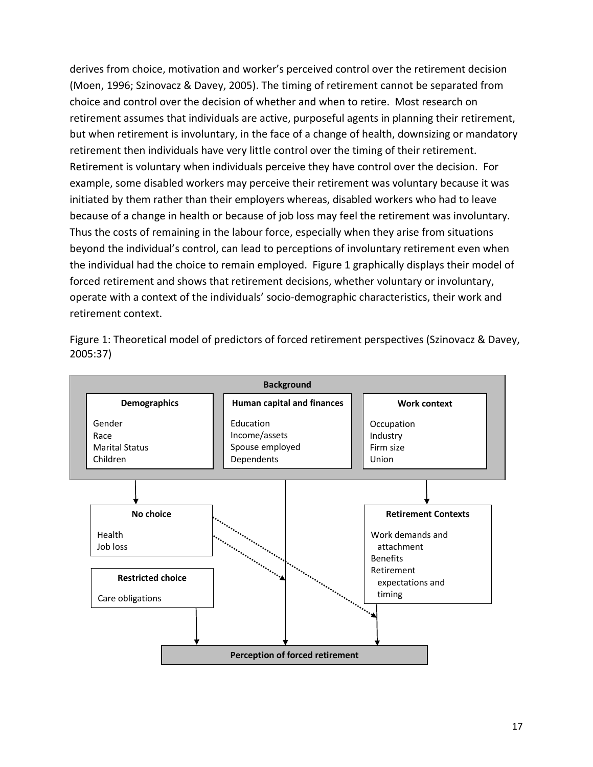derives from choice, motivation and worker's perceived control over the retirement decision (Moen, 1996; Szinovacz & Davey, 2005). The timing of retirement cannot be separated from choice and control over the decision of whether and when to retire. Most research on retirement assumes that individuals are active, purposeful agents in planning their retirement, but when retirement is involuntary, in the face of a change of health, downsizing or mandatory retirement then individuals have very little control over the timing of their retirement. Retirement is voluntary when individuals perceive they have control over the decision. For example, some disabled workers may perceive their retirement was voluntary because it was initiated by them rather than their employers whereas, disabled workers who had to leave because of a change in health or because of job loss may feel the retirement was involuntary. Thus the costs of remaining in the labour force, especially when they arise from situations beyond the individual's control, can lead to perceptions of involuntary retirement even when the individual had the choice to remain employed. Figure 1 graphically displays their model of forced retirement and shows that retirement decisions, whether voluntary or involuntary, operate with a context of the individuals' socio-demographic characteristics, their work and retirement context.

Figure 1: Theoretical model of predictors of forced retirement perspectives (Szinovacz & Davey, 2005:37)

**Background**

| Demographics | Human capital and finances | Work context |
|---|---|---|
| Gender | Education | Occupation |
| Race | Income/assets | Industry |
| Marital Status | Spouse employed | Firm size |
| Children | Dependents | Union |

**No choice**
- Health
- Job loss

**Restricted choice**
- Care obligations

**Retirement Contexts**
- Work demands and attachment
- Benefits
- Retirement expectations and timing

**Perception of forced retirement**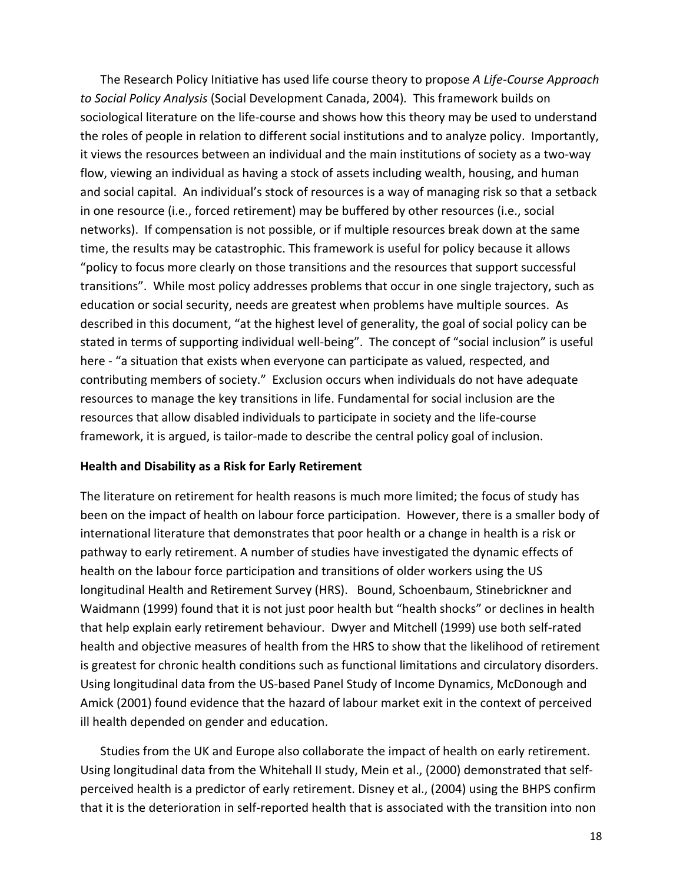The Research Policy Initiative has used life course theory to propose *A Life-Course Approach to Social Policy Analysis* (Social Development Canada, 2004). This framework builds on sociological literature on the life-course and shows how this theory may be used to understand the roles of people in relation to different social institutions and to analyze policy. Importantly, it views the resources between an individual and the main institutions of society as a two-way flow, viewing an individual as having a stock of assets including wealth, housing, and human and social capital. An individual's stock of resources is a way of managing risk so that a setback in one resource (i.e., forced retirement) may be buffered by other resources (i.e., social networks). If compensation is not possible, or if multiple resources break down at the same time, the results may be catastrophic. This framework is useful for policy because it allows "policy to focus more clearly on those transitions and the resources that support successful transitions". While most policy addresses problems that occur in one single trajectory, such as education or social security, needs are greatest when problems have multiple sources. As described in this document, "at the highest level of generality, the goal of social policy can be stated in terms of supporting individual well-being". The concept of "social inclusion" is useful here - "a situation that exists when everyone can participate as valued, respected, and contributing members of society." Exclusion occurs when individuals do not have adequate resources to manage the key transitions in life. Fundamental for social inclusion are the resources that allow disabled individuals to participate in society and the life-course framework, it is argued, is tailor-made to describe the central policy goal of inclusion.

**Health and Disability as a Risk for Early Retirement**

The literature on retirement for health reasons is much more limited; the focus of study has been on the impact of health on labour force participation. However, there is a smaller body of international literature that demonstrates that poor health or a change in health is a risk or pathway to early retirement. A number of studies have investigated the dynamic effects of health on the labour force participation and transitions of older workers using the US longitudinal Health and Retirement Survey (HRS). Bound, Schoenbaum, Stinebrickner and Waidmann (1999) found that it is not just poor health but "health shocks" or declines in health that help explain early retirement behaviour. Dwyer and Mitchell (1999) use both self-rated health and objective measures of health from the HRS to show that the likelihood of retirement is greatest for chronic health conditions such as functional limitations and circulatory disorders. Using longitudinal data from the US-based Panel Study of Income Dynamics, McDonough and Amick (2001) found evidence that the hazard of labour market exit in the context of perceived ill health depended on gender and education.

Studies from the UK and Europe also collaborate the impact of health on early retirement. Using longitudinal data from the Whitehall II study, Mein et al., (2000) demonstrated that self-perceived health is a predictor of early retirement. Disney et al., (2004) using the BHPS confirm that it is the deterioration in self-reported health that is associated with the transition into non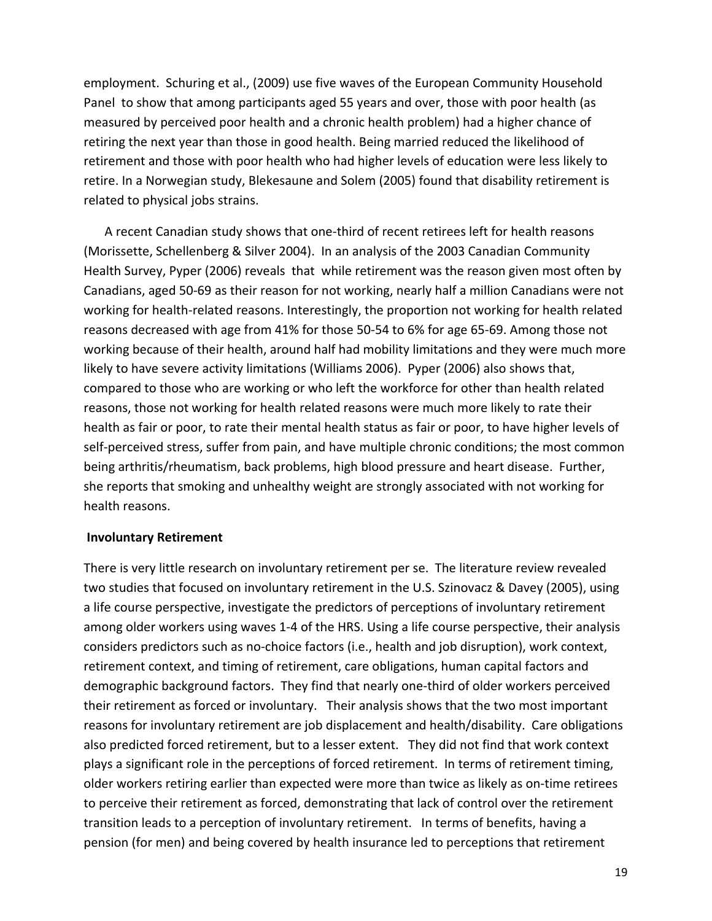employment. Schuring et al., (2009) use five waves of the European Community Household Panel to show that among participants aged 55 years and over, those with poor health (as measured by perceived poor health and a chronic health problem) had a higher chance of retiring the next year than those in good health. Being married reduced the likelihood of retirement and those with poor health who had higher levels of education were less likely to retire. In a Norwegian study, Blekesaune and Solem (2005) found that disability retirement is related to physical jobs strains.

A recent Canadian study shows that one-third of recent retirees left for health reasons (Morissette, Schellenberg & Silver 2004). In an analysis of the 2003 Canadian Community Health Survey, Pyper (2006) reveals that while retirement was the reason given most often by Canadians, aged 50-69 as their reason for not working, nearly half a million Canadians were not working for health-related reasons. Interestingly, the proportion not working for health related reasons decreased with age from 41% for those 50-54 to 6% for age 65-69. Among those not working because of their health, around half had mobility limitations and they were much more likely to have severe activity limitations (Williams 2006). Pyper (2006) also shows that, compared to those who are working or who left the workforce for other than health related reasons, those not working for health related reasons were much more likely to rate their health as fair or poor, to rate their mental health status as fair or poor, to have higher levels of self-perceived stress, suffer from pain, and have multiple chronic conditions; the most common being arthritis/rheumatism, back problems, high blood pressure and heart disease. Further, she reports that smoking and unhealthy weight are strongly associated with not working for health reasons.

**Involuntary Retirement**

There is very little research on involuntary retirement per se. The literature review revealed two studies that focused on involuntary retirement in the U.S. Szinovacz & Davey (2005), using a life course perspective, investigate the predictors of perceptions of involuntary retirement among older workers using waves 1-4 of the HRS. Using a life course perspective, their analysis considers predictors such as no-choice factors (i.e., health and job disruption), work context, retirement context, and timing of retirement, care obligations, human capital factors and demographic background factors. They find that nearly one-third of older workers perceived their retirement as forced or involuntary. Their analysis shows that the two most important reasons for involuntary retirement are job displacement and health/disability. Care obligations also predicted forced retirement, but to a lesser extent. They did not find that work context plays a significant role in the perceptions of forced retirement. In terms of retirement timing, older workers retiring earlier than expected were more than twice as likely as on-time retirees to perceive their retirement as forced, demonstrating that lack of control over the retirement transition leads to a perception of involuntary retirement. In terms of benefits, having a pension (for men) and being covered by health insurance led to perceptions that retirement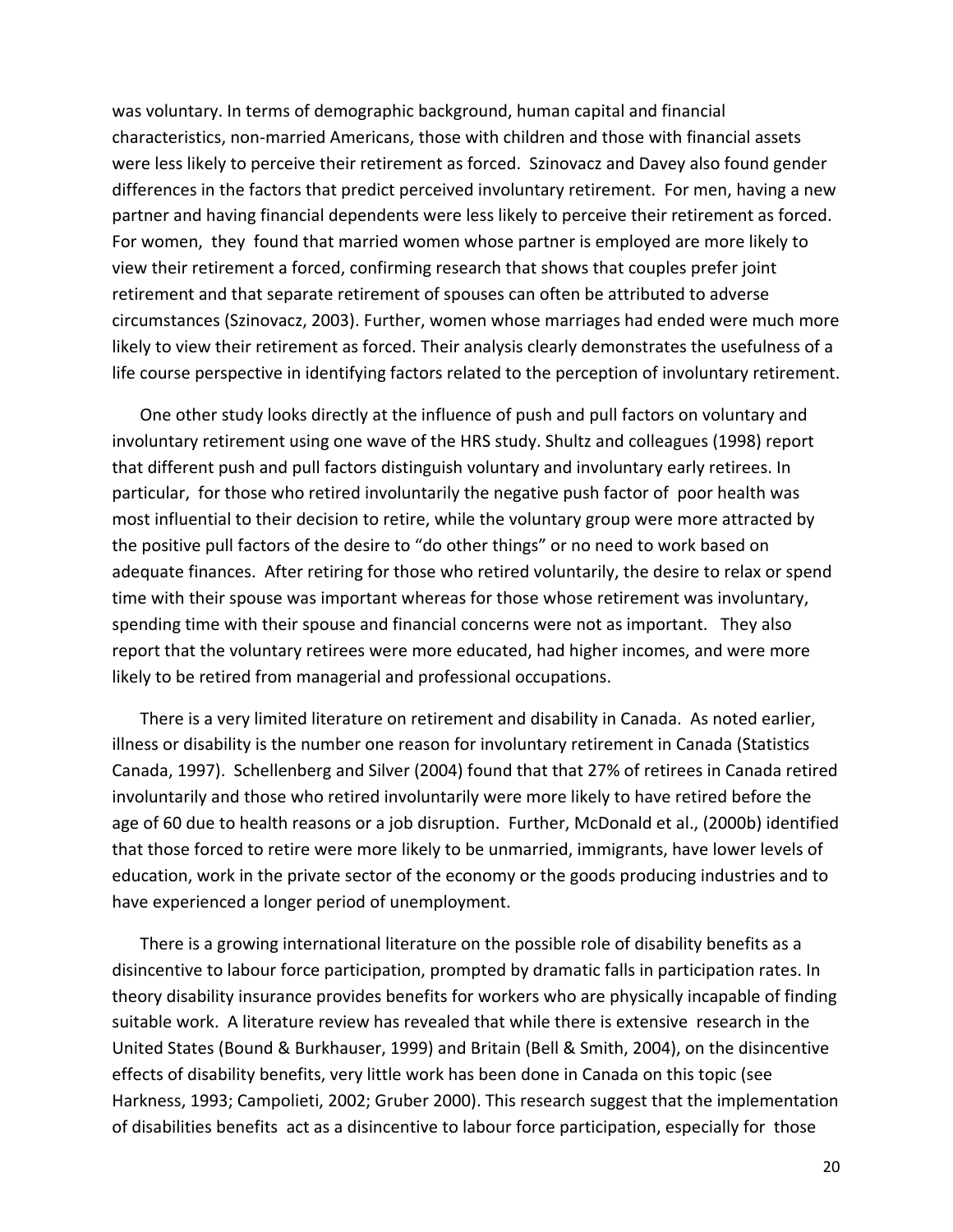was voluntary. In terms of demographic background, human capital and financial characteristics, non-married Americans, those with children and those with financial assets were less likely to perceive their retirement as forced. Szinovacz and Davey also found gender differences in the factors that predict perceived involuntary retirement. For men, having a new partner and having financial dependents were less likely to perceive their retirement as forced. For women, they found that married women whose partner is employed are more likely to view their retirement a forced, confirming research that shows that couples prefer joint retirement and that separate retirement of spouses can often be attributed to adverse circumstances (Szinovacz, 2003). Further, women whose marriages had ended were much more likely to view their retirement as forced. Their analysis clearly demonstrates the usefulness of a life course perspective in identifying factors related to the perception of involuntary retirement.

One other study looks directly at the influence of push and pull factors on voluntary and involuntary retirement using one wave of the HRS study. Shultz and colleagues (1998) report that different push and pull factors distinguish voluntary and involuntary early retirees. In particular, for those who retired involuntarily the negative push factor of poor health was most influential to their decision to retire, while the voluntary group were more attracted by the positive pull factors of the desire to "do other things" or no need to work based on adequate finances. After retiring for those who retired voluntarily, the desire to relax or spend time with their spouse was important whereas for those whose retirement was involuntary, spending time with their spouse and financial concerns were not as important. They also report that the voluntary retirees were more educated, had higher incomes, and were more likely to be retired from managerial and professional occupations.

There is a very limited literature on retirement and disability in Canada. As noted earlier, illness or disability is the number one reason for involuntary retirement in Canada (Statistics Canada, 1997). Schellenberg and Silver (2004) found that that 27% of retirees in Canada retired involuntarily and those who retired involuntarily were more likely to have retired before the age of 60 due to health reasons or a job disruption. Further, McDonald et al., (2000b) identified that those forced to retire were more likely to be unmarried, immigrants, have lower levels of education, work in the private sector of the economy or the goods producing industries and to have experienced a longer period of unemployment.

There is a growing international literature on the possible role of disability benefits as a disincentive to labour force participation, prompted by dramatic falls in participation rates. In theory disability insurance provides benefits for workers who are physically incapable of finding suitable work. A literature review has revealed that while there is extensive research in the United States (Bound & Burkhauser, 1999) and Britain (Bell & Smith, 2004), on the disincentive effects of disability benefits, very little work has been done in Canada on this topic (see Harkness, 1993; Campolieti, 2002; Gruber 2000). This research suggest that the implementation of disabilities benefits act as a disincentive to labour force participation, especially for those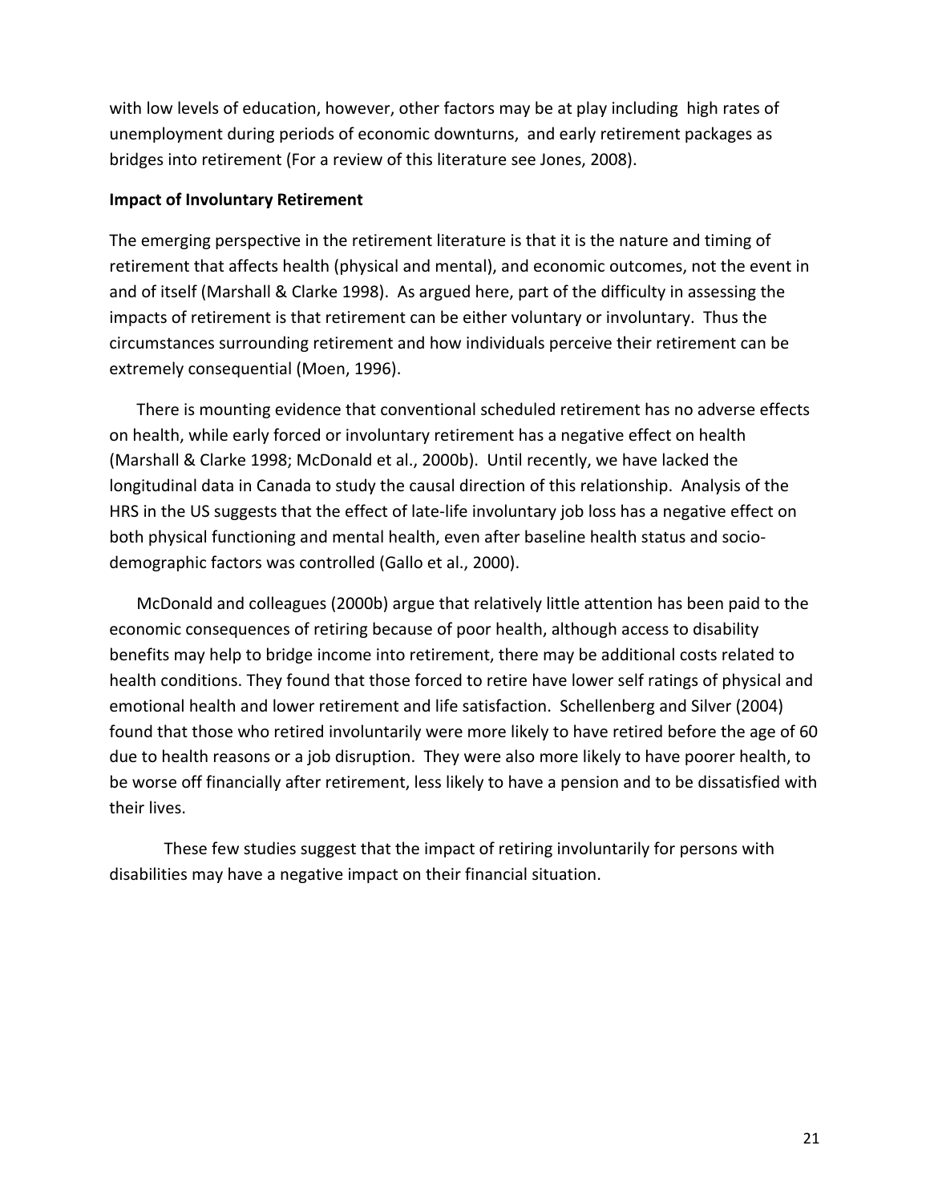with low levels of education, however, other factors may be at play including high rates of unemployment during periods of economic downturns, and early retirement packages as bridges into retirement (For a review of this literature see Jones, 2008).

**Impact of Involuntary Retirement**

The emerging perspective in the retirement literature is that it is the nature and timing of retirement that affects health (physical and mental), and economic outcomes, not the event in and of itself (Marshall & Clarke 1998). As argued here, part of the difficulty in assessing the impacts of retirement is that retirement can be either voluntary or involuntary. Thus the circumstances surrounding retirement and how individuals perceive their retirement can be extremely consequential (Moen, 1996).

There is mounting evidence that conventional scheduled retirement has no adverse effects on health, while early forced or involuntary retirement has a negative effect on health (Marshall & Clarke 1998; McDonald et al., 2000b). Until recently, we have lacked the longitudinal data in Canada to study the causal direction of this relationship. Analysis of the HRS in the US suggests that the effect of late-life involuntary job loss has a negative effect on both physical functioning and mental health, even after baseline health status and socio-demographic factors was controlled (Gallo et al., 2000).

McDonald and colleagues (2000b) argue that relatively little attention has been paid to the economic consequences of retiring because of poor health, although access to disability benefits may help to bridge income into retirement, there may be additional costs related to health conditions. They found that those forced to retire have lower self ratings of physical and emotional health and lower retirement and life satisfaction. Schellenberg and Silver (2004) found that those who retired involuntarily were more likely to have retired before the age of 60 due to health reasons or a job disruption. They were also more likely to have poorer health, to be worse off financially after retirement, less likely to have a pension and to be dissatisfied with their lives.

These few studies suggest that the impact of retiring involuntarily for persons with disabilities may have a negative impact on their financial situation.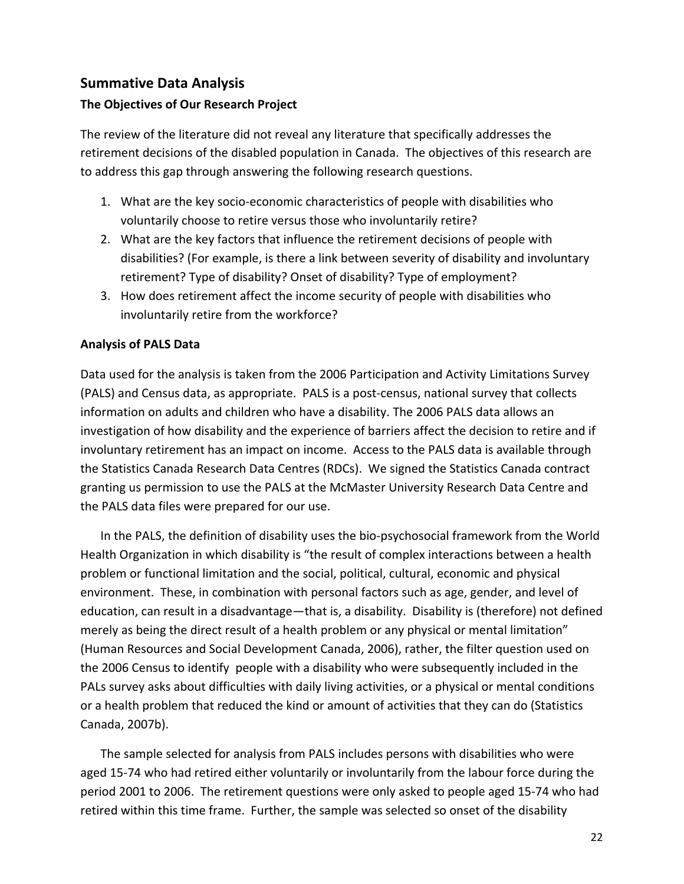## Summative Data Analysis

### The Objectives of Our Research Project

The review of the literature did not reveal any literature that specifically addresses the retirement decisions of the disabled population in Canada. The objectives of this research are to address this gap through answering the following research questions.

1. What are the key socio-economic characteristics of people with disabilities who voluntarily choose to retire versus those who involuntarily retire?
2. What are the key factors that influence the retirement decisions of people with disabilities? (For example, is there a link between severity of disability and involuntary retirement? Type of disability? Onset of disability? Type of employment?
3. How does retirement affect the income security of people with disabilities who involuntarily retire from the workforce?

### Analysis of PALS Data

Data used for the analysis is taken from the 2006 Participation and Activity Limitations Survey (PALS) and Census data, as appropriate. PALS is a post-census, national survey that collects information on adults and children who have a disability. The 2006 PALS data allows an investigation of how disability and the experience of barriers affect the decision to retire and if involuntary retirement has an impact on income. Access to the PALS data is available through the Statistics Canada Research Data Centres (RDCs). We signed the Statistics Canada contract granting us permission to use the PALS at the McMaster University Research Data Centre and the PALS data files were prepared for our use.

In the PALS, the definition of disability uses the bio-psychosocial framework from the World Health Organization in which disability is "the result of complex interactions between a health problem or functional limitation and the social, political, cultural, economic and physical environment. These, in combination with personal factors such as age, gender, and level of education, can result in a disadvantage—that is, a disability. Disability is (therefore) not defined merely as being the direct result of a health problem or any physical or mental limitation" (Human Resources and Social Development Canada, 2006), rather, the filter question used on the 2006 Census to identify people with a disability who were subsequently included in the PALs survey asks about difficulties with daily living activities, or a physical or mental conditions or a health problem that reduced the kind or amount of activities that they can do (Statistics Canada, 2007b).

The sample selected for analysis from PALS includes persons with disabilities who were aged 15-74 who had retired either voluntarily or involuntarily from the labour force during the period 2001 to 2006. The retirement questions were only asked to people aged 15-74 who had retired within this time frame. Further, the sample was selected so onset of the disability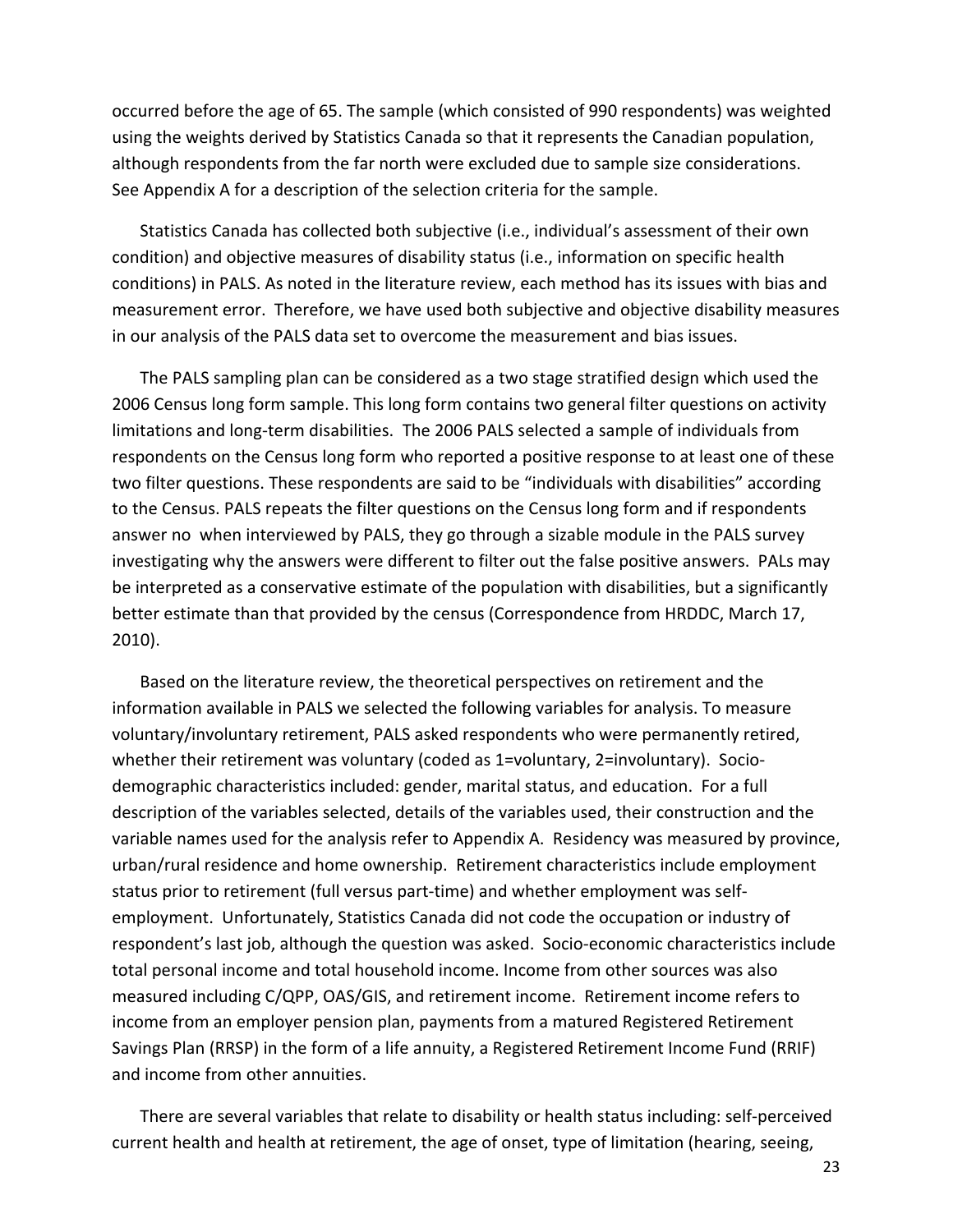occurred before the age of 65. The sample (which consisted of 990 respondents) was weighted using the weights derived by Statistics Canada so that it represents the Canadian population, although respondents from the far north were excluded due to sample size considerations. See Appendix A for a description of the selection criteria for the sample.

Statistics Canada has collected both subjective (i.e., individual's assessment of their own condition) and objective measures of disability status (i.e., information on specific health conditions) in PALS. As noted in the literature review, each method has its issues with bias and measurement error. Therefore, we have used both subjective and objective disability measures in our analysis of the PALS data set to overcome the measurement and bias issues.

The PALS sampling plan can be considered as a two stage stratified design which used the 2006 Census long form sample. This long form contains two general filter questions on activity limitations and long-term disabilities. The 2006 PALS selected a sample of individuals from respondents on the Census long form who reported a positive response to at least one of these two filter questions. These respondents are said to be "individuals with disabilities" according to the Census. PALS repeats the filter questions on the Census long form and if respondents answer no when interviewed by PALS, they go through a sizable module in the PALS survey investigating why the answers were different to filter out the false positive answers. PALs may be interpreted as a conservative estimate of the population with disabilities, but a significantly better estimate than that provided by the census (Correspondence from HRDDC, March 17, 2010).

Based on the literature review, the theoretical perspectives on retirement and the information available in PALS we selected the following variables for analysis. To measure voluntary/involuntary retirement, PALS asked respondents who were permanently retired, whether their retirement was voluntary (coded as 1=voluntary, 2=involuntary). Socio-demographic characteristics included: gender, marital status, and education. For a full description of the variables selected, details of the variables used, their construction and the variable names used for the analysis refer to Appendix A. Residency was measured by province, urban/rural residence and home ownership. Retirement characteristics include employment status prior to retirement (full versus part-time) and whether employment was self-employment. Unfortunately, Statistics Canada did not code the occupation or industry of respondent's last job, although the question was asked. Socio-economic characteristics include total personal income and total household income. Income from other sources was also measured including C/QPP, OAS/GIS, and retirement income. Retirement income refers to income from an employer pension plan, payments from a matured Registered Retirement Savings Plan (RRSP) in the form of a life annuity, a Registered Retirement Income Fund (RRIF) and income from other annuities.

There are several variables that relate to disability or health status including: self-perceived current health and health at retirement, the age of onset, type of limitation (hearing, seeing,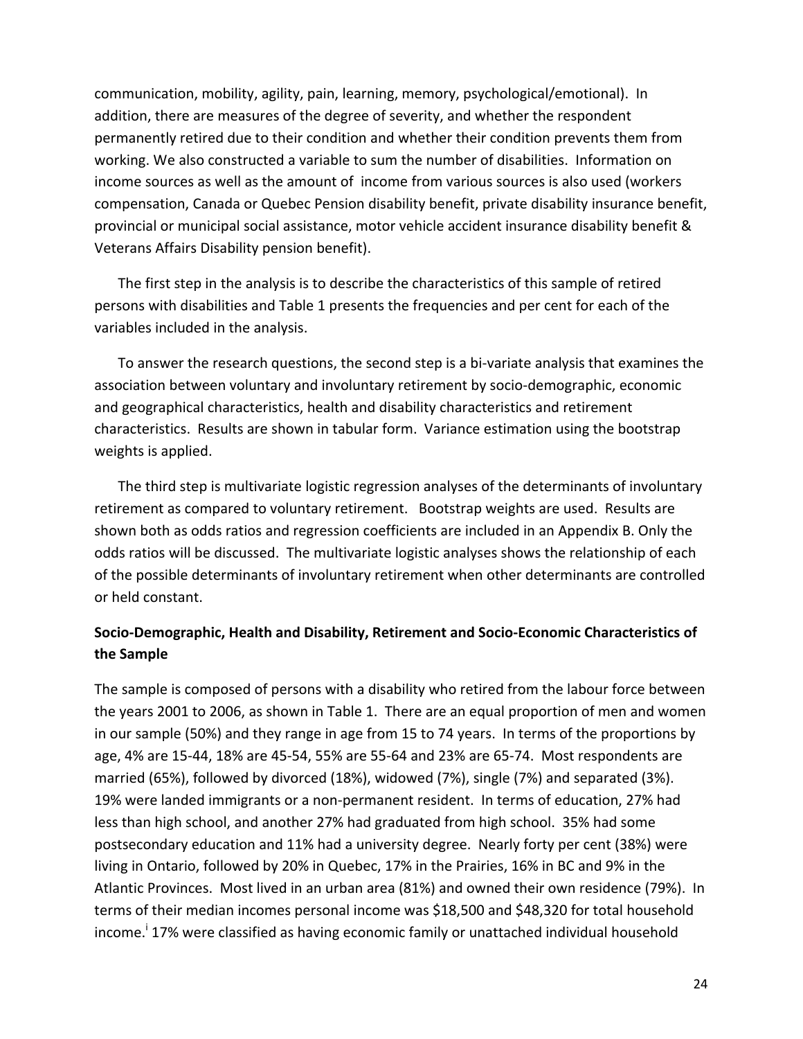communication, mobility, agility, pain, learning, memory, psychological/emotional). In addition, there are measures of the degree of severity, and whether the respondent permanently retired due to their condition and whether their condition prevents them from working. We also constructed a variable to sum the number of disabilities. Information on income sources as well as the amount of income from various sources is also used (workers compensation, Canada or Quebec Pension disability benefit, private disability insurance benefit, provincial or municipal social assistance, motor vehicle accident insurance disability benefit & Veterans Affairs Disability pension benefit).

The first step in the analysis is to describe the characteristics of this sample of retired persons with disabilities and Table 1 presents the frequencies and per cent for each of the variables included in the analysis.

To answer the research questions, the second step is a bi-variate analysis that examines the association between voluntary and involuntary retirement by socio-demographic, economic and geographical characteristics, health and disability characteristics and retirement characteristics. Results are shown in tabular form. Variance estimation using the bootstrap weights is applied.

The third step is multivariate logistic regression analyses of the determinants of involuntary retirement as compared to voluntary retirement. Bootstrap weights are used. Results are shown both as odds ratios and regression coefficients are included in an Appendix B. Only the odds ratios will be discussed. The multivariate logistic analyses shows the relationship of each of the possible determinants of involuntary retirement when other determinants are controlled or held constant.

**Socio-Demographic, Health and Disability, Retirement and Socio-Economic Characteristics of the Sample**

The sample is composed of persons with a disability who retired from the labour force between the years 2001 to 2006, as shown in Table 1. There are an equal proportion of men and women in our sample (50%) and they range in age from 15 to 74 years. In terms of the proportions by age, 4% are 15-44, 18% are 45-54, 55% are 55-64 and 23% are 65-74. Most respondents are married (65%), followed by divorced (18%), widowed (7%), single (7%) and separated (3%). 19% were landed immigrants or a non-permanent resident. In terms of education, 27% had less than high school, and another 27% had graduated from high school. 35% had some postsecondary education and 11% had a university degree. Nearly forty per cent (38%) were living in Ontario, followed by 20% in Quebec, 17% in the Prairies, 16% in BC and 9% in the Atlantic Provinces. Most lived in an urban area (81%) and owned their own residence (79%). In terms of their median incomes personal income was $18,500 and $48,320 for total household income.[i] 17% were classified as having economic family or unattached individual household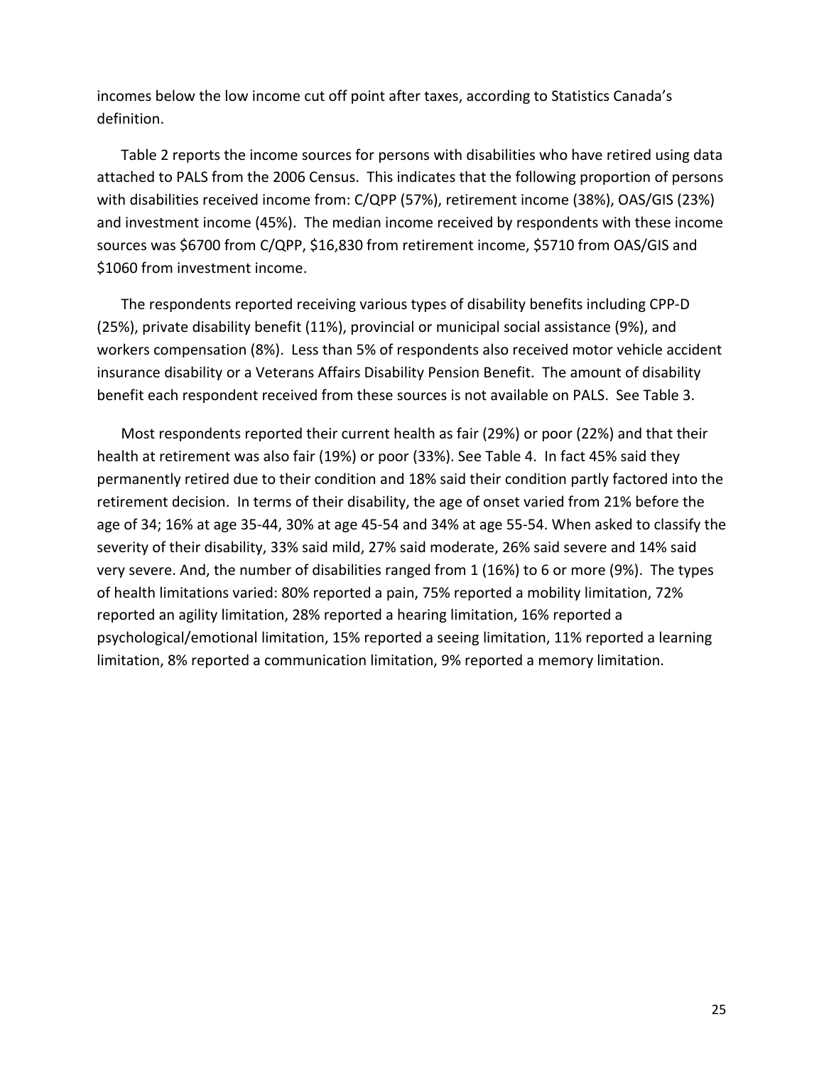incomes below the low income cut off point after taxes, according to Statistics Canada's definition.

Table 2 reports the income sources for persons with disabilities who have retired using data attached to PALS from the 2006 Census. This indicates that the following proportion of persons with disabilities received income from: C/QPP (57%), retirement income (38%), OAS/GIS (23%) and investment income (45%). The median income received by respondents with these income sources was $6700 from C/QPP, $16,830 from retirement income, $5710 from OAS/GIS and $1060 from investment income.

The respondents reported receiving various types of disability benefits including CPP-D (25%), private disability benefit (11%), provincial or municipal social assistance (9%), and workers compensation (8%). Less than 5% of respondents also received motor vehicle accident insurance disability or a Veterans Affairs Disability Pension Benefit. The amount of disability benefit each respondent received from these sources is not available on PALS. See Table 3.

Most respondents reported their current health as fair (29%) or poor (22%) and that their health at retirement was also fair (19%) or poor (33%). See Table 4. In fact 45% said they permanently retired due to their condition and 18% said their condition partly factored into the retirement decision. In terms of their disability, the age of onset varied from 21% before the age of 34; 16% at age 35-44, 30% at age 45-54 and 34% at age 55-54. When asked to classify the severity of their disability, 33% said mild, 27% said moderate, 26% said severe and 14% said very severe. And, the number of disabilities ranged from 1 (16%) to 6 or more (9%). The types of health limitations varied: 80% reported a pain, 75% reported a mobility limitation, 72% reported an agility limitation, 28% reported a hearing limitation, 16% reported a psychological/emotional limitation, 15% reported a seeing limitation, 11% reported a learning limitation, 8% reported a communication limitation, 9% reported a memory limitation.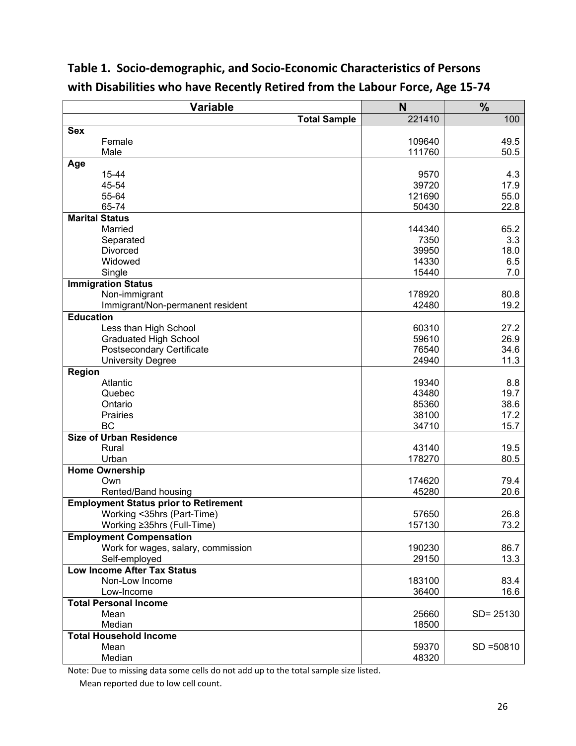**Table 1. Socio-demographic, and Socio-Economic Characteristics of Persons with Disabilities who have Recently Retired from the Labour Force, Age 15-74**

| Variable | N | % |
|---|---|---|
| **Total Sample** | 221410 | 100 |
| **Sex** | | |
| Female | 109640 | 49.5 |
| Male | 111760 | 50.5 |
| **Age** | | |
| 15-44 | 9570 | 4.3 |
| 45-54 | 39720 | 17.9 |
| 55-64 | 121690 | 55.0 |
| 65-74 | 50430 | 22.8 |
| **Marital Status** | | |
| Married | 144340 | 65.2 |
| Separated | 7350 | 3.3 |
| Divorced | 39950 | 18.0 |
| Widowed | 14330 | 6.5 |
| Single | 15440 | 7.0 |
| **Immigration Status** | | |
| Non-immigrant | 178920 | 80.8 |
| Immigrant/Non-permanent resident | 42480 | 19.2 |
| **Education** | | |
| Less than High School | 60310 | 27.2 |
| Graduated High School | 59610 | 26.9 |
| Postsecondary Certificate | 76540 | 34.6 |
| University Degree | 24940 | 11.3 |
| **Region** | | |
| Atlantic | 19340 | 8.8 |
| Quebec | 43480 | 19.7 |
| Ontario | 85360 | 38.6 |
| Prairies | 38100 | 17.2 |
| BC | 34710 | 15.7 |
| **Size of Urban Residence** | | |
| Rural | 43140 | 19.5 |
| Urban | 178270 | 80.5 |
| **Home Ownership** | | |
| Own | 174620 | 79.4 |
| Rented/Band housing | 45280 | 20.6 |
| **Employment Status prior to Retirement** | | |
| Working <35hrs (Part-Time) | 57650 | 26.8 |
| Working ≥35hrs (Full-Time) | 157130 | 73.2 |
| **Employment Compensation** | | |
| Work for wages, salary, commission | 190230 | 86.7 |
| Self-employed | 29150 | 13.3 |
| **Low Income After Tax Status** | | |
| Non-Low Income | 183100 | 83.4 |
| Low-Income | 36400 | 16.6 |
| **Total Personal Income** | | |
| Mean | 25660 | SD= 25130 |
| Median | 18500 | |
| **Total Household Income** | | |
| Mean | 59370 | SD =50810 |
| Median | 48320 | |

Note: Due to missing data some cells do not add up to the total sample size listed.

Mean reported due to low cell count.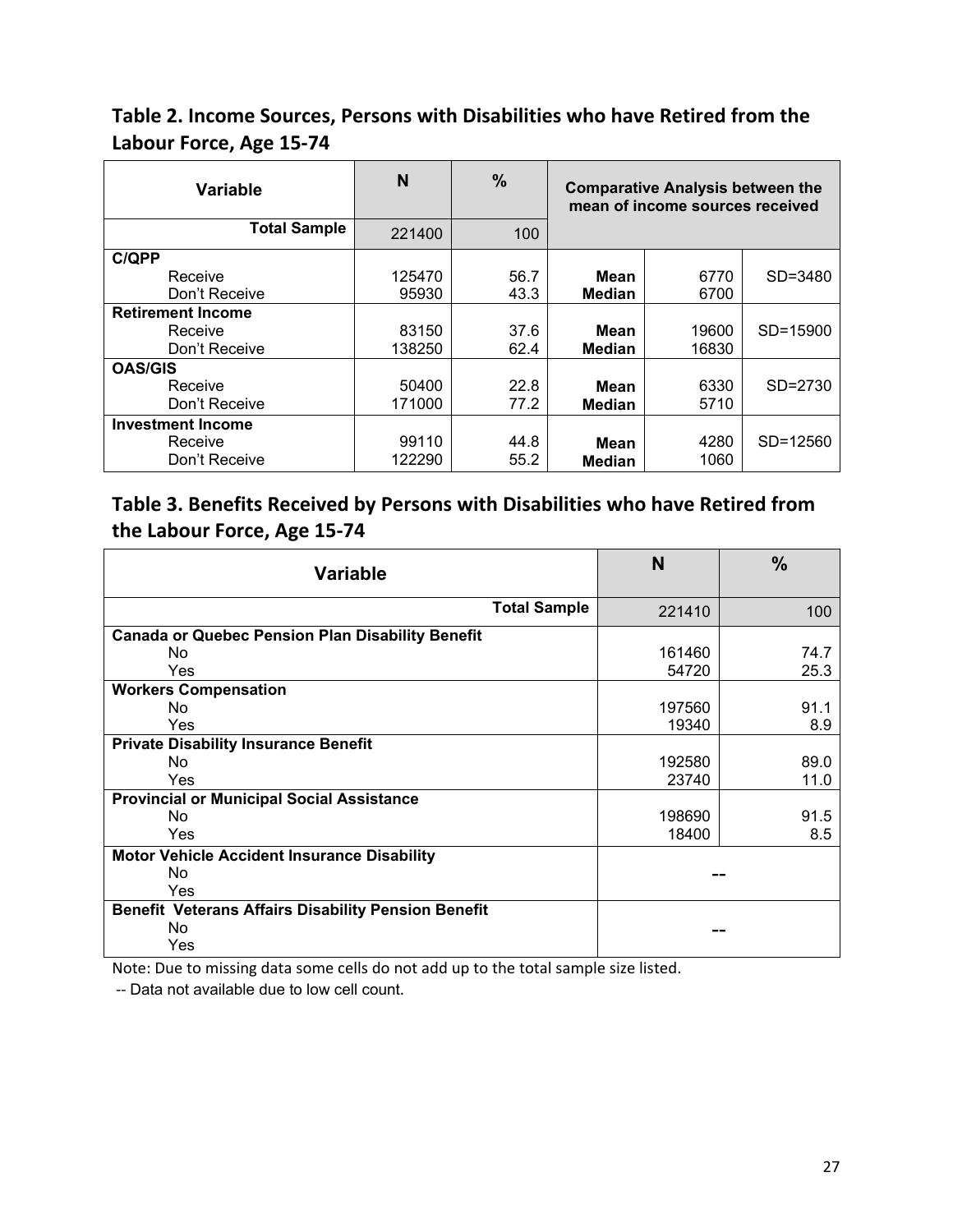## Table 2. Income Sources, Persons with Disabilities who have Retired from the Labour Force, Age 15-74

| Variable | N | % | Comparative Analysis between the mean of income sources received | | |
|---|---|---|---|---|---|
| **Total Sample** | 221400 | 100 | | | |
| **C/QPP** | | | | | |
| Receive | 125470 | 56.7 | **Mean** | 6770 | SD=3480 |
| Don't Receive | 95930 | 43.3 | **Median** | 6700 | |
| **Retirement Income** | | | | | |
| Receive | 83150 | 37.6 | **Mean** | 19600 | SD=15900 |
| Don't Receive | 138250 | 62.4 | **Median** | 16830 | |
| **OAS/GIS** | | | | | |
| Receive | 50400 | 22.8 | **Mean** | 6330 | SD=2730 |
| Don't Receive | 171000 | 77.2 | **Median** | 5710 | |
| **Investment Income** | | | | | |
| Receive | 99110 | 44.8 | **Mean** | 4280 | SD=12560 |
| Don't Receive | 122290 | 55.2 | **Median** | 1060 | |

## Table 3. Benefits Received by Persons with Disabilities who have Retired from the Labour Force, Age 15-74

| Variable | N | % |
|---|---|---|
| **Total Sample** | 221410 | 100 |
| **Canada or Quebec Pension Plan Disability Benefit** | | |
| No | 161460 | 74.7 |
| Yes | 54720 | 25.3 |
| **Workers Compensation** | | |
| No | 197560 | 91.1 |
| Yes | 19340 | 8.9 |
| **Private Disability Insurance Benefit** | | |
| No | 192580 | 89.0 |
| Yes | 23740 | 11.0 |
| **Provincial or Municipal Social Assistance** | | |
| No | 198690 | 91.5 |
| Yes | 18400 | 8.5 |
| **Motor Vehicle Accident Insurance Disability** | -- | |
| No | | |
| Yes | | |
| **Benefit Veterans Affairs Disability Pension Benefit** | -- | |
| No | | |
| Yes | | |

Note: Due to missing data some cells do not add up to the total sample size listed.

-- Data not available due to low cell count.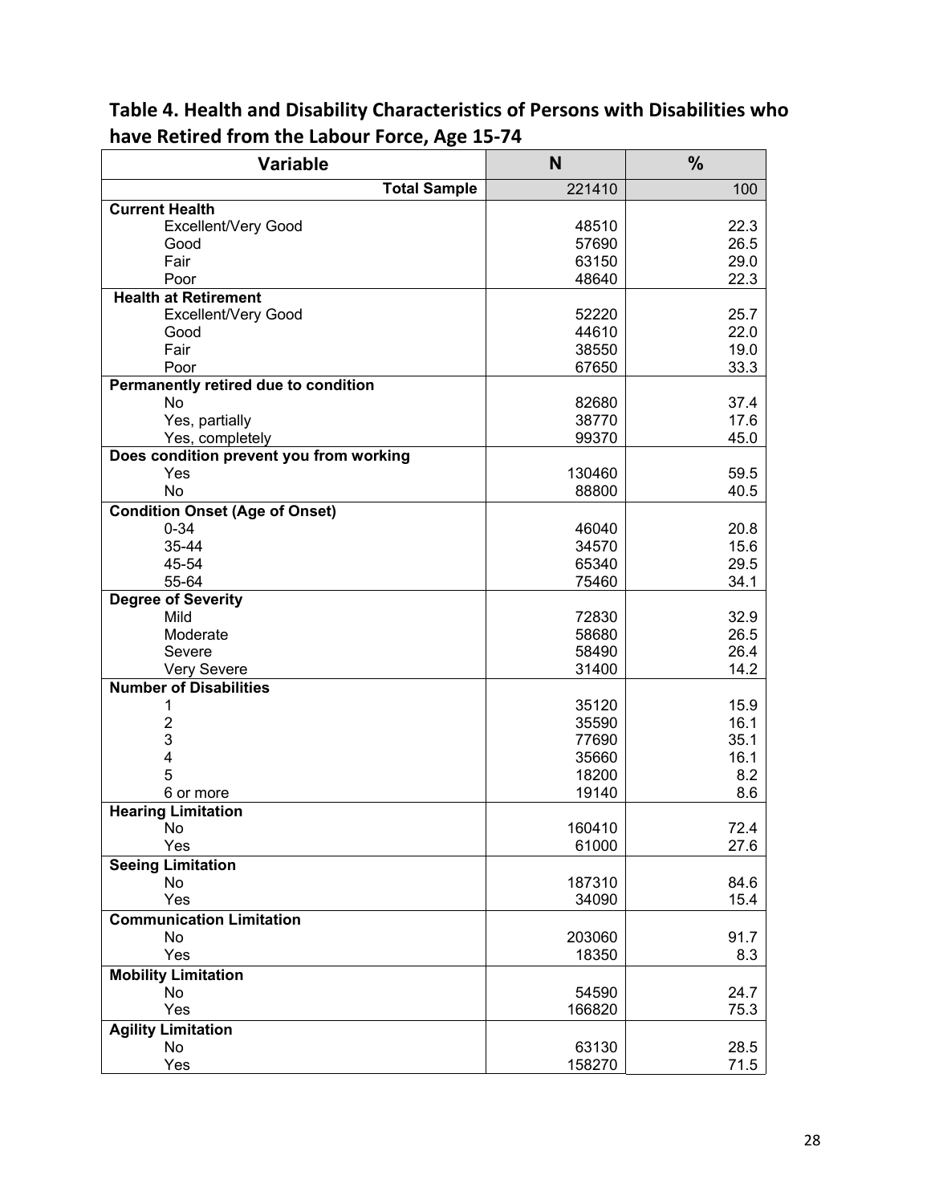**Table 4. Health and Disability Characteristics of Persons with Disabilities who have Retired from the Labour Force, Age 15-74**

| Variable | N | % |
|---|---|---|
| **Total Sample** | 221410 | 100 |
| **Current Health** | | |
| Excellent/Very Good | 48510 | 22.3 |
| Good | 57690 | 26.5 |
| Fair | 63150 | 29.0 |
| Poor | 48640 | 22.3 |
| **Health at Retirement** | | |
| Excellent/Very Good | 52220 | 25.7 |
| Good | 44610 | 22.0 |
| Fair | 38550 | 19.0 |
| Poor | 67650 | 33.3 |
| **Permanently retired due to condition** | | |
| No | 82680 | 37.4 |
| Yes, partially | 38770 | 17.6 |
| Yes, completely | 99370 | 45.0 |
| **Does condition prevent you from working** | | |
| Yes | 130460 | 59.5 |
| No | 88800 | 40.5 |
| **Condition Onset (Age of Onset)** | | |
| 0-34 | 46040 | 20.8 |
| 35-44 | 34570 | 15.6 |
| 45-54 | 65340 | 29.5 |
| 55-64 | 75460 | 34.1 |
| **Degree of Severity** | | |
| Mild | 72830 | 32.9 |
| Moderate | 58680 | 26.5 |
| Severe | 58490 | 26.4 |
| Very Severe | 31400 | 14.2 |
| **Number of Disabilities** | | |
| 1 | 35120 | 15.9 |
| 2 | 35590 | 16.1 |
| 3 | 77690 | 35.1 |
| 4 | 35660 | 16.1 |
| 5 | 18200 | 8.2 |
| 6 or more | 19140 | 8.6 |
| **Hearing Limitation** | | |
| No | 160410 | 72.4 |
| Yes | 61000 | 27.6 |
| **Seeing Limitation** | | |
| No | 187310 | 84.6 |
| Yes | 34090 | 15.4 |
| **Communication Limitation** | | |
| No | 203060 | 91.7 |
| Yes | 18350 | 8.3 |
| **Mobility Limitation** | | |
| No | 54590 | 24.7 |
| Yes | 166820 | 75.3 |
| **Agility Limitation** | | |
| No | 63130 | 28.5 |
| Yes | 158270 | 71.5 |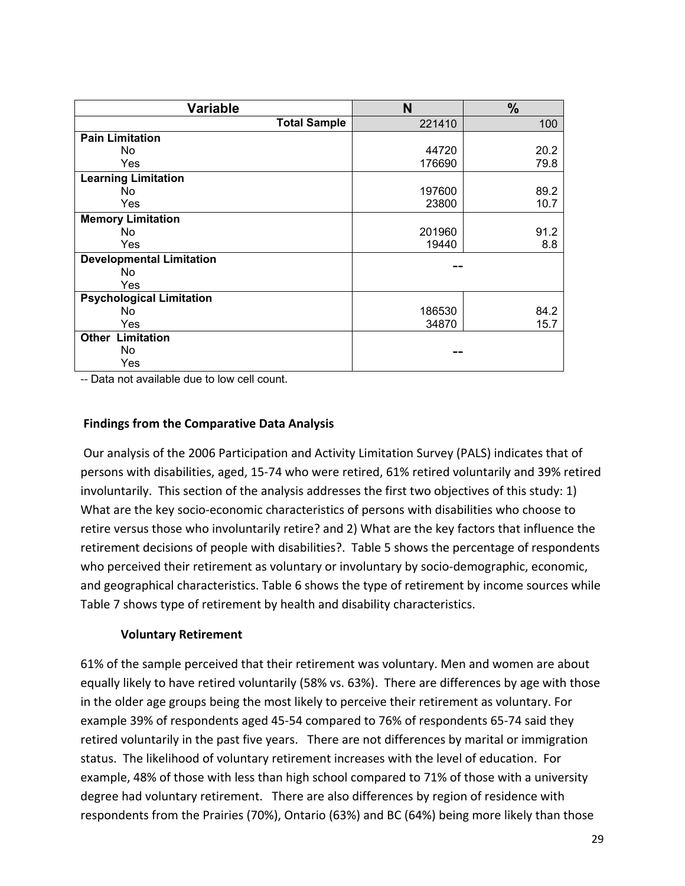| Variable | N | % |
|---|---|---|
| **Total Sample** | 221410 | 100 |
| **Pain Limitation** | | |
| No | 44720 | 20.2 |
| Yes | 176690 | 79.8 |
| **Learning Limitation** | | |
| No | 197600 | 89.2 |
| Yes | 23800 | 10.7 |
| **Memory Limitation** | | |
| No | 201960 | 91.2 |
| Yes | 19440 | 8.8 |
| **Developmental Limitation** | -- | |
| No | | |
| Yes | | |
| **Psychological Limitation** | | |
| No | 186530 | 84.2 |
| Yes | 34870 | 15.7 |
| **Other Limitation** | -- | |
| No | | |
| Yes | | |

-- Data not available due to low cell count.

### Findings from the Comparative Data Analysis

Our analysis of the 2006 Participation and Activity Limitation Survey (PALS) indicates that of persons with disabilities, aged, 15-74 who were retired, 61% retired voluntarily and 39% retired involuntarily. This section of the analysis addresses the first two objectives of this study: 1) What are the key socio-economic characteristics of persons with disabilities who choose to retire versus those who involuntarily retire? and 2) What are the key factors that influence the retirement decisions of people with disabilities?. Table 5 shows the percentage of respondents who perceived their retirement as voluntary or involuntary by socio-demographic, economic, and geographical characteristics. Table 6 shows the type of retirement by income sources while Table 7 shows type of retirement by health and disability characteristics.

#### Voluntary Retirement

61% of the sample perceived that their retirement was voluntary. Men and women are about equally likely to have retired voluntarily (58% vs. 63%). There are differences by age with those in the older age groups being the most likely to perceive their retirement as voluntary. For example 39% of respondents aged 45-54 compared to 76% of respondents 65-74 said they retired voluntarily in the past five years. There are not differences by marital or immigration status. The likelihood of voluntary retirement increases with the level of education. For example, 48% of those with less than high school compared to 71% of those with a university degree had voluntary retirement. There are also differences by region of residence with respondents from the Prairies (70%), Ontario (63%) and BC (64%) being more likely than those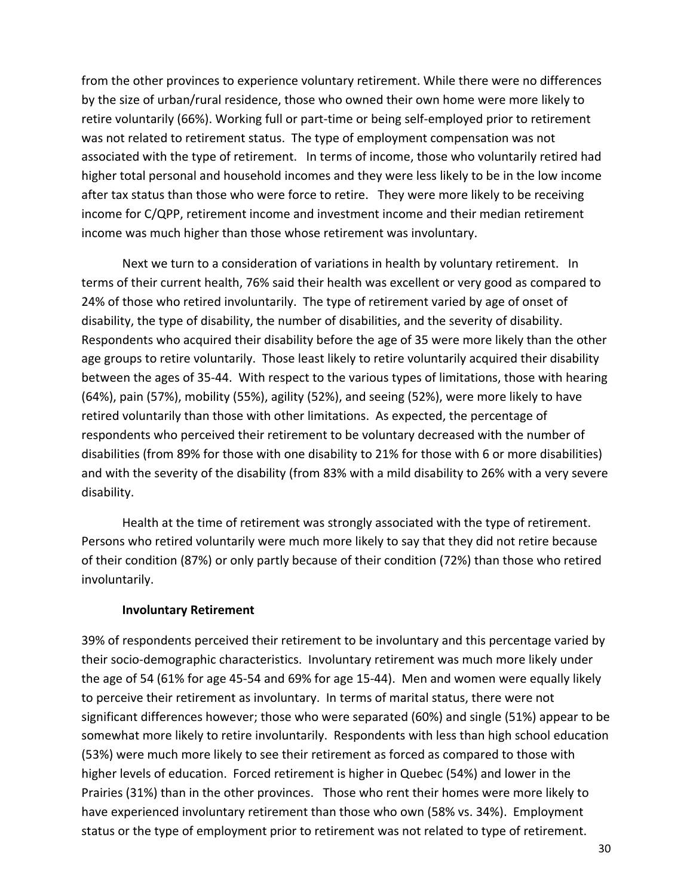from the other provinces to experience voluntary retirement. While there were no differences by the size of urban/rural residence, those who owned their own home were more likely to retire voluntarily (66%). Working full or part-time or being self-employed prior to retirement was not related to retirement status. The type of employment compensation was not associated with the type of retirement. In terms of income, those who voluntarily retired had higher total personal and household incomes and they were less likely to be in the low income after tax status than those who were force to retire. They were more likely to be receiving income for C/QPP, retirement income and investment income and their median retirement income was much higher than those whose retirement was involuntary.

Next we turn to a consideration of variations in health by voluntary retirement. In terms of their current health, 76% said their health was excellent or very good as compared to 24% of those who retired involuntarily. The type of retirement varied by age of onset of disability, the type of disability, the number of disabilities, and the severity of disability. Respondents who acquired their disability before the age of 35 were more likely than the other age groups to retire voluntarily. Those least likely to retire voluntarily acquired their disability between the ages of 35-44. With respect to the various types of limitations, those with hearing (64%), pain (57%), mobility (55%), agility (52%), and seeing (52%), were more likely to have retired voluntarily than those with other limitations. As expected, the percentage of respondents who perceived their retirement to be voluntary decreased with the number of disabilities (from 89% for those with one disability to 21% for those with 6 or more disabilities) and with the severity of the disability (from 83% with a mild disability to 26% with a very severe disability.

Health at the time of retirement was strongly associated with the type of retirement. Persons who retired voluntarily were much more likely to say that they did not retire because of their condition (87%) or only partly because of their condition (72%) than those who retired involuntarily.

**Involuntary Retirement**

39% of respondents perceived their retirement to be involuntary and this percentage varied by their socio-demographic characteristics. Involuntary retirement was much more likely under the age of 54 (61% for age 45-54 and 69% for age 15-44). Men and women were equally likely to perceive their retirement as involuntary. In terms of marital status, there were not significant differences however; those who were separated (60%) and single (51%) appear to be somewhat more likely to retire involuntarily. Respondents with less than high school education (53%) were much more likely to see their retirement as forced as compared to those with higher levels of education. Forced retirement is higher in Quebec (54%) and lower in the Prairies (31%) than in the other provinces. Those who rent their homes were more likely to have experienced involuntary retirement than those who own (58% vs. 34%). Employment status or the type of employment prior to retirement was not related to type of retirement.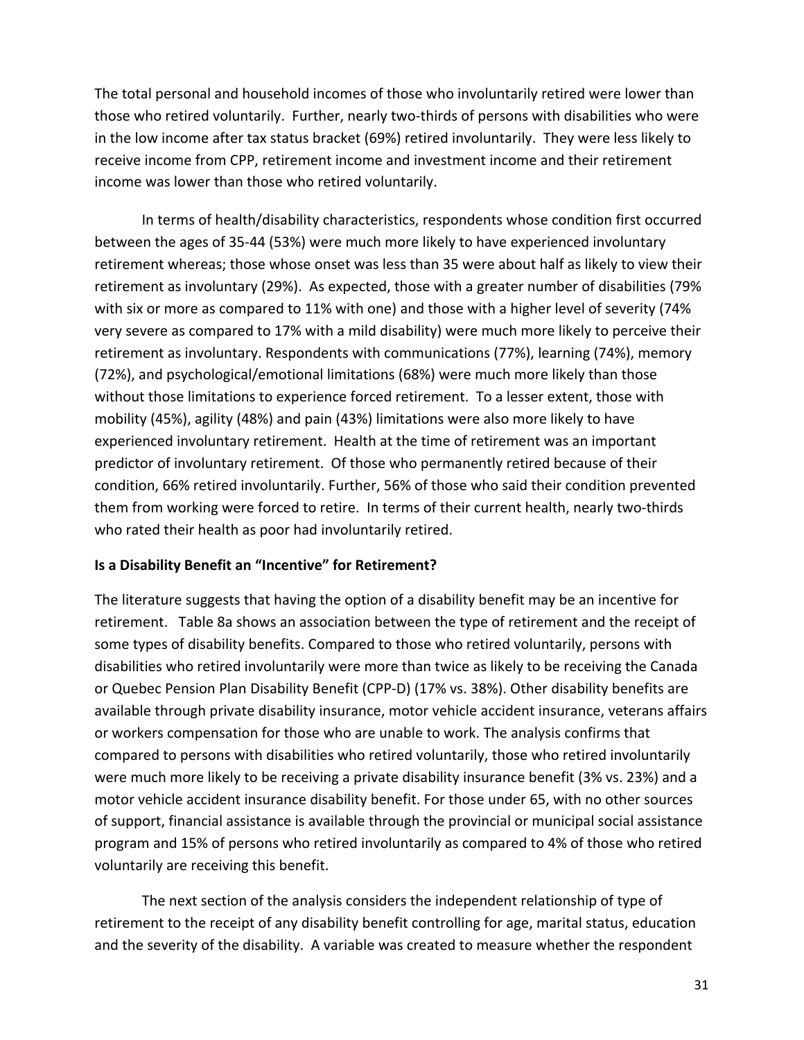The total personal and household incomes of those who involuntarily retired were lower than those who retired voluntarily. Further, nearly two-thirds of persons with disabilities who were in the low income after tax status bracket (69%) retired involuntarily. They were less likely to receive income from CPP, retirement income and investment income and their retirement income was lower than those who retired voluntarily.

In terms of health/disability characteristics, respondents whose condition first occurred between the ages of 35-44 (53%) were much more likely to have experienced involuntary retirement whereas; those whose onset was less than 35 were about half as likely to view their retirement as involuntary (29%). As expected, those with a greater number of disabilities (79% with six or more as compared to 11% with one) and those with a higher level of severity (74% very severe as compared to 17% with a mild disability) were much more likely to perceive their retirement as involuntary. Respondents with communications (77%), learning (74%), memory (72%), and psychological/emotional limitations (68%) were much more likely than those without those limitations to experience forced retirement. To a lesser extent, those with mobility (45%), agility (48%) and pain (43%) limitations were also more likely to have experienced involuntary retirement. Health at the time of retirement was an important predictor of involuntary retirement. Of those who permanently retired because of their condition, 66% retired involuntarily. Further, 56% of those who said their condition prevented them from working were forced to retire. In terms of their current health, nearly two-thirds who rated their health as poor had involuntarily retired.

**Is a Disability Benefit an "Incentive" for Retirement?**

The literature suggests that having the option of a disability benefit may be an incentive for retirement. Table 8a shows an association between the type of retirement and the receipt of some types of disability benefits. Compared to those who retired voluntarily, persons with disabilities who retired involuntarily were more than twice as likely to be receiving the Canada or Quebec Pension Plan Disability Benefit (CPP-D) (17% vs. 38%). Other disability benefits are available through private disability insurance, motor vehicle accident insurance, veterans affairs or workers compensation for those who are unable to work. The analysis confirms that compared to persons with disabilities who retired voluntarily, those who retired involuntarily were much more likely to be receiving a private disability insurance benefit (3% vs. 23%) and a motor vehicle accident insurance disability benefit. For those under 65, with no other sources of support, financial assistance is available through the provincial or municipal social assistance program and 15% of persons who retired involuntarily as compared to 4% of those who retired voluntarily are receiving this benefit.

The next section of the analysis considers the independent relationship of type of retirement to the receipt of any disability benefit controlling for age, marital status, education and the severity of the disability. A variable was created to measure whether the respondent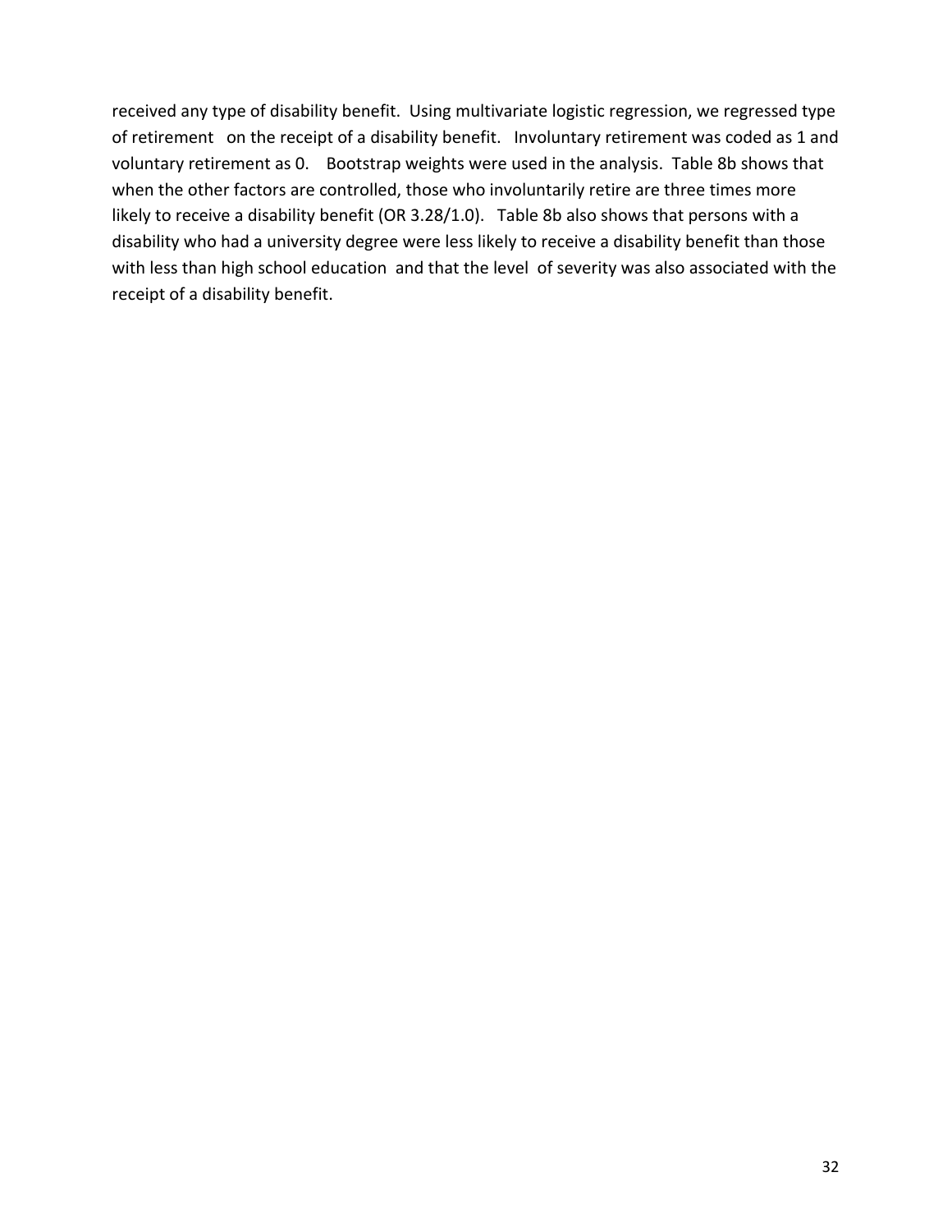received any type of disability benefit. Using multivariate logistic regression, we regressed type of retirement on the receipt of a disability benefit. Involuntary retirement was coded as 1 and voluntary retirement as 0. Bootstrap weights were used in the analysis. Table 8b shows that when the other factors are controlled, those who involuntarily retire are three times more likely to receive a disability benefit (OR 3.28/1.0). Table 8b also shows that persons with a disability who had a university degree were less likely to receive a disability benefit than those with less than high school education and that the level of severity was also associated with the receipt of a disability benefit.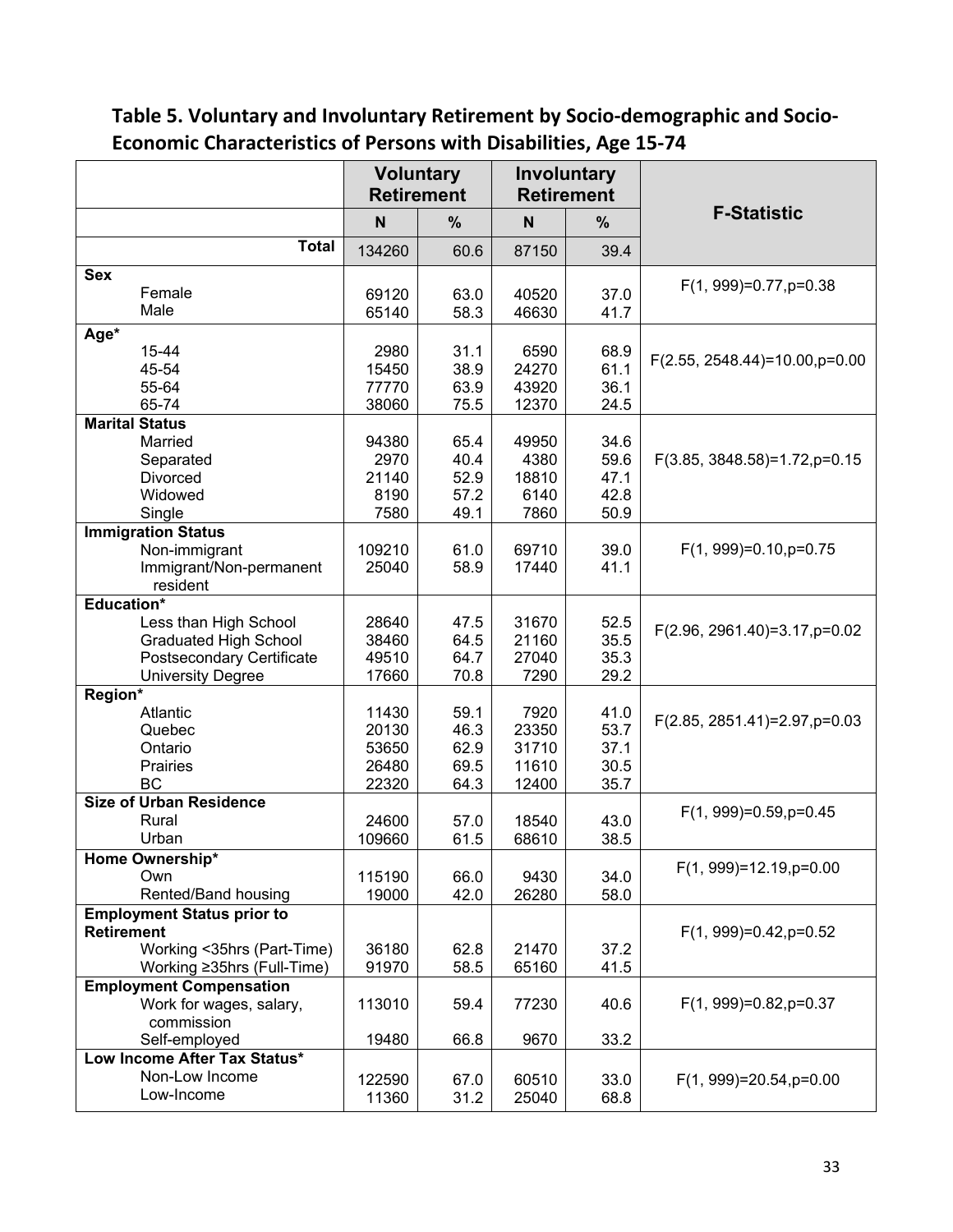**Table 5. Voluntary and Involuntary Retirement by Socio-demographic and Socio-Economic Characteristics of Persons with Disabilities, Age 15-74**

| | Voluntary Retirement | | Involuntary Retirement | | F-Statistic |
|---|---|---|---|---|---|
| | N | % | N | % | |
| **Total** | 134260 | 60.6 | 87150 | 39.4 | |
| **Sex** | | | | | |
| Female | 69120 | 63.0 | 40520 | 37.0 | $F(1, 999)=0.77, p=0.38$ |
| Male | 65140 | 58.3 | 46630 | 41.7 | |
| **Age*** | | | | | |
| 15-44 | 2980 | 31.1 | 6590 | 68.9 | $F(2.55, 2548.44)=10.00, p=0.00$ |
| 45-54 | 15450 | 38.9 | 24270 | 61.1 | |
| 55-64 | 77770 | 63.9 | 43920 | 36.1 | |
| 65-74 | 38060 | 75.5 | 12370 | 24.5 | |
| **Marital Status** | | | | | |
| Married | 94380 | 65.4 | 49950 | 34.6 | $F(3.85, 3848.58)=1.72, p=0.15$ |
| Separated | 2970 | 40.4 | 4380 | 59.6 | |
| Divorced | 21140 | 52.9 | 18810 | 47.1 | |
| Widowed | 8190 | 57.2 | 6140 | 42.8 | |
| Single | 7580 | 49.1 | 7860 | 50.9 | |
| **Immigration Status** | | | | | |
| Non-immigrant | 109210 | 61.0 | 69710 | 39.0 | $F(1, 999)=0.10, p=0.75$ |
| Immigrant/Non-permanent resident | 25040 | 58.9 | 17440 | 41.1 | |
| **Education*** | | | | | |
| Less than High School | 28640 | 47.5 | 31670 | 52.5 | $F(2.96, 2961.40)=3.17, p=0.02$ |
| Graduated High School | 38460 | 64.5 | 21160 | 35.5 | |
| Postsecondary Certificate | 49510 | 64.7 | 27040 | 35.3 | |
| University Degree | 17660 | 70.8 | 7290 | 29.2 | |
| **Region*** | | | | | |
| Atlantic | 11430 | 59.1 | 7920 | 41.0 | $F(2.85, 2851.41)=2.97, p=0.03$ |
| Quebec | 20130 | 46.3 | 23350 | 53.7 | |
| Ontario | 53650 | 62.9 | 31710 | 37.1 | |
| Prairies | 26480 | 69.5 | 11610 | 30.5 | |
| BC | 22320 | 64.3 | 12400 | 35.7 | |
| **Size of Urban Residence** | | | | | |
| Rural | 24600 | 57.0 | 18540 | 43.0 | $F(1, 999)=0.59, p=0.45$ |
| Urban | 109660 | 61.5 | 68610 | 38.5 | |
| **Home Ownership*** | | | | | |
| Own | 115190 | 66.0 | 9430 | 34.0 | $F(1, 999)=12.19, p=0.00$ |
| Rented/Band housing | 19000 | 42.0 | 26280 | 58.0 | |
| **Employment Status prior to Retirement** | | | | | |
| Working <35hrs (Part-Time) | 36180 | 62.8 | 21470 | 37.2 | $F(1, 999)=0.42, p=0.52$ |
| Working ≥35hrs (Full-Time) | 91970 | 58.5 | 65160 | 41.5 | |
| **Employment Compensation** | | | | | |
| Work for wages, salary, commission | 113010 | 59.4 | 77230 | 40.6 | $F(1, 999)=0.82, p=0.37$ |
| Self-employed | 19480 | 66.8 | 9670 | 33.2 | |
| **Low Income After Tax Status*** | | | | | |
| Non-Low Income | 122590 | 67.0 | 60510 | 33.0 | $F(1, 999)=20.54, p=0.00$ |
| Low-Income | 11360 | 31.2 | 25040 | 68.8 | |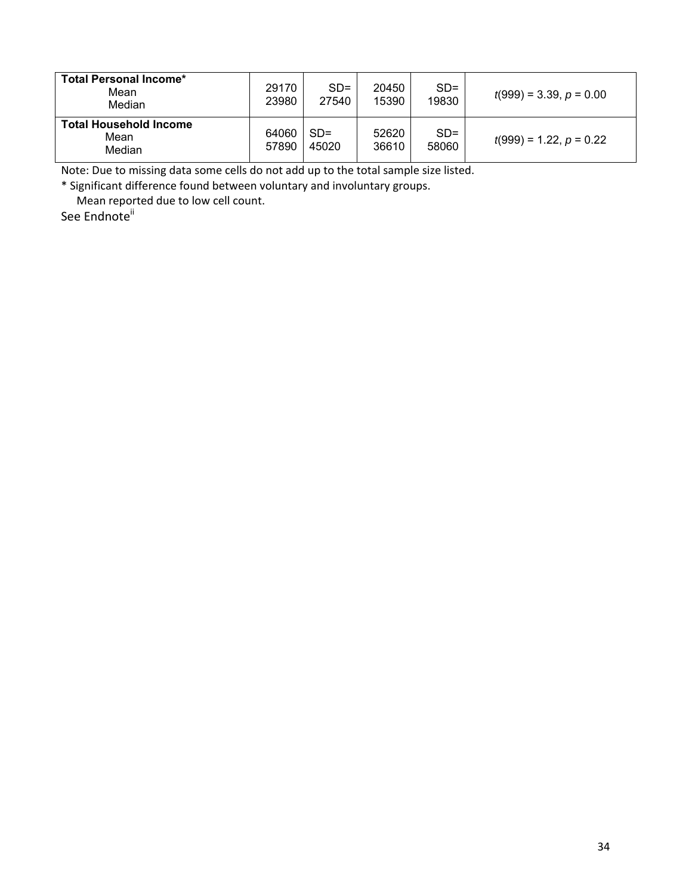| | | | | | |
|---|---|---|---|---|---|
| **Total Personal Income***<br>Mean<br>Median | 29170<br>23980 | SD=<br>27540 | 20450<br>15390 | SD=<br>19830 | $t(999) = 3.39, p = 0.00$ |
| **Total Household Income**<br>Mean<br>Median | 64060<br>57890 | SD=<br>45020 | 52620<br>36610 | SD=<br>58060 | $t(999) = 1.22, p = 0.22$ |

Note: Due to missing data some cells do not add up to the total sample size listed.

* Significant difference found between voluntary and involuntary groups.

Mean reported due to low cell count.

See Endnote[ii]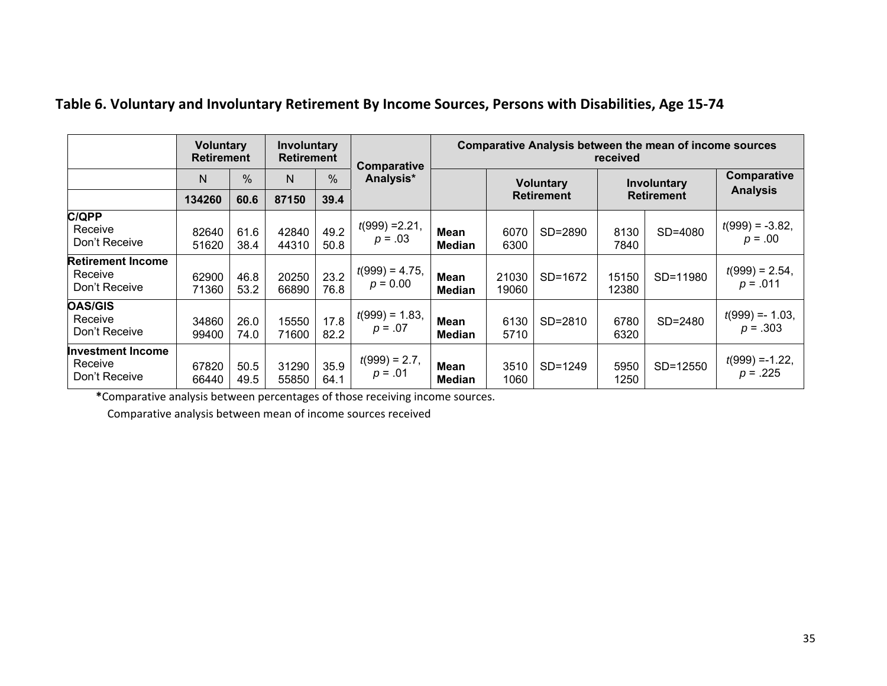**Table 6. Voluntary and Involuntary Retirement By Income Sources, Persons with Disabilities, Age 15-74**

| | Voluntary Retirement | | Involuntary Retirement | | Comparative Analysis* | Comparative Analysis between the mean of income sources received | | | | | |
|---|---|---|---|---|---|---|---|---|---|---|---|
| | N | % | N | % | | | Voluntary Retirement | | Involuntary Retirement | | Comparative Analysis |
| | **134260** | **60.6** | **87150** | **39.4** | | | | | | | |
| **C/QPP** | | | | | | | | | | | |
| Receive | 82640 | 61.6 | 42840 | 49.2 | $t(999) = 2.21$, $p = .03$ | **Mean** | 6070 | SD=2890 | 8130 | SD=4080 | $t(999) = -3.82$, $p = .00$ |
| Don't Receive | 51620 | 38.4 | 44310 | 50.8 | | **Median** | 6300 | | 7840 | | |
| **Retirement Income** | | | | | | | | | | | |
| Receive | 62900 | 46.8 | 20250 | 23.2 | $t(999) = 4.75$, $p = 0.00$ | **Mean** | 21030 | SD=1672 | 15150 | SD=11980 | $t(999) = 2.54$, $p = .011$ |
| Don't Receive | 71360 | 53.2 | 66890 | 76.8 | | **Median** | 19060 | | 12380 | | |
| **OAS/GIS** | | | | | | | | | | | |
| Receive | 34860 | 26.0 | 15550 | 17.8 | $t(999) = 1.83$, $p = .07$ | **Mean** | 6130 | SD=2810 | 6780 | SD=2480 | $t(999) = -1.03$, $p = .303$ |
| Don't Receive | 99400 | 74.0 | 71600 | 82.2 | | **Median** | 5710 | | 6320 | | |
| **Investment Income** | | | | | | | | | | | |
| Receive | 67820 | 50.5 | 31290 | 35.9 | $t(999) = 2.7$, $p = .01$ | **Mean** | 3510 | SD=1249 | 5950 | SD=12550 | $t(999) = -1.22$, $p = .225$ |
| Don't Receive | 66440 | 49.5 | 55850 | 64.1 | | **Median** | 1060 | | 1250 | | |

***Comparative analysis between percentages of those receiving income sources.**

Comparative analysis between mean of income sources received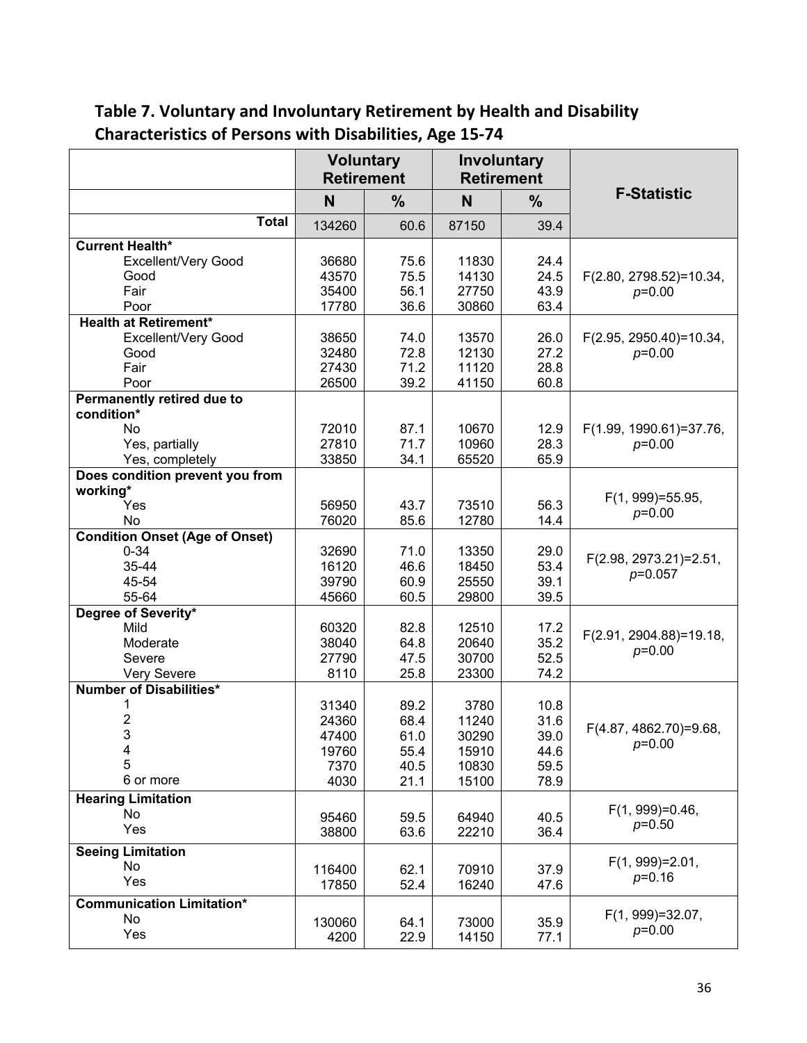## Table 7. Voluntary and Involuntary Retirement by Health and Disability Characteristics of Persons with Disabilities, Age 15-74

| | Voluntary Retirement | | Involuntary Retirement | | F-Statistic |
|---|---|---|---|---|---|
| | N | % | N | % | |
| **Total** | 134260 | 60.6 | 87150 | 39.4 | |
| **Current Health*** | | | | | |
| Excellent/Very Good | 36680 | 75.6 | 11830 | 24.4 | F(2.80, 2798.52)=10.34, *p*=0.00 |
| Good | 43570 | 75.5 | 14130 | 24.5 | |
| Fair | 35400 | 56.1 | 27750 | 43.9 | |
| Poor | 17780 | 36.6 | 30860 | 63.4 | |
| **Health at Retirement*** | | | | | |
| Excellent/Very Good | 38650 | 74.0 | 13570 | 26.0 | F(2.95, 2950.40)=10.34, *p*=0.00 |
| Good | 32480 | 72.8 | 12130 | 27.2 | |
| Fair | 27430 | 71.2 | 11120 | 28.8 | |
| Poor | 26500 | 39.2 | 41150 | 60.8 | |
| **Permanently retired due to condition*** | | | | | |
| No | 72010 | 87.1 | 10670 | 12.9 | F(1.99, 1990.61)=37.76, *p*=0.00 |
| Yes, partially | 27810 | 71.7 | 10960 | 28.3 | |
| Yes, completely | 33850 | 34.1 | 65520 | 65.9 | |
| **Does condition prevent you from working*** | | | | | |
| Yes | 56950 | 43.7 | 73510 | 56.3 | F(1, 999)=55.95, *p*=0.00 |
| No | 76020 | 85.6 | 12780 | 14.4 | |
| **Condition Onset (Age of Onset)** | | | | | |
| 0-34 | 32690 | 71.0 | 13350 | 29.0 | F(2.98, 2973.21)=2.51, *p*=0.057 |
| 35-44 | 16120 | 46.6 | 18450 | 53.4 | |
| 45-54 | 39790 | 60.9 | 25550 | 39.1 | |
| 55-64 | 45660 | 60.5 | 29800 | 39.5 | |
| **Degree of Severity*** | | | | | |
| Mild | 60320 | 82.8 | 12510 | 17.2 | F(2.91, 2904.88)=19.18, *p*=0.00 |
| Moderate | 38040 | 64.8 | 20640 | 35.2 | |
| Severe | 27790 | 47.5 | 30700 | 52.5 | |
| Very Severe | 8110 | 25.8 | 23300 | 74.2 | |
| **Number of Disabilities*** | | | | | |
| 1 | 31340 | 89.2 | 3780 | 10.8 | F(4.87, 4862.70)=9.68, *p*=0.00 |
| 2 | 24360 | 68.4 | 11240 | 31.6 | |
| 3 | 47400 | 61.0 | 30290 | 39.0 | |
| 4 | 19760 | 55.4 | 15910 | 44.6 | |
| 5 | 7370 | 40.5 | 10830 | 59.5 | |
| 6 or more | 4030 | 21.1 | 15100 | 78.9 | |
| **Hearing Limitation** | | | | | |
| No | 95460 | 59.5 | 64940 | 40.5 | F(1, 999)=0.46, *p*=0.50 |
| Yes | 38800 | 63.6 | 22210 | 36.4 | |
| **Seeing Limitation** | | | | | |
| No | 116400 | 62.1 | 70910 | 37.9 | F(1, 999)=2.01, *p*=0.16 |
| Yes | 17850 | 52.4 | 16240 | 47.6 | |
| **Communication Limitation*** | | | | | |
| No | 130060 | 64.1 | 73000 | 35.9 | F(1, 999)=32.07, *p*=0.00 |
| Yes | 4200 | 22.9 | 14150 | 77.1 | |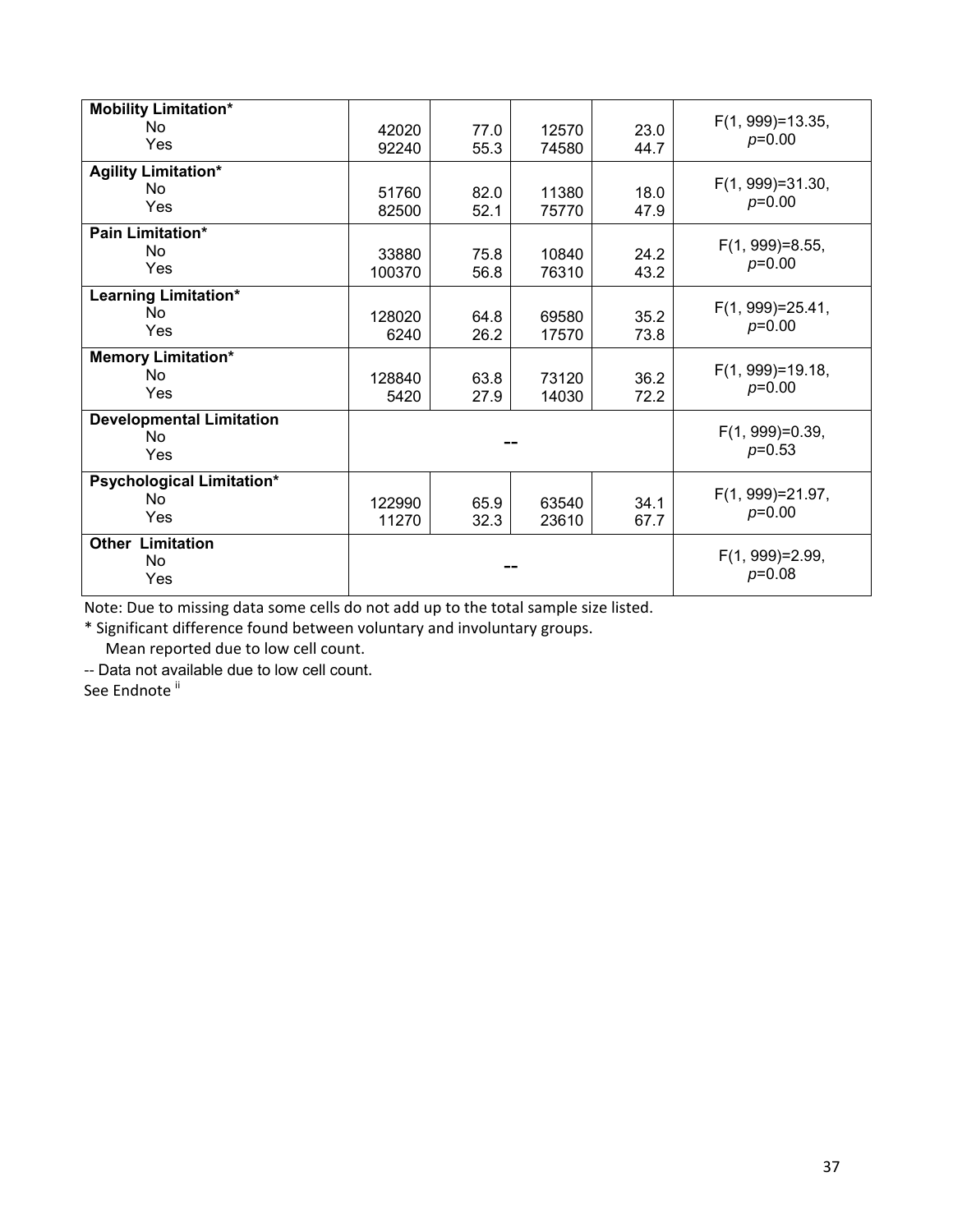| | | | | | |
|---|---|---|---|---|---|
| **Mobility Limitation*** <br> No <br> Yes | 42020 <br> 92240 | 77.0 <br> 55.3 | 12570 <br> 74580 | 23.0 <br> 44.7 | F(1, 999)=13.35, *p*=0.00 |
| **Agility Limitation*** <br> No <br> Yes | 51760 <br> 82500 | 82.0 <br> 52.1 | 11380 <br> 75770 | 18.0 <br> 47.9 | F(1, 999)=31.30, *p*=0.00 |
| **Pain Limitation*** <br> No <br> Yes | 33880 <br> 100370 | 75.8 <br> 56.8 | 10840 <br> 76310 | 24.2 <br> 43.2 | F(1, 999)=8.55, *p*=0.00 |
| **Learning Limitation*** <br> No <br> Yes | 128020 <br> 6240 | 64.8 <br> 26.2 | 69580 <br> 17570 | 35.2 <br> 73.8 | F(1, 999)=25.41, *p*=0.00 |
| **Memory Limitation*** <br> No <br> Yes | 128840 <br> 5420 | 63.8 <br> 27.9 | 73120 <br> 14030 | 36.2 <br> 72.2 | F(1, 999)=19.18, *p*=0.00 |
| **Developmental Limitation** <br> No <br> Yes | -- | | | | F(1, 999)=0.39, *p*=0.53 |
| **Psychological Limitation*** <br> No <br> Yes | 122990 <br> 11270 | 65.9 <br> 32.3 | 63540 <br> 23610 | 34.1 <br> 67.7 | F(1, 999)=21.97, *p*=0.00 |
| **Other Limitation** <br> No <br> Yes | -- | | | | F(1, 999)=2.99, *p*=0.08 |

Note: Due to missing data some cells do not add up to the total sample size listed.
* Significant difference found between voluntary and involuntary groups.
Mean reported due to low cell count.
-- Data not available due to low cell count.
See Endnote [ii]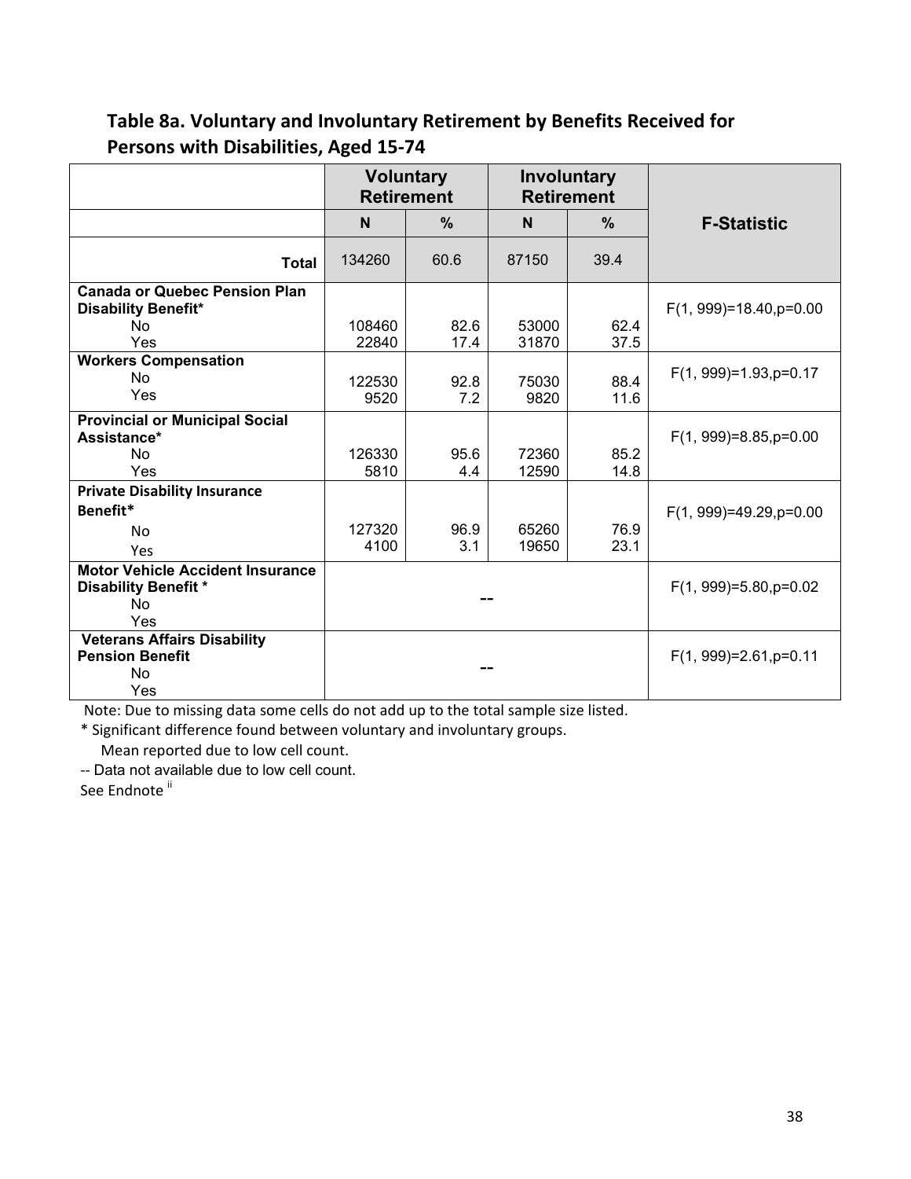## Table 8a. Voluntary and Involuntary Retirement by Benefits Received for Persons with Disabilities, Aged 15-74

| | Voluntary Retirement | | Involuntary Retirement | | |
|---|---|---|---|---|---|
| | **N** | **%** | **N** | **%** | **F-Statistic** |
| **Total** | 134260 | 60.6 | 87150 | 39.4 | |
| **Canada or Quebec Pension Plan Disability Benefit*** | | | | | F(1, 999)=18.40,p=0.00 |
| No | 108460 | 82.6 | 53000 | 62.4 | |
| Yes | 22840 | 17.4 | 31870 | 37.5 | |
| **Workers Compensation** | | | | | F(1, 999)=1.93,p=0.17 |
| No | 122530 | 92.8 | 75030 | 88.4 | |
| Yes | 9520 | 7.2 | 9820 | 11.6 | |
| **Provincial or Municipal Social Assistance*** | | | | | F(1, 999)=8.85,p=0.00 |
| No | 126330 | 95.6 | 72360 | 85.2 | |
| Yes | 5810 | 4.4 | 12590 | 14.8 | |
| **Private Disability Insurance Benefit*** | | | | | F(1, 999)=49.29,p=0.00 |
| No | 127320 | 96.9 | 65260 | 76.9 | |
| Yes | 4100 | 3.1 | 19650 | 23.1 | |
| **Motor Vehicle Accident Insurance Disability Benefit *** | -- | | | | F(1, 999)=5.80,p=0.02 |
| No | | | | | |
| Yes | | | | | |
| **Veterans Affairs Disability Pension Benefit** | -- | | | | F(1, 999)=2.61,p=0.11 |
| No | | | | | |
| Yes | | | | | |

Note: Due to missing data some cells do not add up to the total sample size listed.

* Significant difference found between voluntary and involuntary groups.

Mean reported due to low cell count.

-- Data not available due to low cell count.

See Endnote [ii]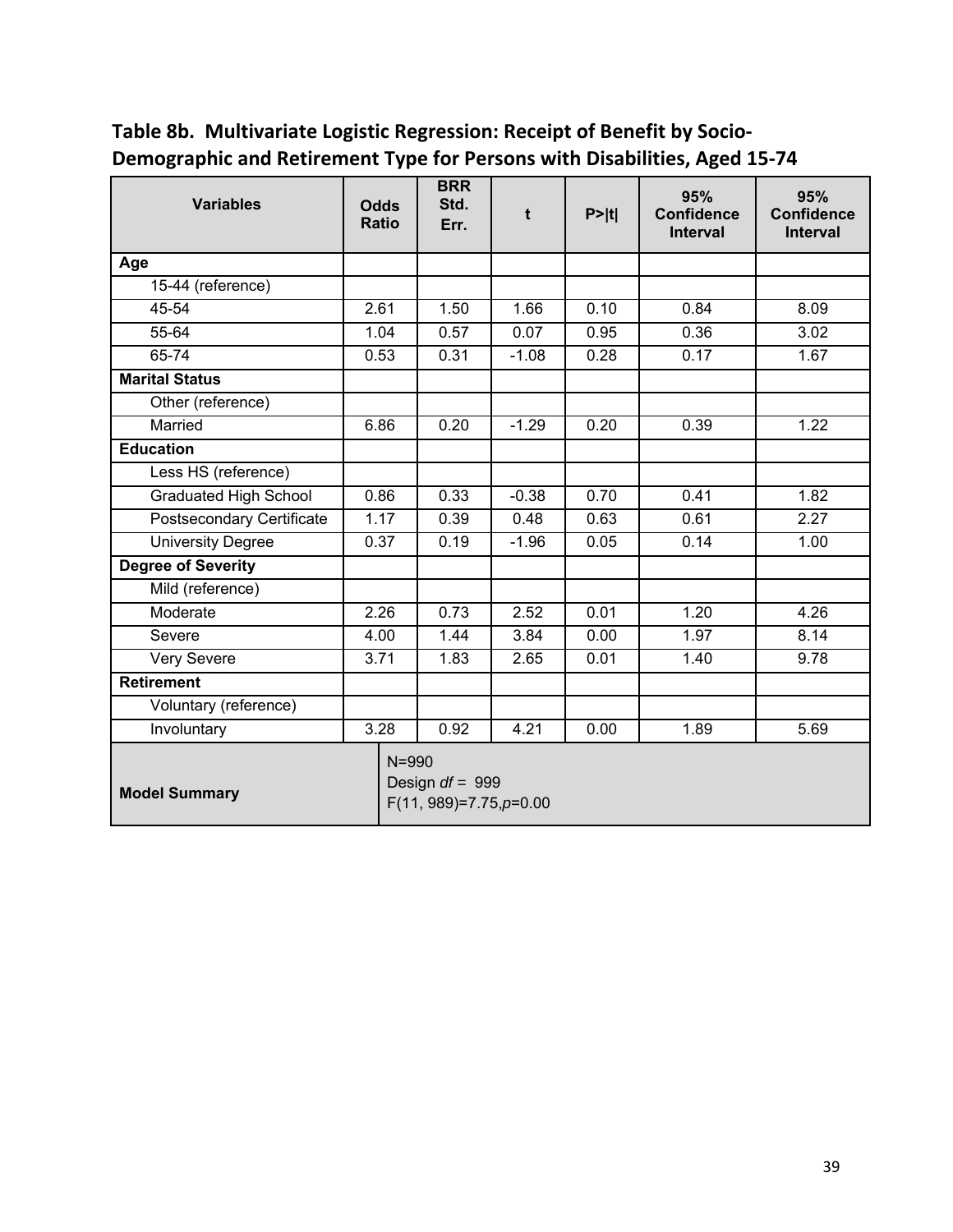**Table 8b. Multivariate Logistic Regression: Receipt of Benefit by Socio-Demographic and Retirement Type for Persons with Disabilities, Aged 15-74**

| Variables | Odds Ratio | BRR Std. Err. | t | P>\|t\| | 95% Confidence Interval | 95% Confidence Interval |
|---|---|---|---|---|---|---|
| **Age** | | | | | | |
| 15-44 (reference) | | | | | | |
| 45-54 | 2.61 | 1.50 | 1.66 | 0.10 | 0.84 | 8.09 |
| 55-64 | 1.04 | 0.57 | 0.07 | 0.95 | 0.36 | 3.02 |
| 65-74 | 0.53 | 0.31 | -1.08 | 0.28 | 0.17 | 1.67 |
| **Marital Status** | | | | | | |
| Other (reference) | | | | | | |
| Married | 6.86 | 0.20 | -1.29 | 0.20 | 0.39 | 1.22 |
| **Education** | | | | | | |
| Less HS (reference) | | | | | | |
| Graduated High School | 0.86 | 0.33 | -0.38 | 0.70 | 0.41 | 1.82 |
| Postsecondary Certificate | 1.17 | 0.39 | 0.48 | 0.63 | 0.61 | 2.27 |
| University Degree | 0.37 | 0.19 | -1.96 | 0.05 | 0.14 | 1.00 |
| **Degree of Severity** | | | | | | |
| Mild (reference) | | | | | | |
| Moderate | 2.26 | 0.73 | 2.52 | 0.01 | 1.20 | 4.26 |
| Severe | 4.00 | 1.44 | 3.84 | 0.00 | 1.97 | 8.14 |
| Very Severe | 3.71 | 1.83 | 2.65 | 0.01 | 1.40 | 9.78 |
| **Retirement** | | | | | | |
| Voluntary (reference) | | | | | | |
| Involuntary | 3.28 | 0.92 | 4.21 | 0.00 | 1.89 | 5.69 |
| **Model Summary** | N=990<br>Design *df* = 999<br>$F(11, 989)=7.75, p=0.00$ | | | | | |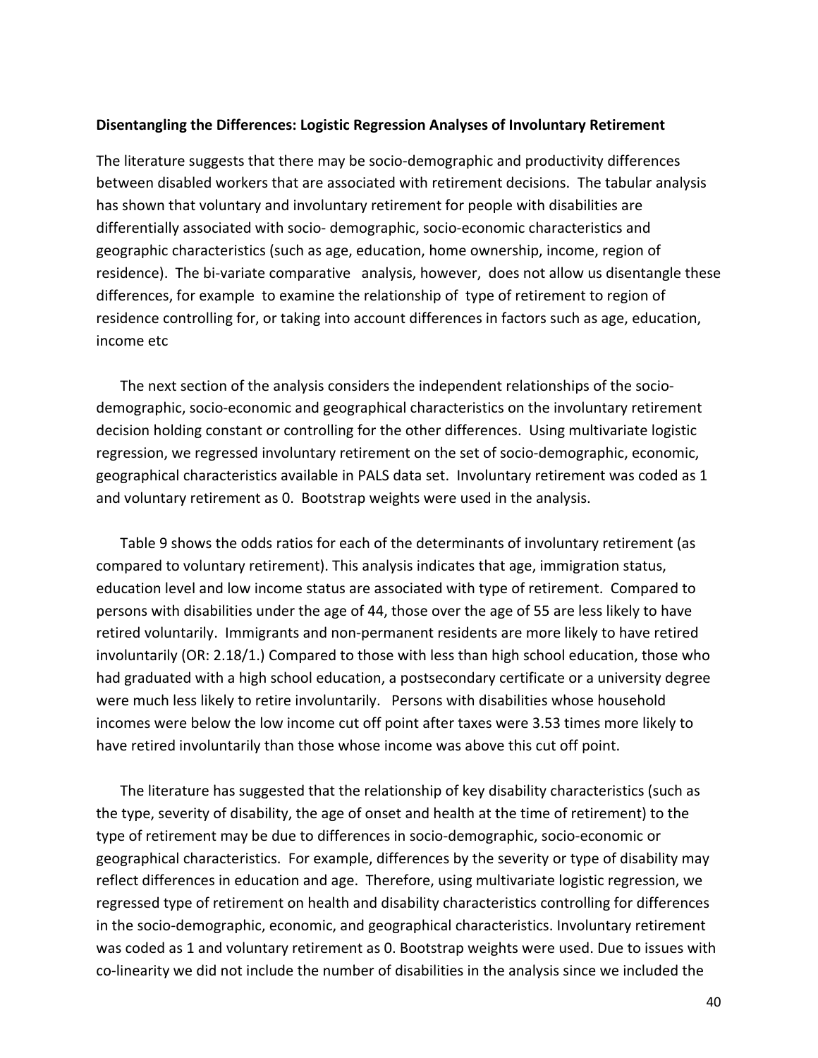**Disentangling the Differences: Logistic Regression Analyses of Involuntary Retirement**

The literature suggests that there may be socio-demographic and productivity differences between disabled workers that are associated with retirement decisions. The tabular analysis has shown that voluntary and involuntary retirement for people with disabilities are differentially associated with socio- demographic, socio-economic characteristics and geographic characteristics (such as age, education, home ownership, income, region of residence). The bi-variate comparative analysis, however, does not allow us disentangle these differences, for example to examine the relationship of type of retirement to region of residence controlling for, or taking into account differences in factors such as age, education, income etc

The next section of the analysis considers the independent relationships of the socio-demographic, socio-economic and geographical characteristics on the involuntary retirement decision holding constant or controlling for the other differences. Using multivariate logistic regression, we regressed involuntary retirement on the set of socio-demographic, economic, geographical characteristics available in PALS data set. Involuntary retirement was coded as 1 and voluntary retirement as 0. Bootstrap weights were used in the analysis.

Table 9 shows the odds ratios for each of the determinants of involuntary retirement (as compared to voluntary retirement). This analysis indicates that age, immigration status, education level and low income status are associated with type of retirement. Compared to persons with disabilities under the age of 44, those over the age of 55 are less likely to have retired voluntarily. Immigrants and non-permanent residents are more likely to have retired involuntarily (OR: 2.18/1.) Compared to those with less than high school education, those who had graduated with a high school education, a postsecondary certificate or a university degree were much less likely to retire involuntarily. Persons with disabilities whose household incomes were below the low income cut off point after taxes were 3.53 times more likely to have retired involuntarily than those whose income was above this cut off point.

The literature has suggested that the relationship of key disability characteristics (such as the type, severity of disability, the age of onset and health at the time of retirement) to the type of retirement may be due to differences in socio-demographic, socio-economic or geographical characteristics. For example, differences by the severity or type of disability may reflect differences in education and age. Therefore, using multivariate logistic regression, we regressed type of retirement on health and disability characteristics controlling for differences in the socio-demographic, economic, and geographical characteristics. Involuntary retirement was coded as 1 and voluntary retirement as 0. Bootstrap weights were used. Due to issues with co-linearity we did not include the number of disabilities in the analysis since we included the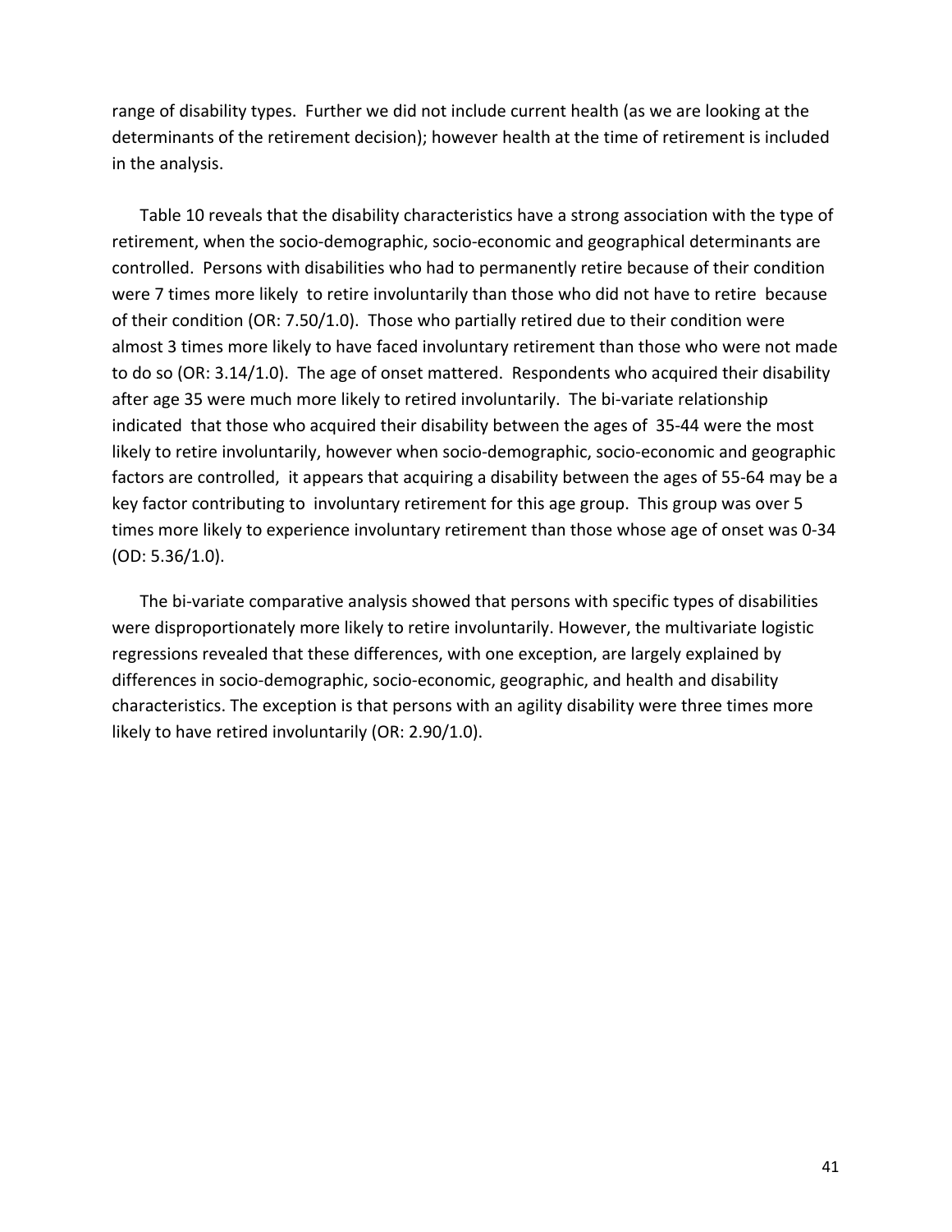range of disability types. Further we did not include current health (as we are looking at the determinants of the retirement decision); however health at the time of retirement is included in the analysis.

Table 10 reveals that the disability characteristics have a strong association with the type of retirement, when the socio-demographic, socio-economic and geographical determinants are controlled. Persons with disabilities who had to permanently retire because of their condition were 7 times more likely to retire involuntarily than those who did not have to retire because of their condition (OR: 7.50/1.0). Those who partially retired due to their condition were almost 3 times more likely to have faced involuntary retirement than those who were not made to do so (OR: 3.14/1.0). The age of onset mattered. Respondents who acquired their disability after age 35 were much more likely to retired involuntarily. The bi-variate relationship indicated that those who acquired their disability between the ages of 35-44 were the most likely to retire involuntarily, however when socio-demographic, socio-economic and geographic factors are controlled, it appears that acquiring a disability between the ages of 55-64 may be a key factor contributing to involuntary retirement for this age group. This group was over 5 times more likely to experience involuntary retirement than those whose age of onset was 0-34 (OD: 5.36/1.0).

The bi-variate comparative analysis showed that persons with specific types of disabilities were disproportionately more likely to retire involuntarily. However, the multivariate logistic regressions revealed that these differences, with one exception, are largely explained by differences in socio-demographic, socio-economic, geographic, and health and disability characteristics. The exception is that persons with an agility disability were three times more likely to have retired involuntarily (OR: 2.90/1.0).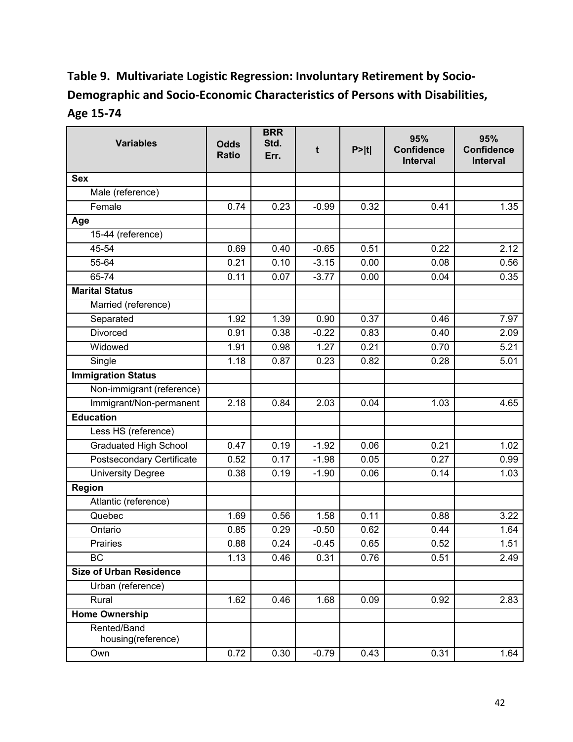**Table 9. Multivariate Logistic Regression: Involuntary Retirement by Socio-Demographic and Socio-Economic Characteristics of Persons with Disabilities, Age 15-74**

| Variables | Odds Ratio | BRR Std. Err. | t | P>\|t\| | 95% Confidence Interval | 95% Confidence Interval |
|---|---|---|---|---|---|---|
| **Sex** | | | | | | |
| Male (reference) | | | | | | |
| Female | 0.74 | 0.23 | -0.99 | 0.32 | 0.41 | 1.35 |
| **Age** | | | | | | |
| 15-44 (reference) | | | | | | |
| 45-54 | 0.69 | 0.40 | -0.65 | 0.51 | 0.22 | 2.12 |
| 55-64 | 0.21 | 0.10 | -3.15 | 0.00 | 0.08 | 0.56 |
| 65-74 | 0.11 | 0.07 | -3.77 | 0.00 | 0.04 | 0.35 |
| **Marital Status** | | | | | | |
| Married (reference) | | | | | | |
| Separated | 1.92 | 1.39 | 0.90 | 0.37 | 0.46 | 7.97 |
| Divorced | 0.91 | 0.38 | -0.22 | 0.83 | 0.40 | 2.09 |
| Widowed | 1.91 | 0.98 | 1.27 | 0.21 | 0.70 | 5.21 |
| Single | 1.18 | 0.87 | 0.23 | 0.82 | 0.28 | 5.01 |
| **Immigration Status** | | | | | | |
| Non-immigrant (reference) | | | | | | |
| Immigrant/Non-permanent | 2.18 | 0.84 | 2.03 | 0.04 | 1.03 | 4.65 |
| **Education** | | | | | | |
| Less HS (reference) | | | | | | |
| Graduated High School | 0.47 | 0.19 | -1.92 | 0.06 | 0.21 | 1.02 |
| Postsecondary Certificate | 0.52 | 0.17 | -1.98 | 0.05 | 0.27 | 0.99 |
| University Degree | 0.38 | 0.19 | -1.90 | 0.06 | 0.14 | 1.03 |
| **Region** | | | | | | |
| Atlantic (reference) | | | | | | |
| Quebec | 1.69 | 0.56 | 1.58 | 0.11 | 0.88 | 3.22 |
| Ontario | 0.85 | 0.29 | -0.50 | 0.62 | 0.44 | 1.64 |
| Prairies | 0.88 | 0.24 | -0.45 | 0.65 | 0.52 | 1.51 |
| BC | 1.13 | 0.46 | 0.31 | 0.76 | 0.51 | 2.49 |
| **Size of Urban Residence** | | | | | | |
| Urban (reference) | | | | | | |
| Rural | 1.62 | 0.46 | 1.68 | 0.09 | 0.92 | 2.83 |
| **Home Ownership** | | | | | | |
| Rented/Band housing(reference) | | | | | | |
| Own | 0.72 | 0.30 | -0.79 | 0.43 | 0.31 | 1.64 |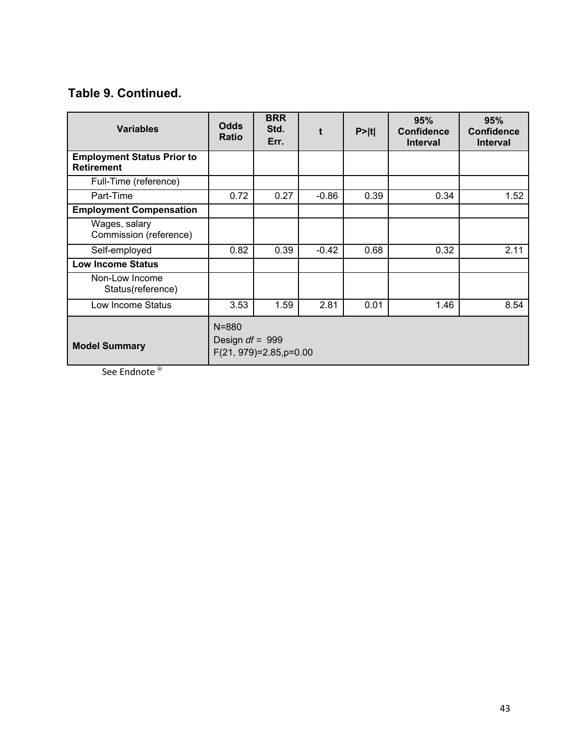## Table 9. Continued.

| Variables | Odds Ratio | BRR Std. Err. | t | P>\|t\| | 95% Confidence Interval | 95% Confidence Interval |
|---|---|---|---|---|---|---|
| **Employment Status Prior to Retirement** | | | | | | |
| Full-Time (reference) | | | | | | |
| Part-Time | 0.72 | 0.27 | -0.86 | 0.39 | 0.34 | 1.52 |
| **Employment Compensation** | | | | | | |
| Wages, salary Commission (reference) | | | | | | |
| Self-employed | 0.82 | 0.39 | -0.42 | 0.68 | 0.32 | 2.11 |
| **Low Income Status** | | | | | | |
| Non-Low Income Status(reference) | | | | | | |
| Low Income Status | 3.53 | 1.59 | 2.81 | 0.01 | 1.46 | 8.54 |
| **Model Summary** | N=880<br>Design *df* = 999<br>F(21, 979)=2.85,p=0.00 | | | | | |

See Endnote [iii]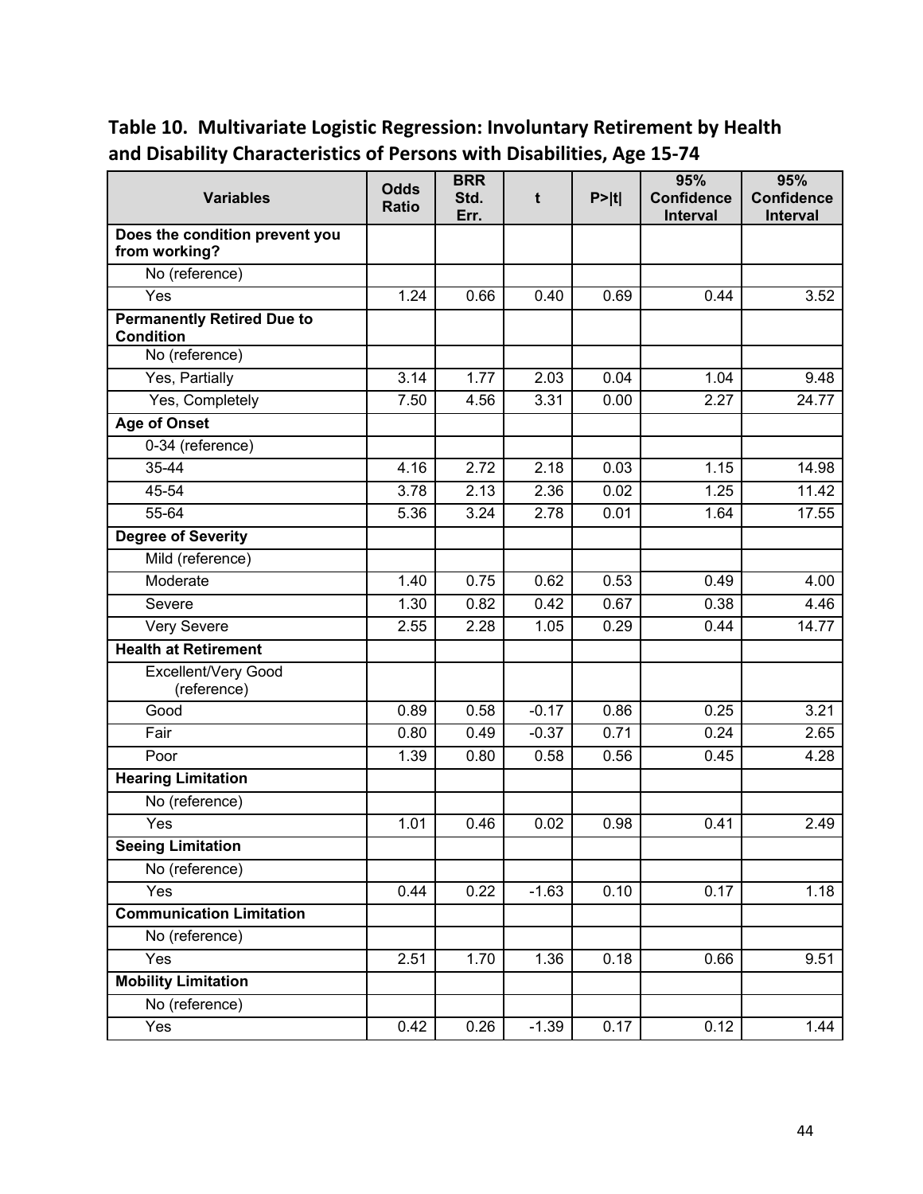## Table 10. Multivariate Logistic Regression: Involuntary Retirement by Health and Disability Characteristics of Persons with Disabilities, Age 15-74

| Variables | Odds Ratio | BRR Std. Err. | t | P>\|t\| | 95% Confidence Interval | 95% Confidence Interval |
|---|---|---|---|---|---|---|
| **Does the condition prevent you from working?** | | | | | | |
| No (reference) | | | | | | |
| Yes | 1.24 | 0.66 | 0.40 | 0.69 | 0.44 | 3.52 |
| **Permanently Retired Due to Condition** | | | | | | |
| No (reference) | | | | | | |
| Yes, Partially | 3.14 | 1.77 | 2.03 | 0.04 | 1.04 | 9.48 |
| Yes, Completely | 7.50 | 4.56 | 3.31 | 0.00 | 2.27 | 24.77 |
| **Age of Onset** | | | | | | |
| 0-34 (reference) | | | | | | |
| 35-44 | 4.16 | 2.72 | 2.18 | 0.03 | 1.15 | 14.98 |
| 45-54 | 3.78 | 2.13 | 2.36 | 0.02 | 1.25 | 11.42 |
| 55-64 | 5.36 | 3.24 | 2.78 | 0.01 | 1.64 | 17.55 |
| **Degree of Severity** | | | | | | |
| Mild (reference) | | | | | | |
| Moderate | 1.40 | 0.75 | 0.62 | 0.53 | 0.49 | 4.00 |
| Severe | 1.30 | 0.82 | 0.42 | 0.67 | 0.38 | 4.46 |
| Very Severe | 2.55 | 2.28 | 1.05 | 0.29 | 0.44 | 14.77 |
| **Health at Retirement** | | | | | | |
| Excellent/Very Good (reference) | | | | | | |
| Good | 0.89 | 0.58 | -0.17 | 0.86 | 0.25 | 3.21 |
| Fair | 0.80 | 0.49 | -0.37 | 0.71 | 0.24 | 2.65 |
| Poor | 1.39 | 0.80 | 0.58 | 0.56 | 0.45 | 4.28 |
| **Hearing Limitation** | | | | | | |
| No (reference) | | | | | | |
| Yes | 1.01 | 0.46 | 0.02 | 0.98 | 0.41 | 2.49 |
| **Seeing Limitation** | | | | | | |
| No (reference) | | | | | | |
| Yes | 0.44 | 0.22 | -1.63 | 0.10 | 0.17 | 1.18 |
| **Communication Limitation** | | | | | | |
| No (reference) | | | | | | |
| Yes | 2.51 | 1.70 | 1.36 | 0.18 | 0.66 | 9.51 |
| **Mobility Limitation** | | | | | | |
| No (reference) | | | | | | |
| Yes | 0.42 | 0.26 | -1.39 | 0.17 | 0.12 | 1.44 |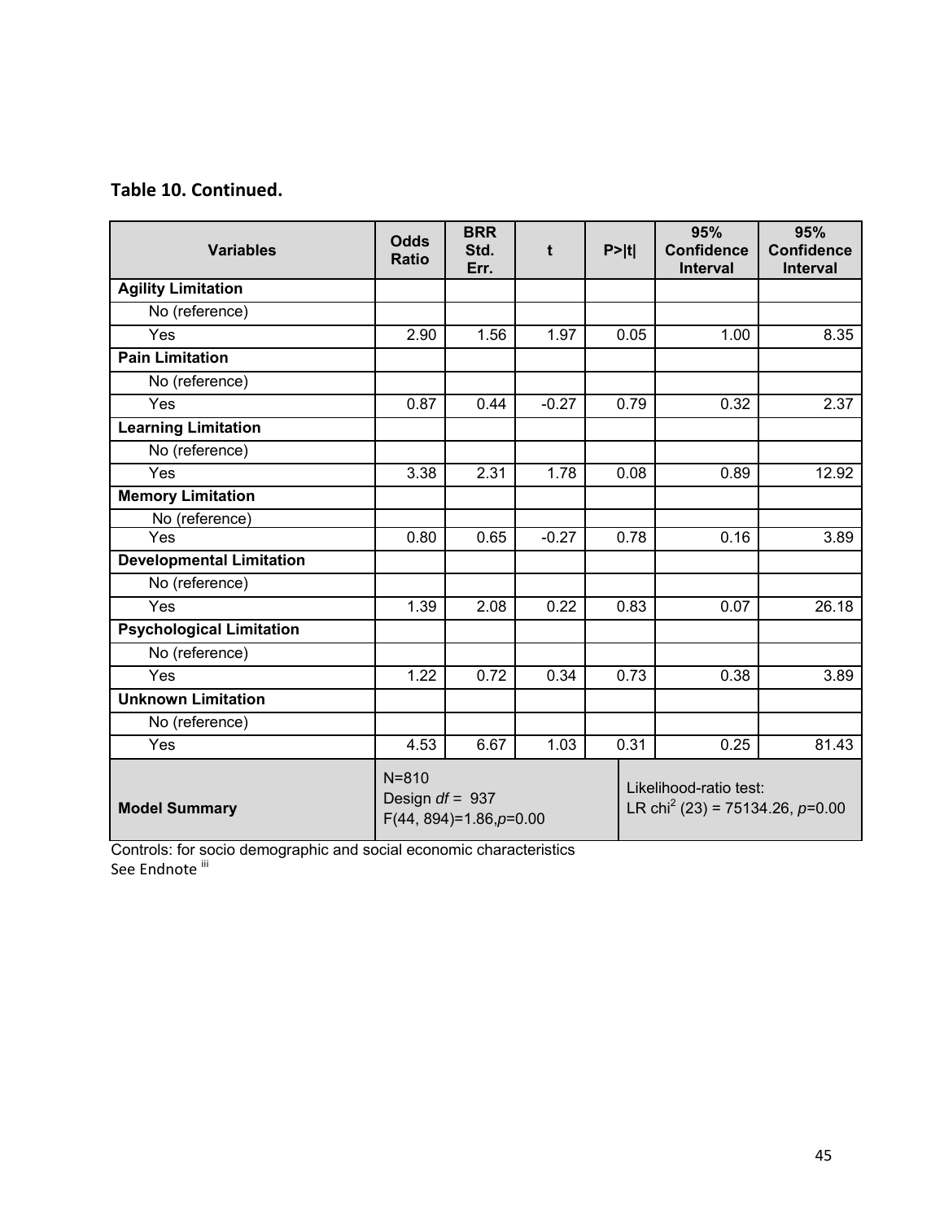**Table 10. Continued.**

| Variables | Odds Ratio | BRR Std. Err. | t | P>\|t\| | 95% Confidence Interval | 95% Confidence Interval |
|---|---|---|---|---|---|---|
| **Agility Limitation** | | | | | | |
| No (reference) | | | | | | |
| Yes | 2.90 | 1.56 | 1.97 | 0.05 | 1.00 | 8.35 |
| **Pain Limitation** | | | | | | |
| No (reference) | | | | | | |
| Yes | 0.87 | 0.44 | -0.27 | 0.79 | 0.32 | 2.37 |
| **Learning Limitation** | | | | | | |
| No (reference) | | | | | | |
| Yes | 3.38 | 2.31 | 1.78 | 0.08 | 0.89 | 12.92 |
| **Memory Limitation** | | | | | | |
| No (reference) | | | | | | |
| Yes | 0.80 | 0.65 | -0.27 | 0.78 | 0.16 | 3.89 |
| **Developmental Limitation** | | | | | | |
| No (reference) | | | | | | |
| Yes | 1.39 | 2.08 | 0.22 | 0.83 | 0.07 | 26.18 |
| **Psychological Limitation** | | | | | | |
| No (reference) | | | | | | |
| Yes | 1.22 | 0.72 | 0.34 | 0.73 | 0.38 | 3.89 |
| **Unknown Limitation** | | | | | | |
| No (reference) | | | | | | |
| Yes | 4.53 | 6.67 | 1.03 | 0.31 | 0.25 | 81.43 |
| **Model Summary** | N=810<br>Design *df* = 937<br>F(44, 894)=1.86,*p*=0.00 | | | Likelihood-ratio test:<br>LR $chi^2$ (23) = 75134.26, *p*=0.00 | | |

Controls: for socio demographic and social economic characteristics
See Endnote [iii]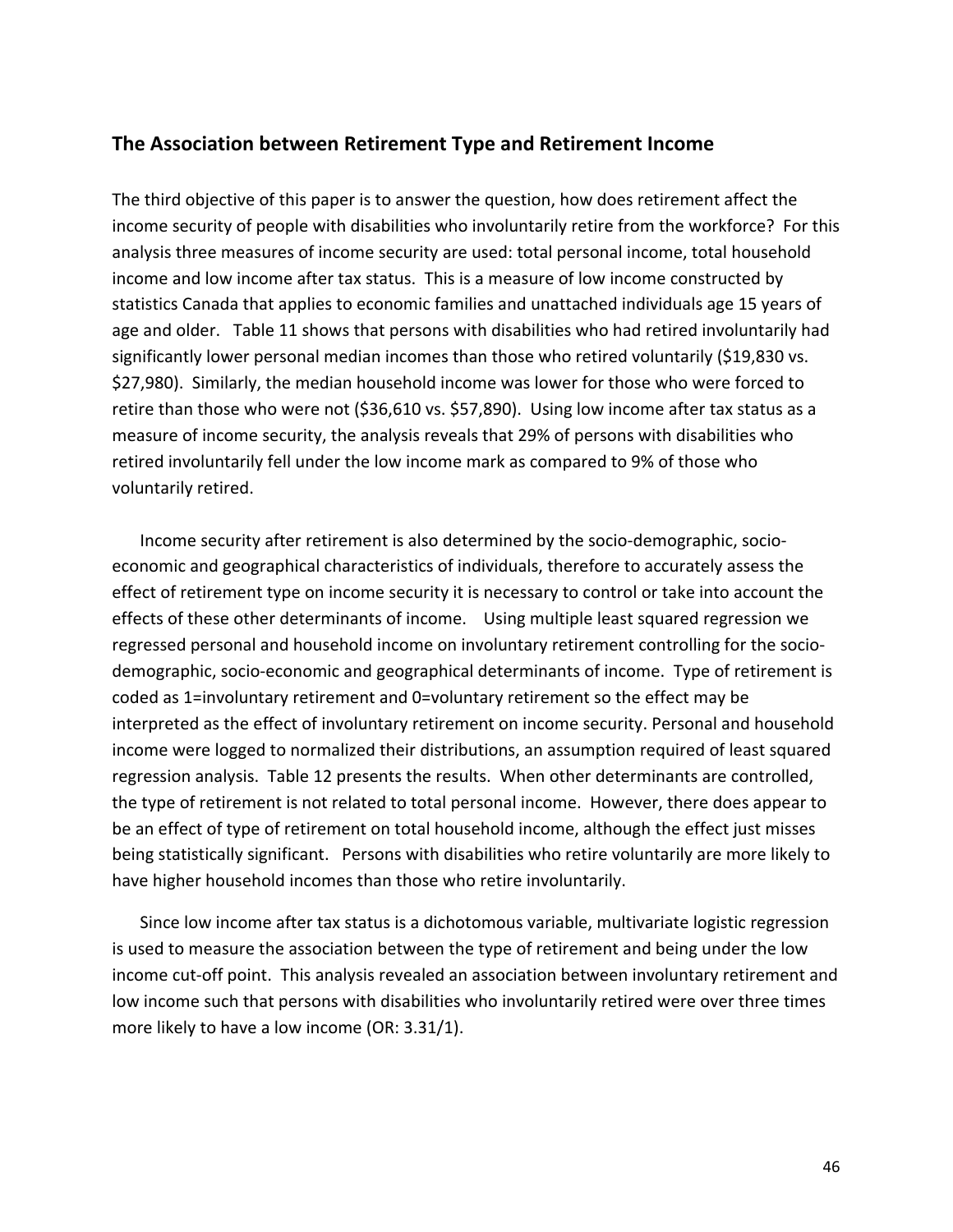## The Association between Retirement Type and Retirement Income

The third objective of this paper is to answer the question, how does retirement affect the income security of people with disabilities who involuntarily retire from the workforce? For this analysis three measures of income security are used: total personal income, total household income and low income after tax status. This is a measure of low income constructed by statistics Canada that applies to economic families and unattached individuals age 15 years of age and older. Table 11 shows that persons with disabilities who had retired involuntarily had significantly lower personal median incomes than those who retired voluntarily ($19,830 vs. $27,980). Similarly, the median household income was lower for those who were forced to retire than those who were not ($36,610 vs. $57,890). Using low income after tax status as a measure of income security, the analysis reveals that 29% of persons with disabilities who retired involuntarily fell under the low income mark as compared to 9% of those who voluntarily retired.

Income security after retirement is also determined by the socio-demographic, socio-economic and geographical characteristics of individuals, therefore to accurately assess the effect of retirement type on income security it is necessary to control or take into account the effects of these other determinants of income. Using multiple least squared regression we regressed personal and household income on involuntary retirement controlling for the socio-demographic, socio-economic and geographical determinants of income. Type of retirement is coded as 1=involuntary retirement and 0=voluntary retirement so the effect may be interpreted as the effect of involuntary retirement on income security. Personal and household income were logged to normalized their distributions, an assumption required of least squared regression analysis. Table 12 presents the results. When other determinants are controlled, the type of retirement is not related to total personal income. However, there does appear to be an effect of type of retirement on total household income, although the effect just misses being statistically significant. Persons with disabilities who retire voluntarily are more likely to have higher household incomes than those who retire involuntarily.

Since low income after tax status is a dichotomous variable, multivariate logistic regression is used to measure the association between the type of retirement and being under the low income cut-off point. This analysis revealed an association between involuntary retirement and low income such that persons with disabilities who involuntarily retired were over three times more likely to have a low income (OR: 3.31/1).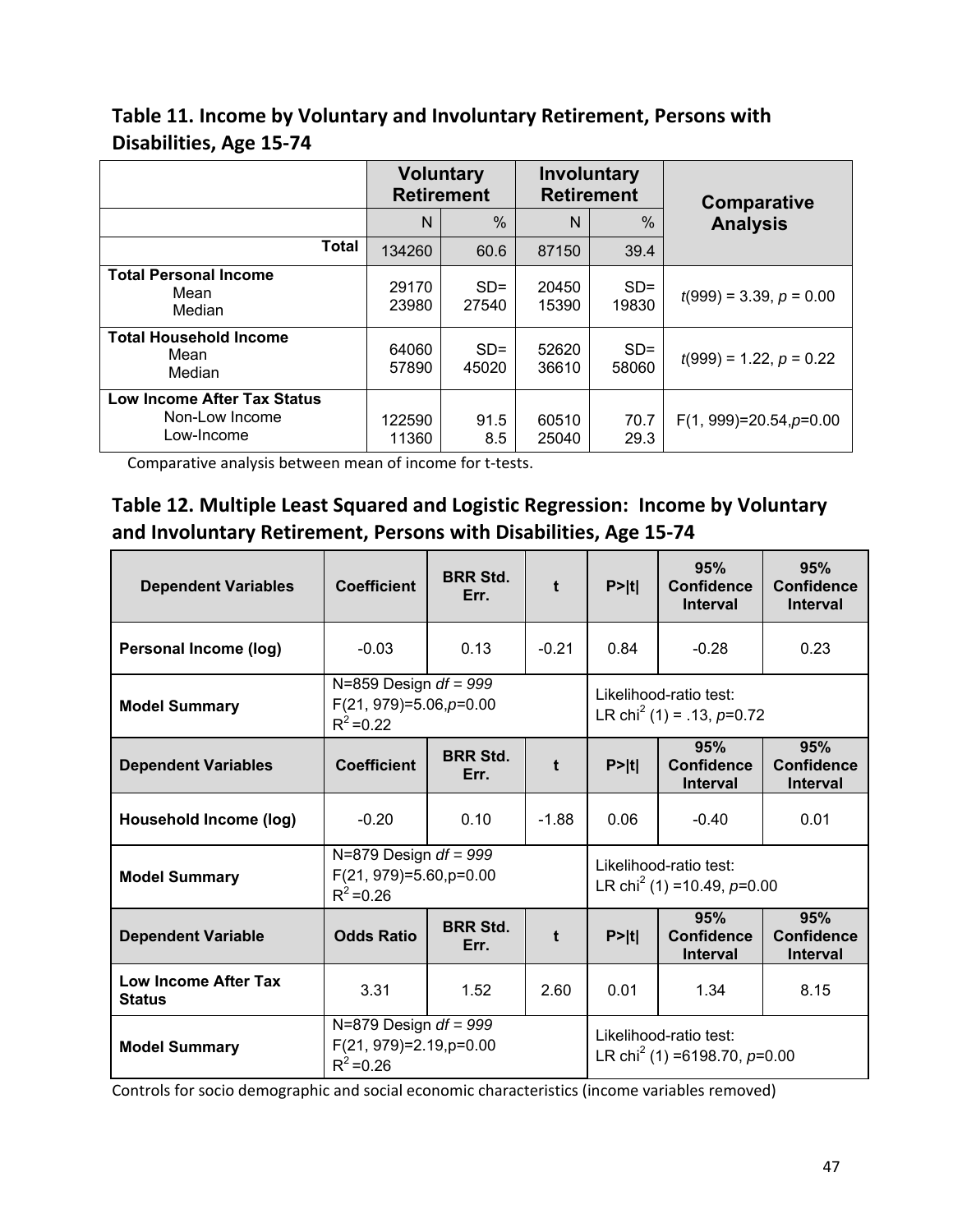**Table 11. Income by Voluntary and Involuntary Retirement, Persons with Disabilities, Age 15-74**

| | Voluntary Retirement | | Involuntary Retirement | | Comparative Analysis |
|---|---|---|---|---|---|
| | N | % | N | % | |
| **Total** | 134260 | 60.6 | 87150 | 39.4 | |
| **Total Personal Income**<br>Mean<br>Median | 29170<br>23980 | SD=<br>27540 | 20450<br>15390 | SD=<br>19830 | $t(999) = 3.39$, $p = 0.00$ |
| **Total Household Income**<br>Mean<br>Median | 64060<br>57890 | SD=<br>45020 | 52620<br>36610 | SD=<br>58060 | $t(999) = 1.22$, $p = 0.22$ |
| **Low Income After Tax Status**<br>Non-Low Income<br>Low-Income | 122590<br>11360 | 91.5<br>8.5 | 60510<br>25040 | 70.7<br>29.3 | $F(1, 999)=20.54, p=0.00$ |

Comparative analysis between mean of income for t-tests.

**Table 12. Multiple Least Squared and Logistic Regression: Income by Voluntary and Involuntary Retirement, Persons with Disabilities, Age 15-74**

| Dependent Variables | Coefficient | BRR Std. Err. | t | P>\|t\| | 95% Confidence Interval | 95% Confidence Interval |
|---|---|---|---|---|---|---|
| **Personal Income (log)** | -0.03 | 0.13 | -0.21 | 0.84 | -0.28 | 0.23 |
| **Model Summary** | N=859 Design *df = 999*<br>$F(21, 979)=5.06, p=0.00$<br>$R^2=0.22$ | | | Likelihood-ratio test:<br>LR $chi^2$ (1) = .13, $p=0.72$ | | |
| **Dependent Variables** | **Coefficient** | **BRR Std. Err.** | **t** | **P>\|t\|** | **95% Confidence Interval** | **95% Confidence Interval** |
| **Household Income (log)** | -0.20 | 0.10 | -1.88 | 0.06 | -0.40 | 0.01 |
| **Model Summary** | N=879 Design *df = 999*<br>$F(21, 979)=5.60, p=0.00$<br>$R^2=0.26$ | | | Likelihood-ratio test:<br>LR $chi^2$ (1) =10.49, $p=0.00$ | | |
| **Dependent Variable** | **Odds Ratio** | **BRR Std. Err.** | **t** | **P>\|t\|** | **95% Confidence Interval** | **95% Confidence Interval** |
| **Low Income After Tax Status** | 3.31 | 1.52 | 2.60 | 0.01 | 1.34 | 8.15 |
| **Model Summary** | N=879 Design *df = 999*<br>$F(21, 979)=2.19, p=0.00$<br>$R^2=0.26$ | | | Likelihood-ratio test:<br>LR $chi^2$ (1) =6198.70, $p=0.00$ | | |

Controls for socio demographic and social economic characteristics (income variables removed)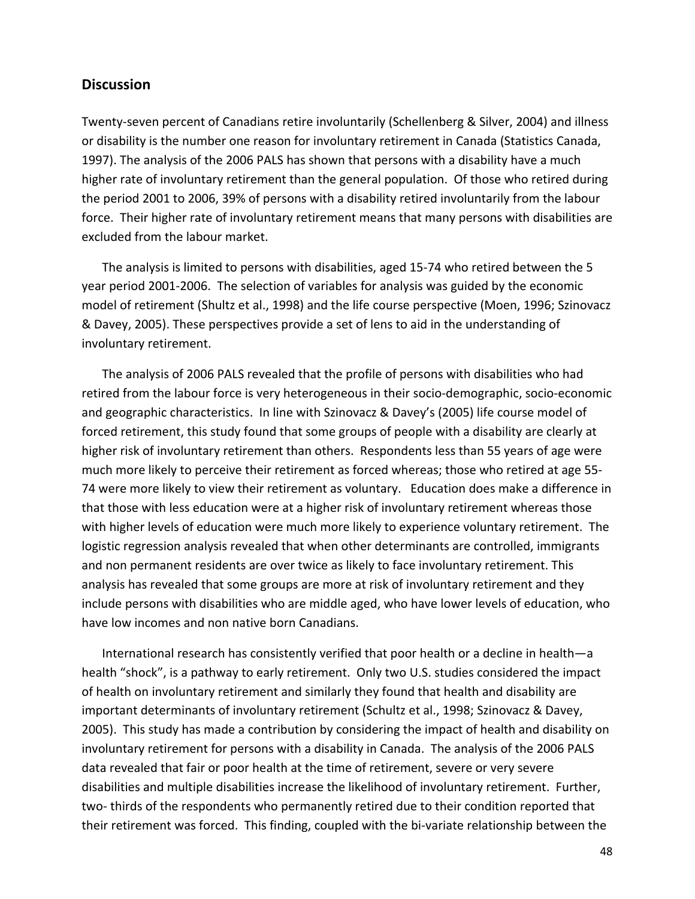## Discussion

Twenty-seven percent of Canadians retire involuntarily (Schellenberg & Silver, 2004) and illness or disability is the number one reason for involuntary retirement in Canada (Statistics Canada, 1997). The analysis of the 2006 PALS has shown that persons with a disability have a much higher rate of involuntary retirement than the general population. Of those who retired during the period 2001 to 2006, 39% of persons with a disability retired involuntarily from the labour force. Their higher rate of involuntary retirement means that many persons with disabilities are excluded from the labour market.

The analysis is limited to persons with disabilities, aged 15-74 who retired between the 5 year period 2001-2006. The selection of variables for analysis was guided by the economic model of retirement (Shultz et al., 1998) and the life course perspective (Moen, 1996; Szinovacz & Davey, 2005). These perspectives provide a set of lens to aid in the understanding of involuntary retirement.

The analysis of 2006 PALS revealed that the profile of persons with disabilities who had retired from the labour force is very heterogeneous in their socio-demographic, socio-economic and geographic characteristics. In line with Szinovacz & Davey's (2005) life course model of forced retirement, this study found that some groups of people with a disability are clearly at higher risk of involuntary retirement than others. Respondents less than 55 years of age were much more likely to perceive their retirement as forced whereas; those who retired at age 55-74 were more likely to view their retirement as voluntary. Education does make a difference in that those with less education were at a higher risk of involuntary retirement whereas those with higher levels of education were much more likely to experience voluntary retirement. The logistic regression analysis revealed that when other determinants are controlled, immigrants and non permanent residents are over twice as likely to face involuntary retirement. This analysis has revealed that some groups are more at risk of involuntary retirement and they include persons with disabilities who are middle aged, who have lower levels of education, who have low incomes and non native born Canadians.

International research has consistently verified that poor health or a decline in health—a health "shock", is a pathway to early retirement. Only two U.S. studies considered the impact of health on involuntary retirement and similarly they found that health and disability are important determinants of involuntary retirement (Schultz et al., 1998; Szinovacz & Davey, 2005). This study has made a contribution by considering the impact of health and disability on involuntary retirement for persons with a disability in Canada. The analysis of the 2006 PALS data revealed that fair or poor health at the time of retirement, severe or very severe disabilities and multiple disabilities increase the likelihood of involuntary retirement. Further, two- thirds of the respondents who permanently retired due to their condition reported that their retirement was forced. This finding, coupled with the bi-variate relationship between the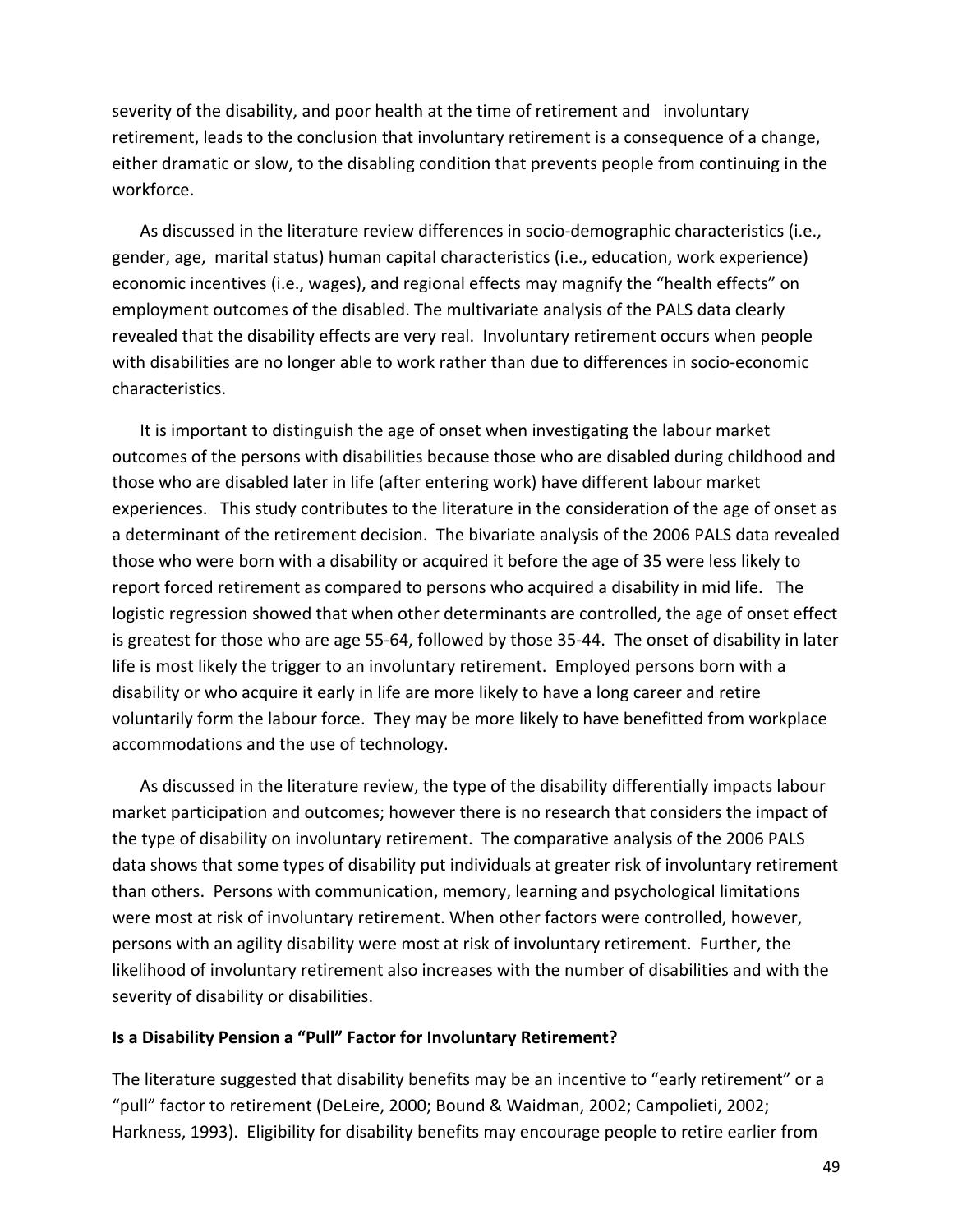severity of the disability, and poor health at the time of retirement and involuntary retirement, leads to the conclusion that involuntary retirement is a consequence of a change, either dramatic or slow, to the disabling condition that prevents people from continuing in the workforce.

As discussed in the literature review differences in socio-demographic characteristics (i.e., gender, age, marital status) human capital characteristics (i.e., education, work experience) economic incentives (i.e., wages), and regional effects may magnify the "health effects" on employment outcomes of the disabled. The multivariate analysis of the PALS data clearly revealed that the disability effects are very real. Involuntary retirement occurs when people with disabilities are no longer able to work rather than due to differences in socio-economic characteristics.

It is important to distinguish the age of onset when investigating the labour market outcomes of the persons with disabilities because those who are disabled during childhood and those who are disabled later in life (after entering work) have different labour market experiences. This study contributes to the literature in the consideration of the age of onset as a determinant of the retirement decision. The bivariate analysis of the 2006 PALS data revealed those who were born with a disability or acquired it before the age of 35 were less likely to report forced retirement as compared to persons who acquired a disability in mid life. The logistic regression showed that when other determinants are controlled, the age of onset effect is greatest for those who are age 55-64, followed by those 35-44. The onset of disability in later life is most likely the trigger to an involuntary retirement. Employed persons born with a disability or who acquire it early in life are more likely to have a long career and retire voluntarily form the labour force. They may be more likely to have benefitted from workplace accommodations and the use of technology.

As discussed in the literature review, the type of the disability differentially impacts labour market participation and outcomes; however there is no research that considers the impact of the type of disability on involuntary retirement. The comparative analysis of the 2006 PALS data shows that some types of disability put individuals at greater risk of involuntary retirement than others. Persons with communication, memory, learning and psychological limitations were most at risk of involuntary retirement. When other factors were controlled, however, persons with an agility disability were most at risk of involuntary retirement. Further, the likelihood of involuntary retirement also increases with the number of disabilities and with the severity of disability or disabilities.

**Is a Disability Pension a "Pull" Factor for Involuntary Retirement?**

The literature suggested that disability benefits may be an incentive to "early retirement" or a "pull" factor to retirement (DeLeire, 2000; Bound & Waidman, 2002; Campolieti, 2002; Harkness, 1993). Eligibility for disability benefits may encourage people to retire earlier from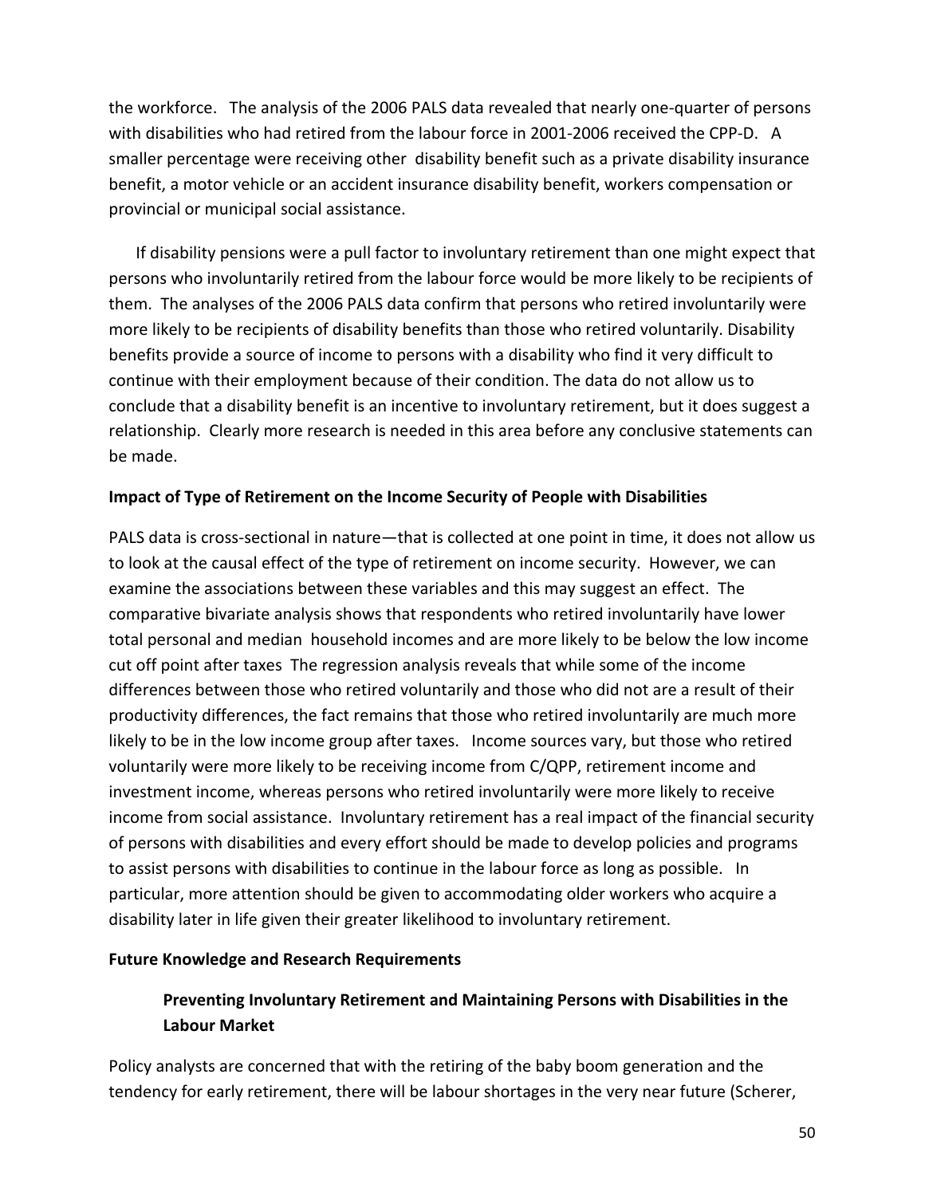the workforce. The analysis of the 2006 PALS data revealed that nearly one-quarter of persons with disabilities who had retired from the labour force in 2001-2006 received the CPP-D. A smaller percentage were receiving other disability benefit such as a private disability insurance benefit, a motor vehicle or an accident insurance disability benefit, workers compensation or provincial or municipal social assistance.

If disability pensions were a pull factor to involuntary retirement than one might expect that persons who involuntarily retired from the labour force would be more likely to be recipients of them. The analyses of the 2006 PALS data confirm that persons who retired involuntarily were more likely to be recipients of disability benefits than those who retired voluntarily. Disability benefits provide a source of income to persons with a disability who find it very difficult to continue with their employment because of their condition. The data do not allow us to conclude that a disability benefit is an incentive to involuntary retirement, but it does suggest a relationship. Clearly more research is needed in this area before any conclusive statements can be made.

**Impact of Type of Retirement on the Income Security of People with Disabilities**

PALS data is cross-sectional in nature—that is collected at one point in time, it does not allow us to look at the causal effect of the type of retirement on income security. However, we can examine the associations between these variables and this may suggest an effect. The comparative bivariate analysis shows that respondents who retired involuntarily have lower total personal and median household incomes and are more likely to be below the low income cut off point after taxes The regression analysis reveals that while some of the income differences between those who retired voluntarily and those who did not are a result of their productivity differences, the fact remains that those who retired involuntarily are much more likely to be in the low income group after taxes. Income sources vary, but those who retired voluntarily were more likely to be receiving income from C/QPP, retirement income and investment income, whereas persons who retired involuntarily were more likely to receive income from social assistance. Involuntary retirement has a real impact of the financial security of persons with disabilities and every effort should be made to develop policies and programs to assist persons with disabilities to continue in the labour force as long as possible. In particular, more attention should be given to accommodating older workers who acquire a disability later in life given their greater likelihood to involuntary retirement.

**Future Knowledge and Research Requirements**

**Preventing Involuntary Retirement and Maintaining Persons with Disabilities in the Labour Market**

Policy analysts are concerned that with the retiring of the baby boom generation and the tendency for early retirement, there will be labour shortages in the very near future (Scherer,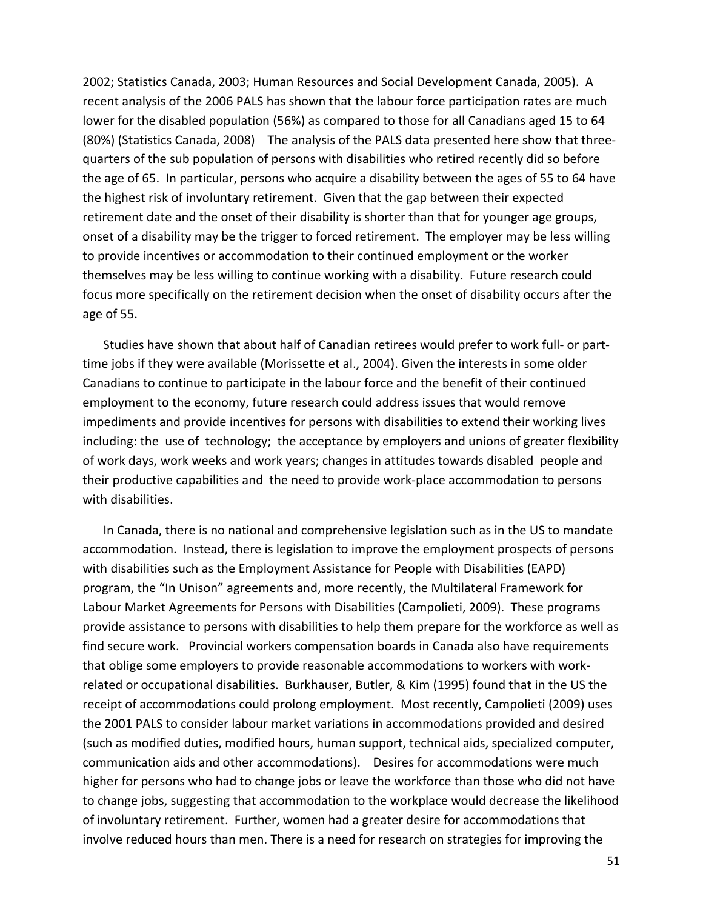2002; Statistics Canada, 2003; Human Resources and Social Development Canada, 2005). A recent analysis of the 2006 PALS has shown that the labour force participation rates are much lower for the disabled population (56%) as compared to those for all Canadians aged 15 to 64 (80%) (Statistics Canada, 2008) The analysis of the PALS data presented here show that three-quarters of the sub population of persons with disabilities who retired recently did so before the age of 65. In particular, persons who acquire a disability between the ages of 55 to 64 have the highest risk of involuntary retirement. Given that the gap between their expected retirement date and the onset of their disability is shorter than that for younger age groups, onset of a disability may be the trigger to forced retirement. The employer may be less willing to provide incentives or accommodation to their continued employment or the worker themselves may be less willing to continue working with a disability. Future research could focus more specifically on the retirement decision when the onset of disability occurs after the age of 55.

Studies have shown that about half of Canadian retirees would prefer to work full- or part-time jobs if they were available (Morissette et al., 2004). Given the interests in some older Canadians to continue to participate in the labour force and the benefit of their continued employment to the economy, future research could address issues that would remove impediments and provide incentives for persons with disabilities to extend their working lives including: the use of technology; the acceptance by employers and unions of greater flexibility of work days, work weeks and work years; changes in attitudes towards disabled people and their productive capabilities and the need to provide work-place accommodation to persons with disabilities.

In Canada, there is no national and comprehensive legislation such as in the US to mandate accommodation. Instead, there is legislation to improve the employment prospects of persons with disabilities such as the Employment Assistance for People with Disabilities (EAPD) program, the "In Unison" agreements and, more recently, the Multilateral Framework for Labour Market Agreements for Persons with Disabilities (Campolieti, 2009). These programs provide assistance to persons with disabilities to help them prepare for the workforce as well as find secure work. Provincial workers compensation boards in Canada also have requirements that oblige some employers to provide reasonable accommodations to workers with work-related or occupational disabilities. Burkhauser, Butler, & Kim (1995) found that in the US the receipt of accommodations could prolong employment. Most recently, Campolieti (2009) uses the 2001 PALS to consider labour market variations in accommodations provided and desired (such as modified duties, modified hours, human support, technical aids, specialized computer, communication aids and other accommodations). Desires for accommodations were much higher for persons who had to change jobs or leave the workforce than those who did not have to change jobs, suggesting that accommodation to the workplace would decrease the likelihood of involuntary retirement. Further, women had a greater desire for accommodations that involve reduced hours than men. There is a need for research on strategies for improving the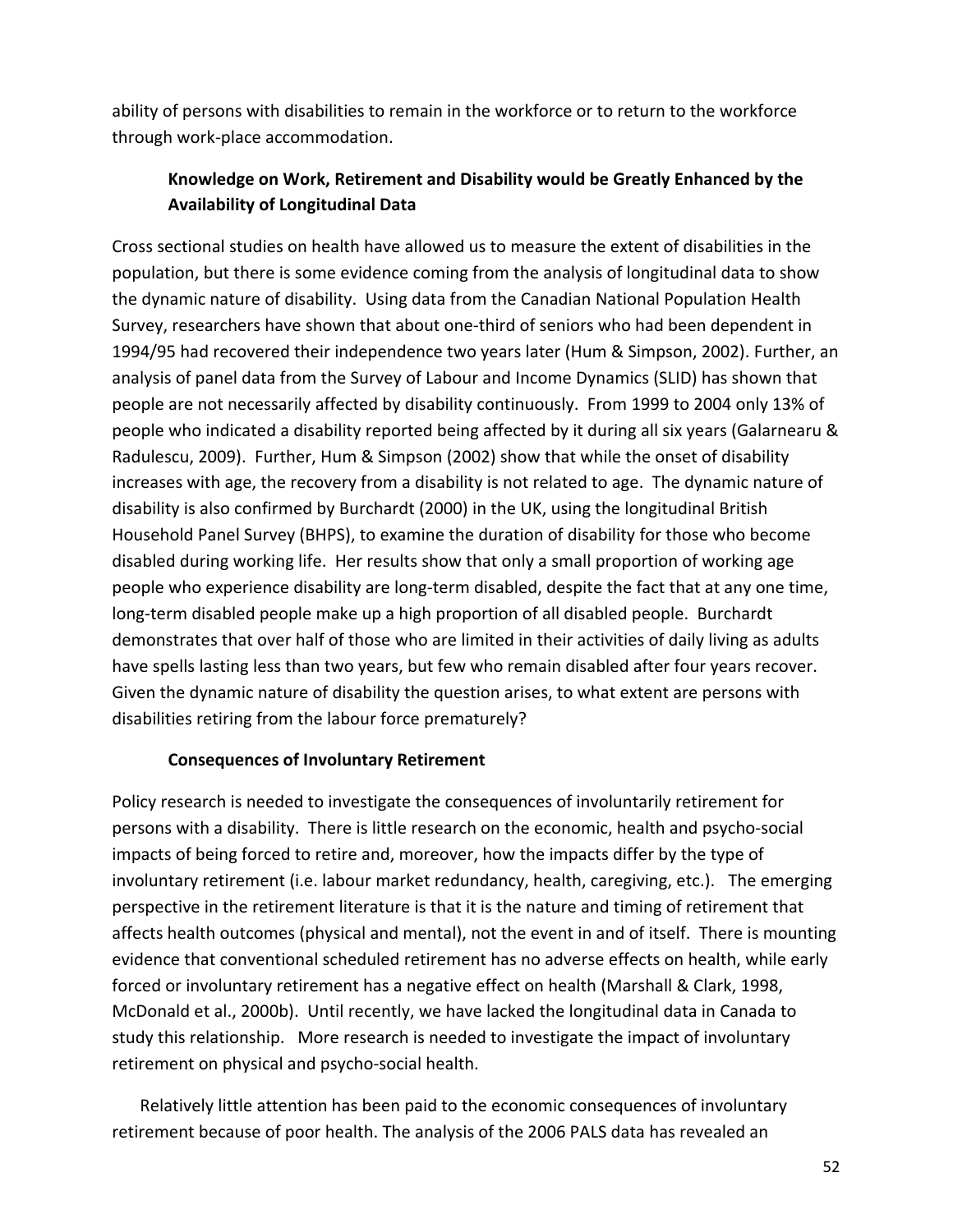ability of persons with disabilities to remain in the workforce or to return to the workforce through work-place accommodation.

### Knowledge on Work, Retirement and Disability would be Greatly Enhanced by the Availability of Longitudinal Data

Cross sectional studies on health have allowed us to measure the extent of disabilities in the population, but there is some evidence coming from the analysis of longitudinal data to show the dynamic nature of disability. Using data from the Canadian National Population Health Survey, researchers have shown that about one-third of seniors who had been dependent in 1994/95 had recovered their independence two years later (Hum & Simpson, 2002). Further, an analysis of panel data from the Survey of Labour and Income Dynamics (SLID) has shown that people are not necessarily affected by disability continuously. From 1999 to 2004 only 13% of people who indicated a disability reported being affected by it during all six years (Galarnearu & Radulescu, 2009). Further, Hum & Simpson (2002) show that while the onset of disability increases with age, the recovery from a disability is not related to age. The dynamic nature of disability is also confirmed by Burchardt (2000) in the UK, using the longitudinal British Household Panel Survey (BHPS), to examine the duration of disability for those who become disabled during working life. Her results show that only a small proportion of working age people who experience disability are long-term disabled, despite the fact that at any one time, long-term disabled people make up a high proportion of all disabled people. Burchardt demonstrates that over half of those who are limited in their activities of daily living as adults have spells lasting less than two years, but few who remain disabled after four years recover. Given the dynamic nature of disability the question arises, to what extent are persons with disabilities retiring from the labour force prematurely?

### Consequences of Involuntary Retirement

Policy research is needed to investigate the consequences of involuntarily retirement for persons with a disability. There is little research on the economic, health and psycho-social impacts of being forced to retire and, moreover, how the impacts differ by the type of involuntary retirement (i.e. labour market redundancy, health, caregiving, etc.). The emerging perspective in the retirement literature is that it is the nature and timing of retirement that affects health outcomes (physical and mental), not the event in and of itself. There is mounting evidence that conventional scheduled retirement has no adverse effects on health, while early forced or involuntary retirement has a negative effect on health (Marshall & Clark, 1998, McDonald et al., 2000b). Until recently, we have lacked the longitudinal data in Canada to study this relationship. More research is needed to investigate the impact of involuntary retirement on physical and psycho-social health.

Relatively little attention has been paid to the economic consequences of involuntary retirement because of poor health. The analysis of the 2006 PALS data has revealed an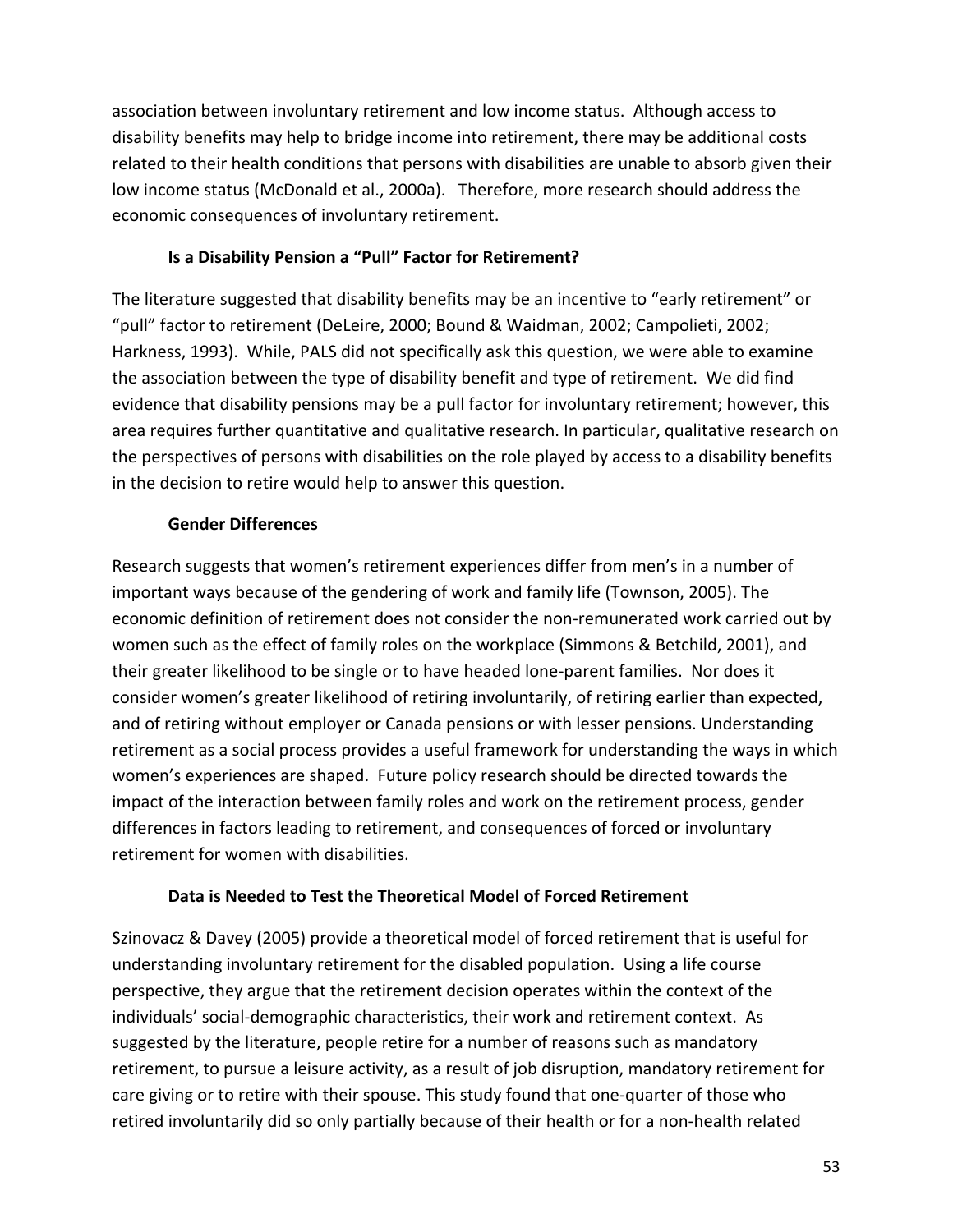association between involuntary retirement and low income status. Although access to disability benefits may help to bridge income into retirement, there may be additional costs related to their health conditions that persons with disabilities are unable to absorb given their low income status (McDonald et al., 2000a). Therefore, more research should address the economic consequences of involuntary retirement.

### Is a Disability Pension a "Pull" Factor for Retirement?

The literature suggested that disability benefits may be an incentive to "early retirement" or "pull" factor to retirement (DeLeire, 2000; Bound & Waidman, 2002; Campolieti, 2002; Harkness, 1993). While, PALS did not specifically ask this question, we were able to examine the association between the type of disability benefit and type of retirement. We did find evidence that disability pensions may be a pull factor for involuntary retirement; however, this area requires further quantitative and qualitative research. In particular, qualitative research on the perspectives of persons with disabilities on the role played by access to a disability benefits in the decision to retire would help to answer this question.

### Gender Differences

Research suggests that women's retirement experiences differ from men's in a number of important ways because of the gendering of work and family life (Townson, 2005). The economic definition of retirement does not consider the non-remunerated work carried out by women such as the effect of family roles on the workplace (Simmons & Betchild, 2001), and their greater likelihood to be single or to have headed lone-parent families. Nor does it consider women's greater likelihood of retiring involuntarily, of retiring earlier than expected, and of retiring without employer or Canada pensions or with lesser pensions. Understanding retirement as a social process provides a useful framework for understanding the ways in which women's experiences are shaped. Future policy research should be directed towards the impact of the interaction between family roles and work on the retirement process, gender differences in factors leading to retirement, and consequences of forced or involuntary retirement for women with disabilities.

### Data is Needed to Test the Theoretical Model of Forced Retirement

Szinovacz & Davey (2005) provide a theoretical model of forced retirement that is useful for understanding involuntary retirement for the disabled population. Using a life course perspective, they argue that the retirement decision operates within the context of the individuals' social-demographic characteristics, their work and retirement context. As suggested by the literature, people retire for a number of reasons such as mandatory retirement, to pursue a leisure activity, as a result of job disruption, mandatory retirement for care giving or to retire with their spouse. This study found that one-quarter of those who retired involuntarily did so only partially because of their health or for a non-health related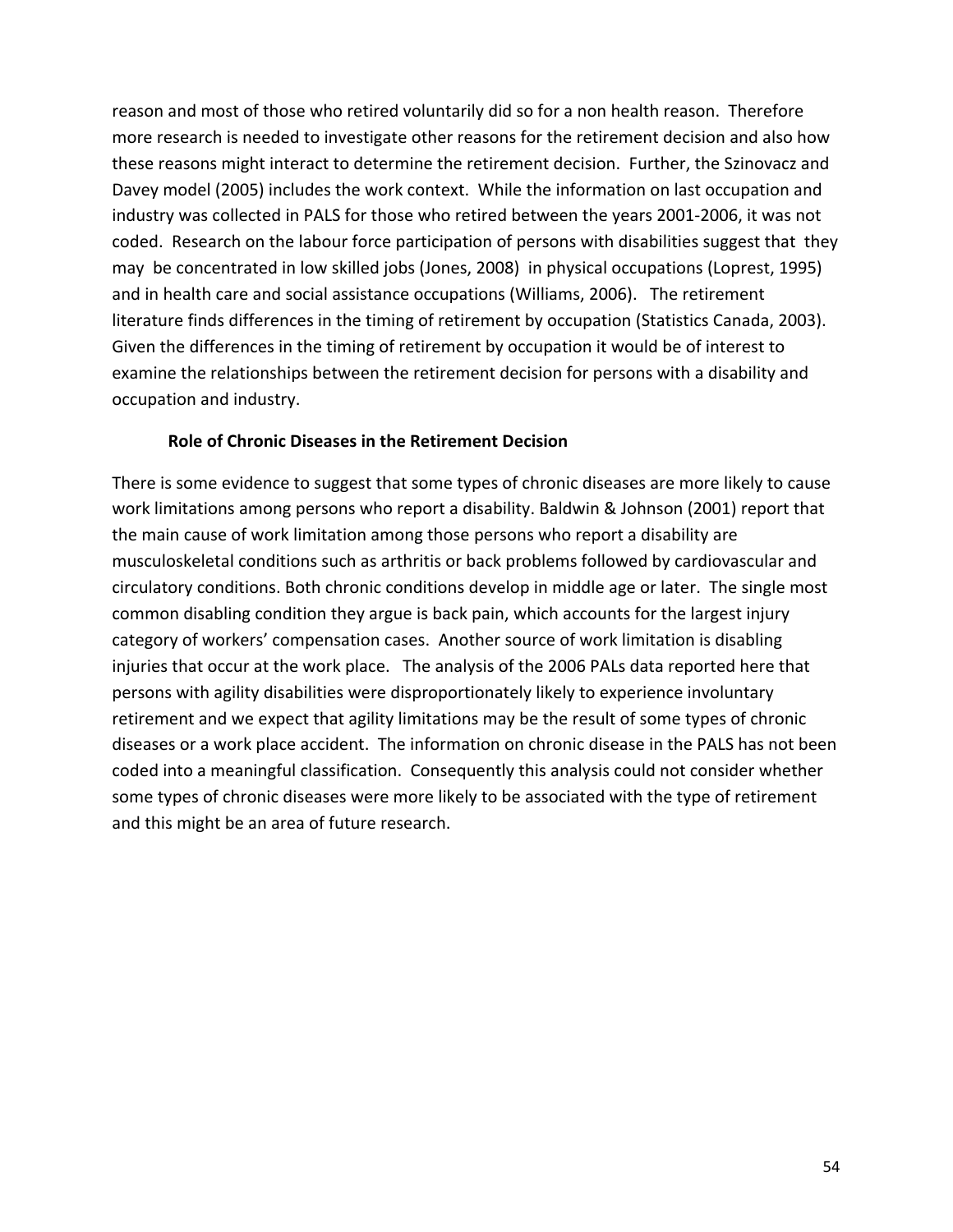reason and most of those who retired voluntarily did so for a non health reason. Therefore more research is needed to investigate other reasons for the retirement decision and also how these reasons might interact to determine the retirement decision. Further, the Szinovacz and Davey model (2005) includes the work context. While the information on last occupation and industry was collected in PALS for those who retired between the years 2001-2006, it was not coded. Research on the labour force participation of persons with disabilities suggest that they may be concentrated in low skilled jobs (Jones, 2008) in physical occupations (Loprest, 1995) and in health care and social assistance occupations (Williams, 2006). The retirement literature finds differences in the timing of retirement by occupation (Statistics Canada, 2003). Given the differences in the timing of retirement by occupation it would be of interest to examine the relationships between the retirement decision for persons with a disability and occupation and industry.

### Role of Chronic Diseases in the Retirement Decision

There is some evidence to suggest that some types of chronic diseases are more likely to cause work limitations among persons who report a disability. Baldwin & Johnson (2001) report that the main cause of work limitation among those persons who report a disability are musculoskeletal conditions such as arthritis or back problems followed by cardiovascular and circulatory conditions. Both chronic conditions develop in middle age or later. The single most common disabling condition they argue is back pain, which accounts for the largest injury category of workers' compensation cases. Another source of work limitation is disabling injuries that occur at the work place. The analysis of the 2006 PALs data reported here that persons with agility disabilities were disproportionately likely to experience involuntary retirement and we expect that agility limitations may be the result of some types of chronic diseases or a work place accident. The information on chronic disease in the PALS has not been coded into a meaningful classification. Consequently this analysis could not consider whether some types of chronic diseases were more likely to be associated with the type of retirement and this might be an area of future research.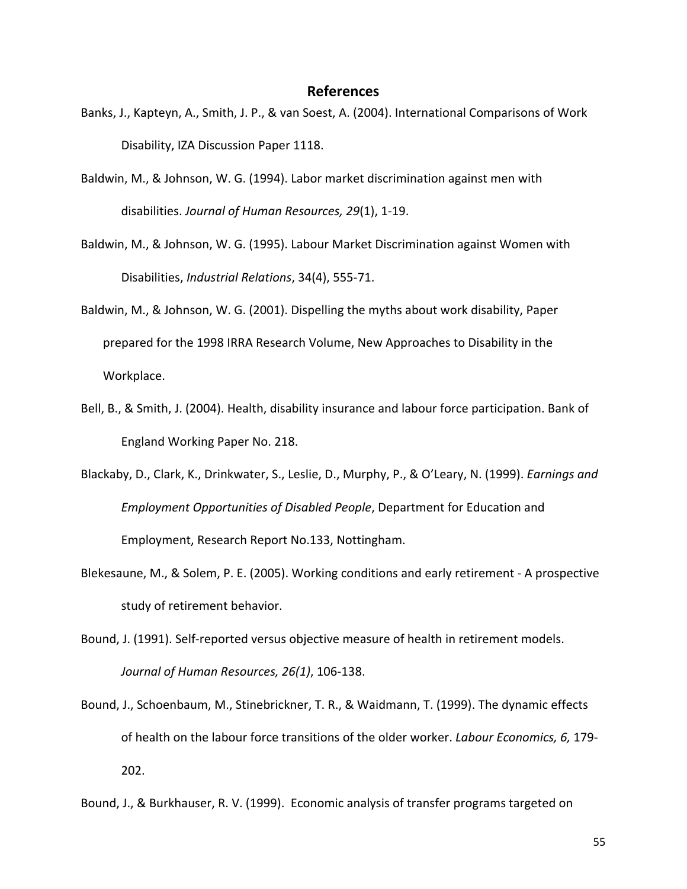## References

Banks, J., Kapteyn, A., Smith, J. P., & van Soest, A. (2004). International Comparisons of Work Disability, IZA Discussion Paper 1118.

Baldwin, M., & Johnson, W. G. (1994). Labor market discrimination against men with disabilities. *Journal of Human Resources, 29*(1), 1-19.

Baldwin, M., & Johnson, W. G. (1995). Labour Market Discrimination against Women with Disabilities, *Industrial Relations*, 34(4), 555-71.

Baldwin, M., & Johnson, W. G. (2001). Dispelling the myths about work disability, Paper prepared for the 1998 IRRA Research Volume, New Approaches to Disability in the Workplace.

Bell, B., & Smith, J. (2004). Health, disability insurance and labour force participation. Bank of England Working Paper No. 218.

Blackaby, D., Clark, K., Drinkwater, S., Leslie, D., Murphy, P., & O'Leary, N. (1999). *Earnings and Employment Opportunities of Disabled People*, Department for Education and Employment, Research Report No.133, Nottingham.

Blekesaune, M., & Solem, P. E. (2005). Working conditions and early retirement - A prospective study of retirement behavior.

Bound, J. (1991). Self-reported versus objective measure of health in retirement models. *Journal of Human Resources, 26(1)*, 106-138.

Bound, J., Schoenbaum, M., Stinebrickner, T. R., & Waidmann, T. (1999). The dynamic effects of health on the labour force transitions of the older worker. *Labour Economics, 6,* 179-202.

Bound, J., & Burkhauser, R. V. (1999). Economic analysis of transfer programs targeted on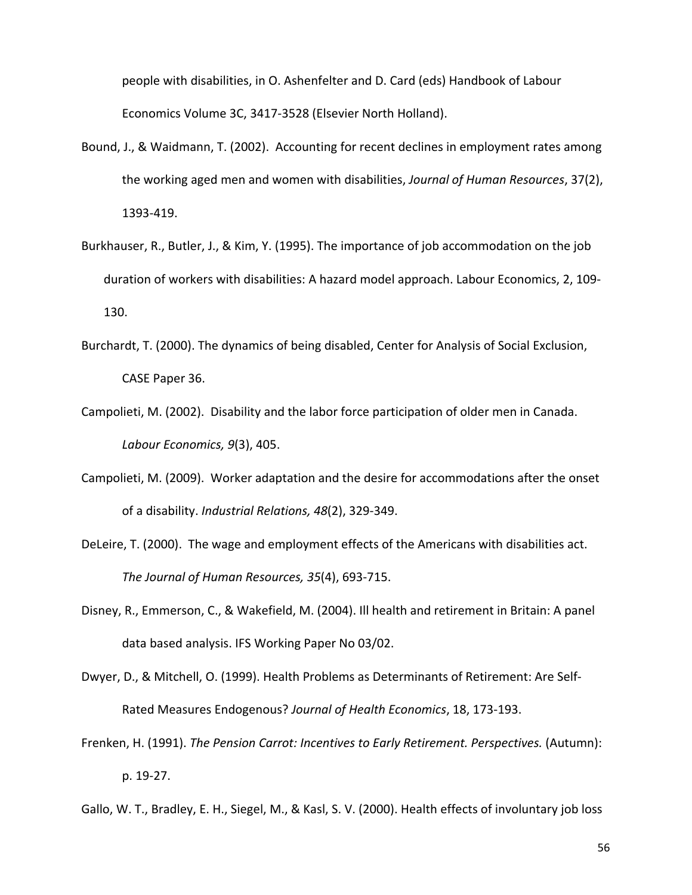people with disabilities, in O. Ashenfelter and D. Card (eds) Handbook of Labour Economics Volume 3C, 3417-3528 (Elsevier North Holland).

Bound, J., & Waidmann, T. (2002). Accounting for recent declines in employment rates among the working aged men and women with disabilities, *Journal of Human Resources*, 37(2), 1393-419.

Burkhauser, R., Butler, J., & Kim, Y. (1995). The importance of job accommodation on the job duration of workers with disabilities: A hazard model approach. Labour Economics, 2, 109-130.

Burchardt, T. (2000). The dynamics of being disabled, Center for Analysis of Social Exclusion, CASE Paper 36.

Campolieti, M. (2002). Disability and the labor force participation of older men in Canada. *Labour Economics, 9*(3), 405.

Campolieti, M. (2009). Worker adaptation and the desire for accommodations after the onset of a disability. *Industrial Relations, 48*(2), 329-349.

DeLeire, T. (2000). The wage and employment effects of the Americans with disabilities act. *The Journal of Human Resources, 35*(4), 693-715.

Disney, R., Emmerson, C., & Wakefield, M. (2004). Ill health and retirement in Britain: A panel data based analysis. IFS Working Paper No 03/02.

Dwyer, D., & Mitchell, O. (1999). Health Problems as Determinants of Retirement: Are Self-Rated Measures Endogenous? *Journal of Health Economics*, 18, 173-193.

Frenken, H. (1991). *The Pension Carrot: Incentives to Early Retirement. Perspectives.* (Autumn): p. 19-27.

Gallo, W. T., Bradley, E. H., Siegel, M., & Kasl, S. V. (2000). Health effects of involuntary job loss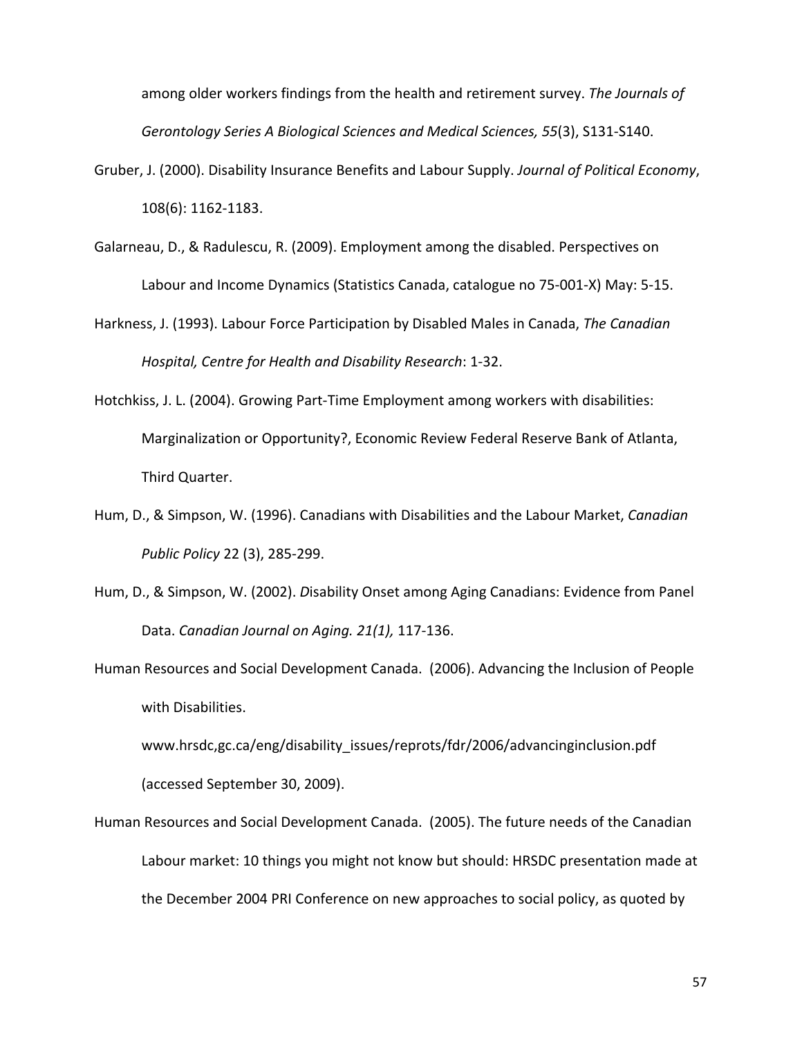among older workers findings from the health and retirement survey. *The Journals of Gerontology Series A Biological Sciences and Medical Sciences, 55*(3), S131-S140.

Gruber, J. (2000). Disability Insurance Benefits and Labour Supply. *Journal of Political Economy*, 108(6): 1162-1183.

Galarneau, D., & Radulescu, R. (2009). Employment among the disabled. Perspectives on Labour and Income Dynamics (Statistics Canada, catalogue no 75-001-X) May: 5-15.

Harkness, J. (1993). Labour Force Participation by Disabled Males in Canada, *The Canadian Hospital, Centre for Health and Disability Research*: 1-32.

Hotchkiss, J. L. (2004). Growing Part-Time Employment among workers with disabilities: Marginalization or Opportunity?, Economic Review Federal Reserve Bank of Atlanta, Third Quarter.

Hum, D., & Simpson, W. (1996). Canadians with Disabilities and the Labour Market, *Canadian Public Policy* 22 (3), 285-299.

Hum, D., & Simpson, W. (2002). *D*isability Onset among Aging Canadians: Evidence from Panel Data. *Canadian Journal on Aging. 21(1),* 117-136.

Human Resources and Social Development Canada. (2006). Advancing the Inclusion of People with Disabilities. www.hrsdc,gc.ca/eng/disability_issues/reprots/fdr/2006/advancinginclusion.pdf (accessed September 30, 2009).

Human Resources and Social Development Canada. (2005). The future needs of the Canadian Labour market: 10 things you might not know but should: HRSDC presentation made at the December 2004 PRI Conference on new approaches to social policy, as quoted by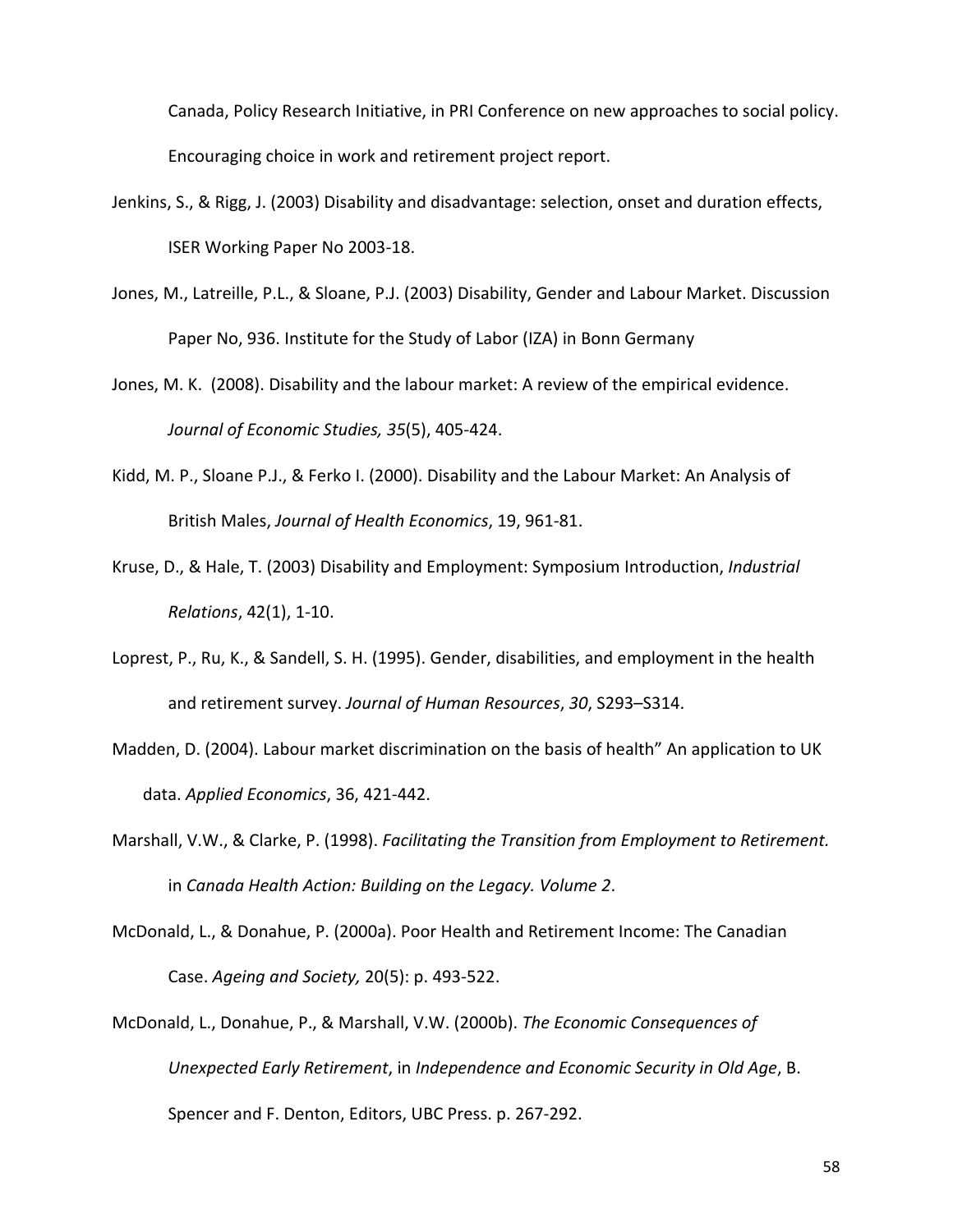Canada, Policy Research Initiative, in PRI Conference on new approaches to social policy. Encouraging choice in work and retirement project report.

Jenkins, S., & Rigg, J. (2003) Disability and disadvantage: selection, onset and duration effects, ISER Working Paper No 2003-18.

Jones, M., Latreille, P.L., & Sloane, P.J. (2003) Disability, Gender and Labour Market. Discussion Paper No, 936. Institute for the Study of Labor (IZA) in Bonn Germany

Jones, M. K. (2008). Disability and the labour market: A review of the empirical evidence. *Journal of Economic Studies, 35*(5), 405-424.

Kidd, M. P., Sloane P.J., & Ferko I. (2000). Disability and the Labour Market: An Analysis of British Males, *Journal of Health Economics*, 19, 961-81.

Kruse, D., & Hale, T. (2003) Disability and Employment: Symposium Introduction, *Industrial Relations*, 42(1), 1-10.

Loprest, P., Ru, K., & Sandell, S. H. (1995). Gender, disabilities, and employment in the health and retirement survey. *Journal of Human Resources*, *30*, S293–S314.

Madden, D. (2004). Labour market discrimination on the basis of health" An application to UK data. *Applied Economics*, 36, 421-442.

Marshall, V.W., & Clarke, P. (1998). *Facilitating the Transition from Employment to Retirement.* in *Canada Health Action: Building on the Legacy. Volume 2*.

McDonald, L., & Donahue, P. (2000a). Poor Health and Retirement Income: The Canadian Case. *Ageing and Society,* 20(5): p. 493-522.

McDonald, L., Donahue, P., & Marshall, V.W. (2000b). *The Economic Consequences of Unexpected Early Retirement*, in *Independence and Economic Security in Old Age*, B. Spencer and F. Denton, Editors, UBC Press. p. 267-292.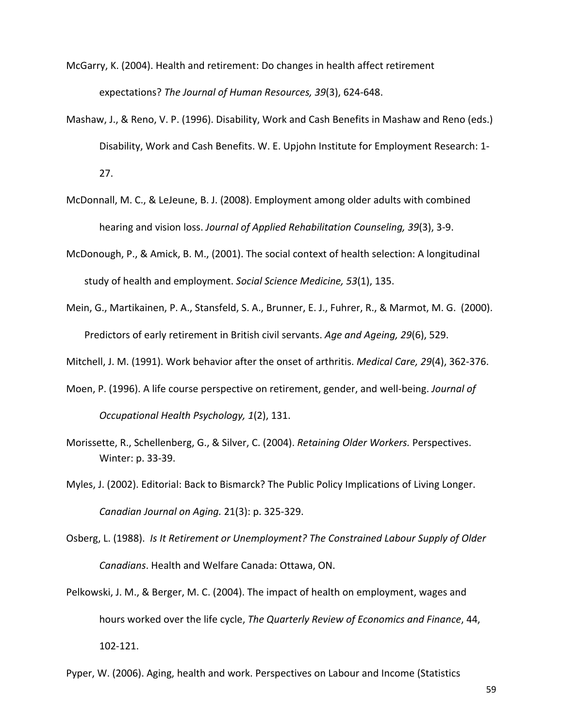McGarry, K. (2004). Health and retirement: Do changes in health affect retirement expectations? *The Journal of Human Resources, 39*(3), 624-648.

Mashaw, J., & Reno, V. P. (1996). Disability, Work and Cash Benefits in Mashaw and Reno (eds.) Disability, Work and Cash Benefits. W. E. Upjohn Institute for Employment Research: 1-27.

McDonnall, M. C., & LeJeune, B. J. (2008). Employment among older adults with combined hearing and vision loss. *Journal of Applied Rehabilitation Counseling, 39*(3), 3-9.

McDonough, P., & Amick, B. M., (2001). The social context of health selection: A longitudinal study of health and employment. *Social Science Medicine, 53*(1), 135.

Mein, G., Martikainen, P. A., Stansfeld, S. A., Brunner, E. J., Fuhrer, R., & Marmot, M. G. (2000). Predictors of early retirement in British civil servants. *Age and Ageing, 29*(6), 529.

Mitchell, J. M. (1991). Work behavior after the onset of arthritis. *Medical Care, 29*(4), 362-376.

Moen, P. (1996). A life course perspective on retirement, gender, and well-being. *Journal of Occupational Health Psychology, 1*(2), 131.

Morissette, R., Schellenberg, G., & Silver, C. (2004). *Retaining Older Workers.* Perspectives. Winter: p. 33-39.

Myles, J. (2002). Editorial: Back to Bismarck? The Public Policy Implications of Living Longer. *Canadian Journal on Aging.* 21(3): p. 325-329.

Osberg, L. (1988). *Is It Retirement or Unemployment? The Constrained Labour Supply of Older Canadians*. Health and Welfare Canada: Ottawa, ON.

Pelkowski, J. M., & Berger, M. C. (2004). The impact of health on employment, wages and hours worked over the life cycle, *The Quarterly Review of Economics and Finance*, 44, 102-121.

Pyper, W. (2006). Aging, health and work. Perspectives on Labour and Income (Statistics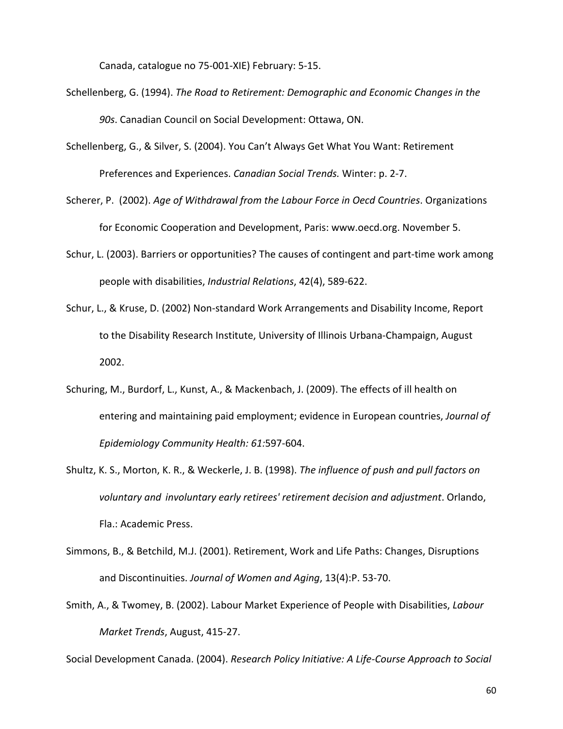Canada, catalogue no 75-001-XIE) February: 5-15.

Schellenberg, G. (1994). *The Road to Retirement: Demographic and Economic Changes in the 90s*. Canadian Council on Social Development: Ottawa, ON.

Schellenberg, G., & Silver, S. (2004). You Can't Always Get What You Want: Retirement Preferences and Experiences. *Canadian Social Trends.* Winter: p. 2-7.

Scherer, P. (2002). *Age of Withdrawal from the Labour Force in Oecd Countries*. Organizations for Economic Cooperation and Development, Paris: www.oecd.org. November 5.

Schur, L. (2003). Barriers or opportunities? The causes of contingent and part-time work among people with disabilities, *Industrial Relations*, 42(4), 589-622.

Schur, L., & Kruse, D. (2002) Non-standard Work Arrangements and Disability Income, Report to the Disability Research Institute, University of Illinois Urbana-Champaign, August 2002.

Schuring, M., Burdorf, L., Kunst, A., & Mackenbach, J. (2009). The effects of ill health on entering and maintaining paid employment; evidence in European countries, *Journal of Epidemiology Community Health: 61:*597-604.

Shultz, K. S., Morton, K. R., & Weckerle, J. B. (1998). *The influence of push and pull factors on voluntary and involuntary early retirees' retirement decision and adjustment*. Orlando, Fla.: Academic Press.

Simmons, B., & Betchild, M.J. (2001). Retirement, Work and Life Paths: Changes, Disruptions and Discontinuities. *Journal of Women and Aging*, 13(4):P. 53-70.

Smith, A., & Twomey, B. (2002). Labour Market Experience of People with Disabilities, *Labour Market Trends*, August, 415-27.

Social Development Canada. (2004). *Research Policy Initiative: A Life-Course Approach to Social*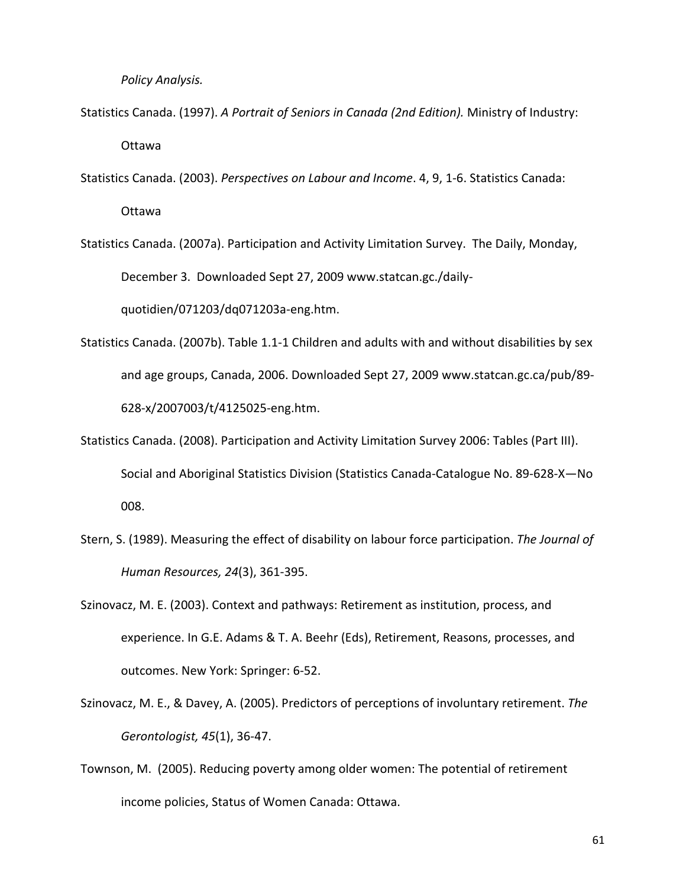*Policy Analysis.*

Statistics Canada. (1997). *A Portrait of Seniors in Canada (2nd Edition).* Ministry of Industry: Ottawa

Statistics Canada. (2003). *Perspectives on Labour and Income*. 4, 9, 1-6. Statistics Canada: Ottawa

Statistics Canada. (2007a). Participation and Activity Limitation Survey. The Daily, Monday, December 3. Downloaded Sept 27, 2009 www.statcan.gc./daily-quotidien/071203/dq071203a-eng.htm.

Statistics Canada. (2007b). Table 1.1-1 Children and adults with and without disabilities by sex and age groups, Canada, 2006. Downloaded Sept 27, 2009 www.statcan.gc.ca/pub/89-628-x/2007003/t/4125025-eng.htm.

Statistics Canada. (2008). Participation and Activity Limitation Survey 2006: Tables (Part III). Social and Aboriginal Statistics Division (Statistics Canada-Catalogue No. 89-628-X—No 008.

Stern, S. (1989). Measuring the effect of disability on labour force participation. *The Journal of Human Resources, 24*(3), 361-395.

Szinovacz, M. E. (2003). Context and pathways: Retirement as institution, process, and experience. In G.E. Adams & T. A. Beehr (Eds), Retirement, Reasons, processes, and outcomes. New York: Springer: 6-52.

Szinovacz, M. E., & Davey, A. (2005). Predictors of perceptions of involuntary retirement. *The Gerontologist, 45*(1), 36-47.

Townson, M. (2005). Reducing poverty among older women: The potential of retirement income policies, Status of Women Canada: Ottawa.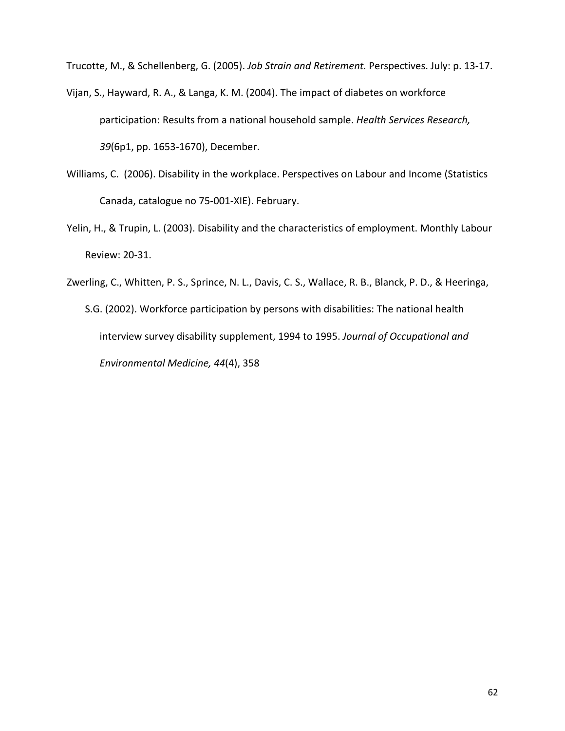Trucotte, M., & Schellenberg, G. (2005). *Job Strain and Retirement.* Perspectives. July: p. 13-17.

Vijan, S., Hayward, R. A., & Langa, K. M. (2004). The impact of diabetes on workforce participation: Results from a national household sample. *Health Services Research, 39*(6p1, pp. 1653-1670), December.

Williams, C. (2006). Disability in the workplace. Perspectives on Labour and Income (Statistics Canada, catalogue no 75-001-XIE). February.

Yelin, H., & Trupin, L. (2003). Disability and the characteristics of employment. Monthly Labour Review: 20-31.

Zwerling, C., Whitten, P. S., Sprince, N. L., Davis, C. S., Wallace, R. B., Blanck, P. D., & Heeringa, S.G. (2002). Workforce participation by persons with disabilities: The national health interview survey disability supplement, 1994 to 1995. *Journal of Occupational and Environmental Medicine, 44*(4), 358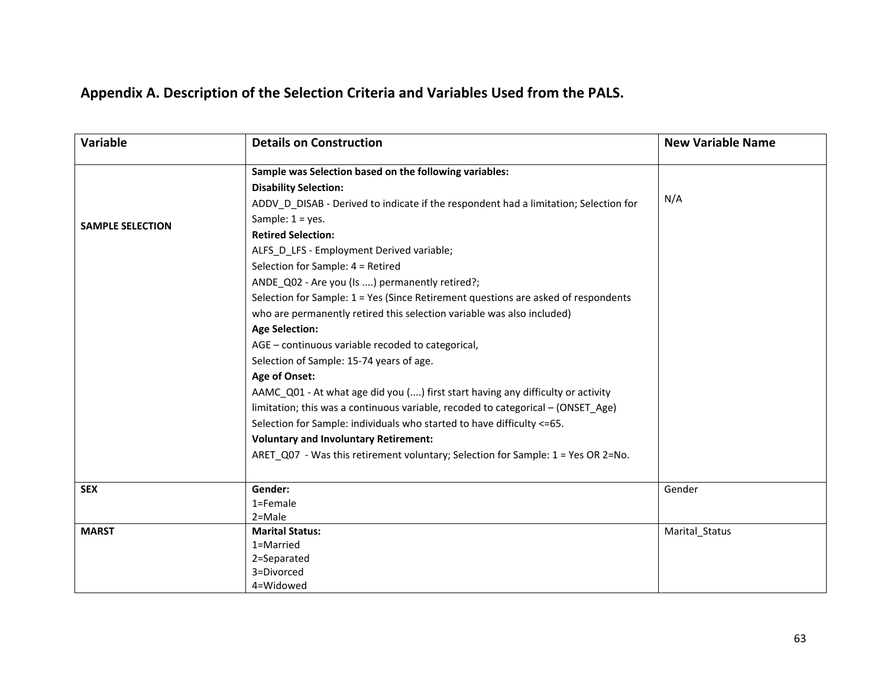## Appendix A. Description of the Selection Criteria and Variables Used from the PALS.

| Variable | Details on Construction | New Variable Name |
|---|---|---|
| **SAMPLE SELECTION** | **Sample was Selection based on the following variables:**<br>**Disability Selection:**<br>ADDV_D_DISAB - Derived to indicate if the respondent had a limitation; Selection for Sample: 1 = yes.<br>**Retired Selection:**<br>ALFS_D_LFS - Employment Derived variable;<br>Selection for Sample: 4 = Retired<br>ANDE_Q02 - Are you (Is ....) permanently retired?;<br>Selection for Sample: 1 = Yes (Since Retirement questions are asked of respondents who are permanently retired this selection variable was also included)<br>**Age Selection:**<br>AGE – continuous variable recoded to categorical,<br>Selection of Sample: 15-74 years of age.<br>**Age of Onset:**<br>AAMC_Q01 - At what age did you (....) first start having any difficulty or activity limitation; this was a continuous variable, recoded to categorical – (ONSET_Age)<br>Selection for Sample: individuals who started to have difficulty <=65.<br>**Voluntary and Involuntary Retirement:**<br>ARET_Q07 - Was this retirement voluntary; Selection for Sample: 1 = Yes OR 2=No. | N/A |
| **SEX** | **Gender:**<br>1=Female<br>2=Male | Gender |
| **MARST** | **Marital Status:**<br>1=Married<br>2=Separated<br>3=Divorced<br>4=Widowed | Marital_Status |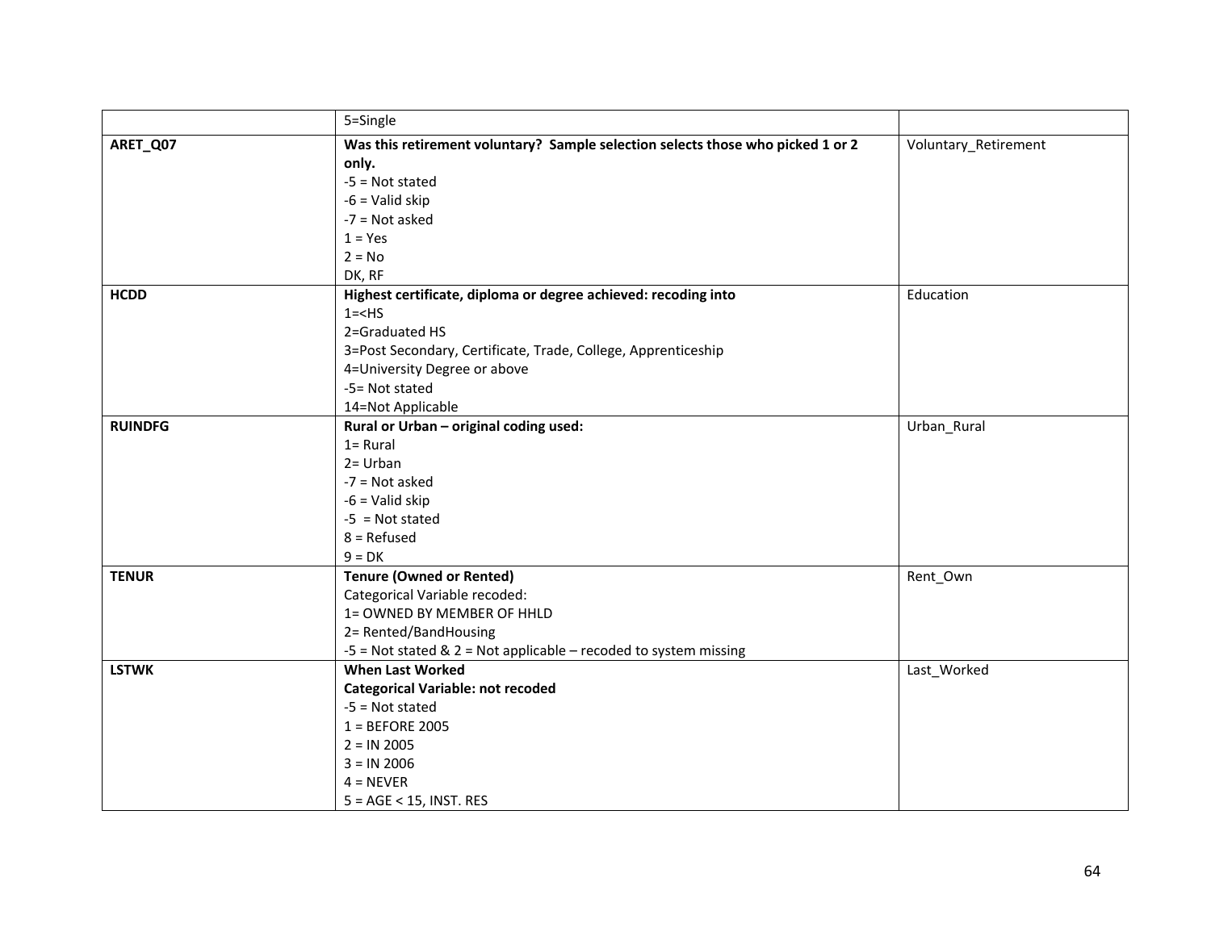| | | |
|---|---|---|
| | 5=Single | |
| **ARET_Q07** | **Was this retirement voluntary? Sample selection selects those who picked 1 or 2 only.**<br>-5 = Not stated<br>-6 = Valid skip<br>-7 = Not asked<br>1 = Yes<br>2 = No<br>DK, RF | Voluntary_Retirement |
| **HCDD** | **Highest certificate, diploma or degree achieved: recoding into**<br>1=<HS<br>2=Graduated HS<br>3=Post Secondary, Certificate, Trade, College, Apprenticeship<br>4=University Degree or above<br>-5= Not stated<br>14=Not Applicable | Education |
| **RUINDFG** | **Rural or Urban – original coding used:**<br>1= Rural<br>2= Urban<br>-7 = Not asked<br>-6 = Valid skip<br>-5 = Not stated<br>8 = Refused<br>9 = DK | Urban_Rural |
| **TENUR** | **Tenure (Owned or Rented)**<br>Categorical Variable recoded:<br>1= OWNED BY MEMBER OF HHLD<br>2= Rented/BandHousing<br>-5 = Not stated & 2 = Not applicable – recoded to system missing | Rent_Own |
| **LSTWK** | **When Last Worked**<br>**Categorical Variable: not recoded**<br>-5 = Not stated<br>1 = BEFORE 2005<br>2 = IN 2005<br>3 = IN 2006<br>4 = NEVER<br>5 = AGE < 15, INST. RES | Last_Worked |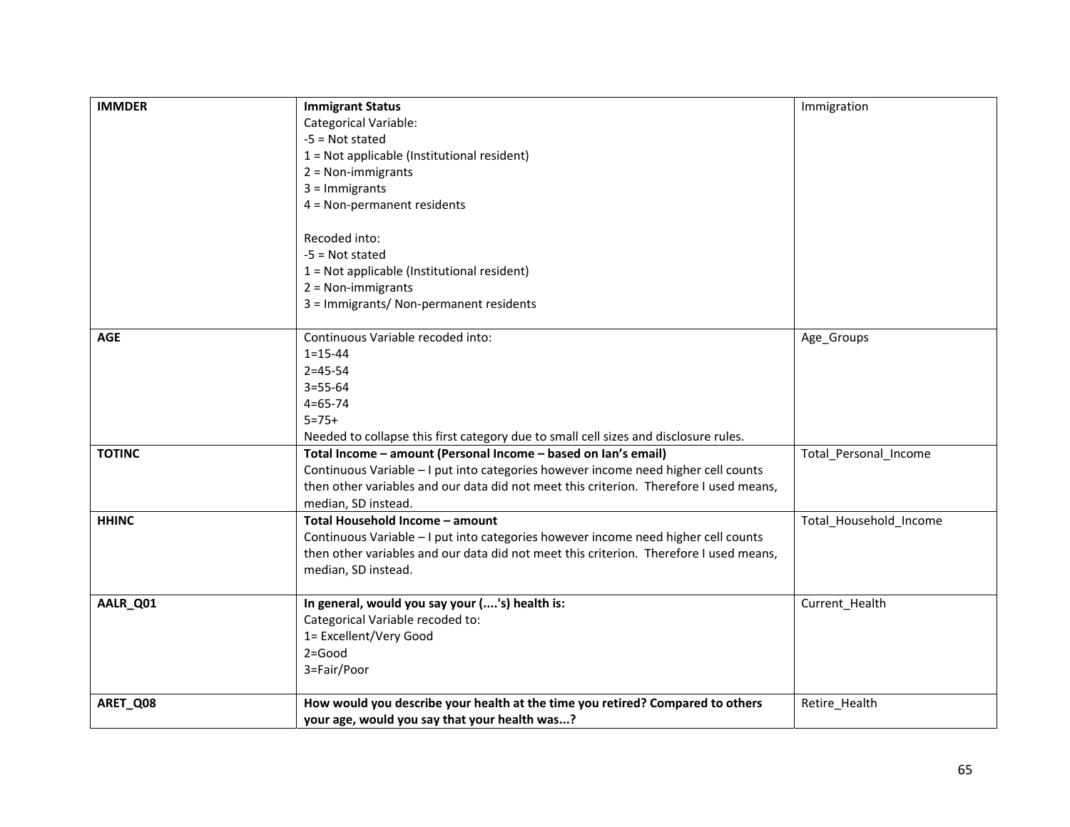| | | |
|---|---|---|
| **IMMDER** | **Immigrant Status**<br>Categorical Variable:<br>-5 = Not stated<br>1 = Not applicable (Institutional resident)<br>2 = Non-immigrants<br>3 = Immigrants<br>4 = Non-permanent residents<br><br>Recoded into:<br>-5 = Not stated<br>1 = Not applicable (Institutional resident)<br>2 = Non-immigrants<br>3 = Immigrants/ Non-permanent residents | Immigration |
| **AGE** | Continuous Variable recoded into:<br>1=15-44<br>2=45-54<br>3=55-64<br>4=65-74<br>5=75+<br>Needed to collapse this first category due to small cell sizes and disclosure rules. | Age_Groups |
| **TOTINC** | **Total Income – amount (Personal Income – based on Ian's email)**<br>Continuous Variable – I put into categories however income need higher cell counts then other variables and our data did not meet this criterion. Therefore I used means, median, SD instead. | Total_Personal_Income |
| **HHINC** | **Total Household Income – amount**<br>Continuous Variable – I put into categories however income need higher cell counts then other variables and our data did not meet this criterion. Therefore I used means, median, SD instead. | Total_Household_Income |
| **AALR_Q01** | **In general, would you say your (....'s) health is:**<br>Categorical Variable recoded to:<br>1= Excellent/Very Good<br>2=Good<br>3=Fair/Poor | Current_Health |
| **ARET_Q08** | **How would you describe your health at the time you retired? Compared to others your age, would you say that your health was...?** | Retire_Health |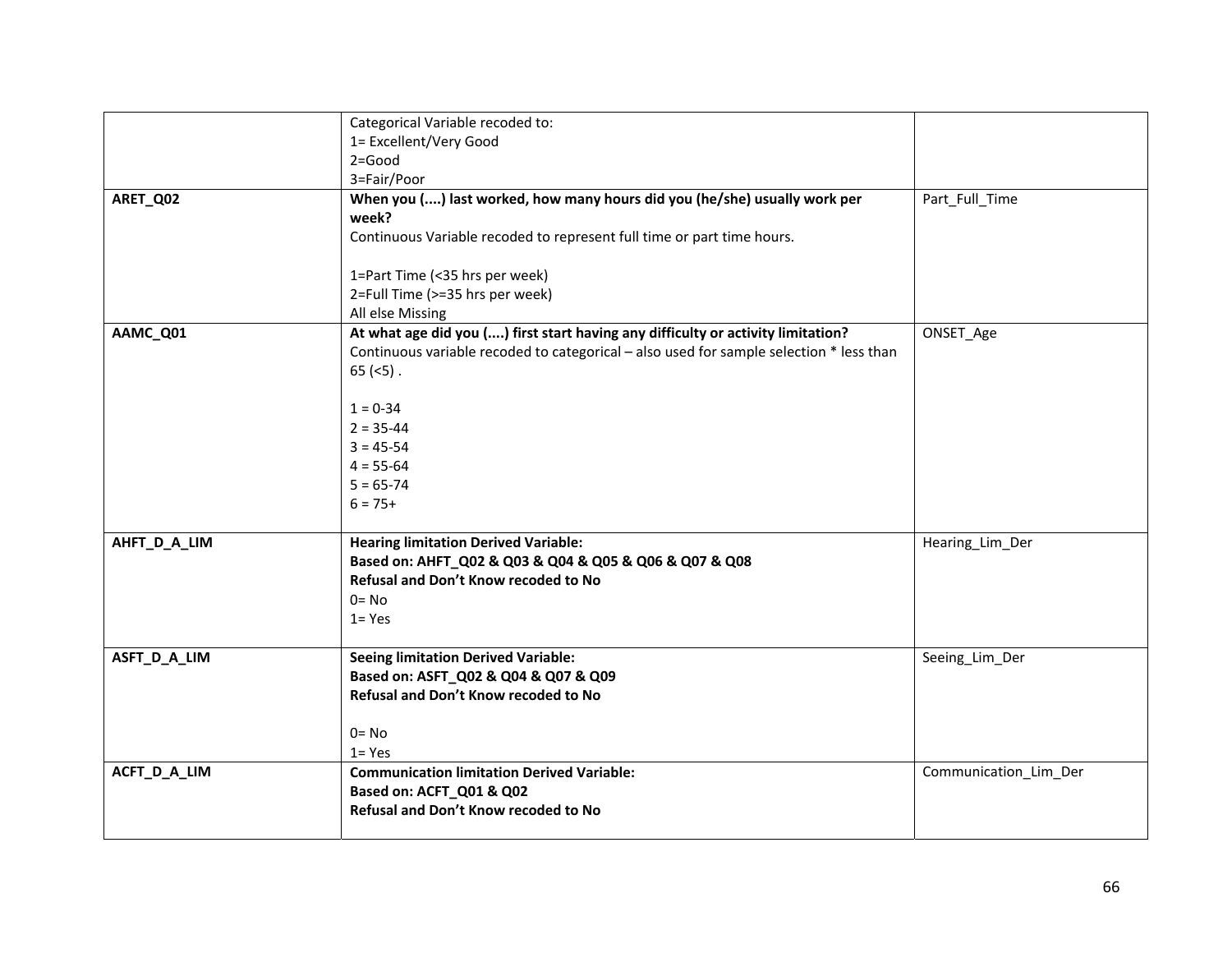| | | |
|---|---|---|
| | Categorical Variable recoded to:<br>1= Excellent/Very Good<br>2=Good<br>3=Fair/Poor | |
| **ARET_Q02** | **When you (....) last worked, how many hours did you (he/she) usually work per week?**<br>Continuous Variable recoded to represent full time or part time hours.<br><br>1=Part Time (<35 hrs per week)<br>2=Full Time (>=35 hrs per week)<br>All else Missing | Part_Full_Time |
| **AAMC_Q01** | **At what age did you (....) first start having any difficulty or activity limitation?**<br>Continuous variable recoded to categorical – also used for sample selection * less than 65 (<5) .<br><br>1 = 0-34<br>2 = 35-44<br>3 = 45-54<br>4 = 55-64<br>5 = 65-74<br>6 = 75+ | ONSET_Age |
| **AHFT_D_A_LIM** | **Hearing limitation Derived Variable:**<br>**Based on: AHFT_Q02 & Q03 & Q04 & Q05 & Q06 & Q07 & Q08**<br>**Refusal and Don't Know recoded to No**<br>0= No<br>1= Yes | Hearing_Lim_Der |
| **ASFT_D_A_LIM** | **Seeing limitation Derived Variable:**<br>**Based on: ASFT_Q02 & Q04 & Q07 & Q09**<br>**Refusal and Don't Know recoded to No**<br><br>0= No<br>1= Yes | Seeing_Lim_Der |
| **ACFT_D_A_LIM** | **Communication limitation Derived Variable:**<br>**Based on: ACFT_Q01 & Q02**<br>**Refusal and Don't Know recoded to No** | Communication_Lim_Der |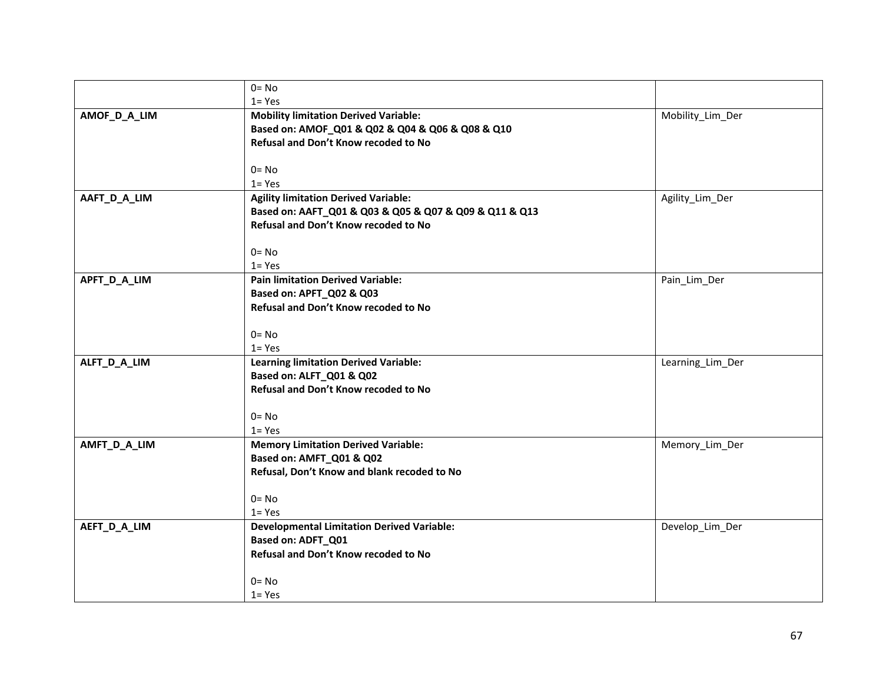| | | |
|---|---|---|
| | 0= No<br>1= Yes | |
| **AMOF_D_A_LIM** | **Mobility limitation Derived Variable:**<br>**Based on: AMOF_Q01 & Q02 & Q04 & Q06 & Q08 & Q10**<br>**Refusal and Don't Know recoded to No**<br><br>0= No<br>1= Yes | Mobility_Lim_Der |
| **AAFT_D_A_LIM** | **Agility limitation Derived Variable:**<br>**Based on: AAFT_Q01 & Q03 & Q05 & Q07 & Q09 & Q11 & Q13**<br>**Refusal and Don't Know recoded to No**<br><br>0= No<br>1= Yes | Agility_Lim_Der |
| **APFT_D_A_LIM** | **Pain limitation Derived Variable:**<br>**Based on: APFT_Q02 & Q03**<br>**Refusal and Don't Know recoded to No**<br><br>0= No<br>1= Yes | Pain_Lim_Der |
| **ALFT_D_A_LIM** | **Learning limitation Derived Variable:**<br>**Based on: ALFT_Q01 & Q02**<br>**Refusal and Don't Know recoded to No**<br><br>0= No<br>1= Yes | Learning_Lim_Der |
| **AMFT_D_A_LIM** | **Memory Limitation Derived Variable:**<br>**Based on: AMFT_Q01 & Q02**<br>**Refusal, Don't Know and blank recoded to No**<br><br>0= No<br>1= Yes | Memory_Lim_Der |
| **AEFT_D_A_LIM** | **Developmental Limitation Derived Variable:**<br>**Based on: ADFT_Q01**<br>**Refusal and Don't Know recoded to No**<br><br>0= No<br>1= Yes | Develop_Lim_Der |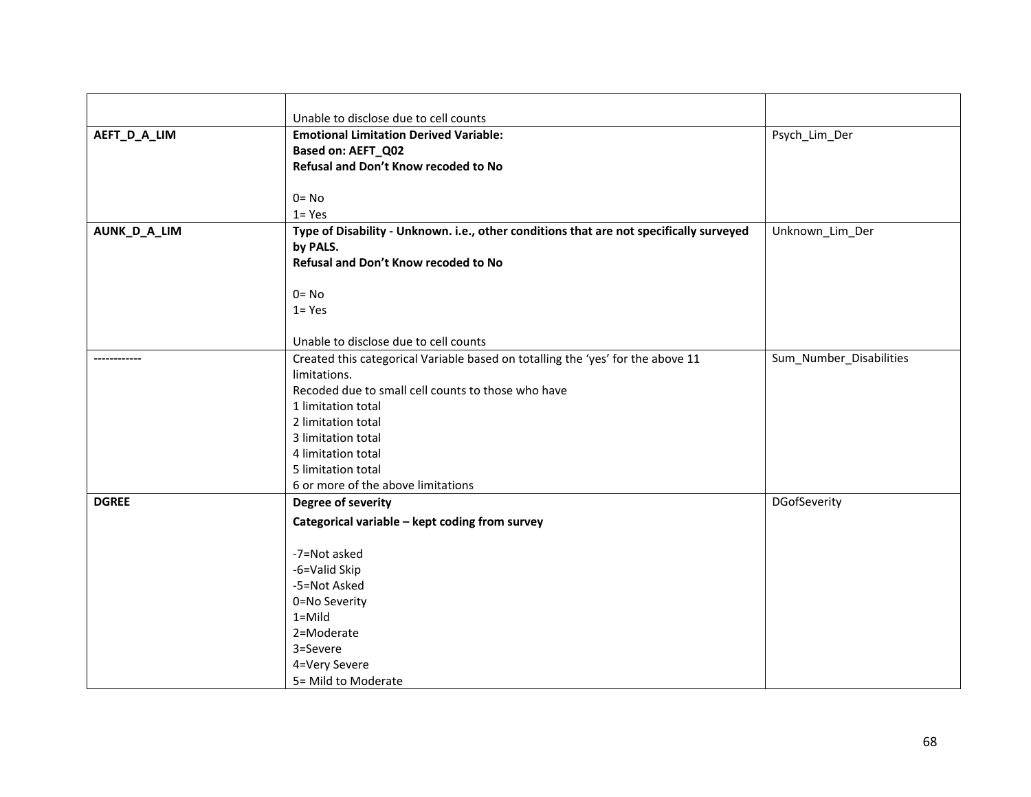| | | |
|---|---|---|
| | Unable to disclose due to cell counts | |
| **AEFT_D_A_LIM** | **Emotional Limitation Derived Variable:**<br>**Based on: AEFT_Q02**<br>**Refusal and Don't Know recoded to No**<br><br>0= No<br>1= Yes | Psych_Lim_Der |
| **AUNK_D_A_LIM** | **Type of Disability - Unknown. i.e., other conditions that are not specifically surveyed by PALS.**<br>**Refusal and Don't Know recoded to No**<br><br>0= No<br>1= Yes<br><br>Unable to disclose due to cell counts | Unknown_Lim_Der |
| **------------** | Created this categorical Variable based on totalling the 'yes' for the above 11 limitations.<br>Recoded due to small cell counts to those who have<br>1 limitation total<br>2 limitation total<br>3 limitation total<br>4 limitation total<br>5 limitation total<br>6 or more of the above limitations | Sum_Number_Disabilities |
| **DGREE** | **Degree of severity**<br>**Categorical variable – kept coding from survey**<br><br>-7=Not asked<br>-6=Valid Skip<br>-5=Not Asked<br>0=No Severity<br>1=Mild<br>2=Moderate<br>3=Severe<br>4=Very Severe<br>5= Mild to Moderate | DGofSeverity |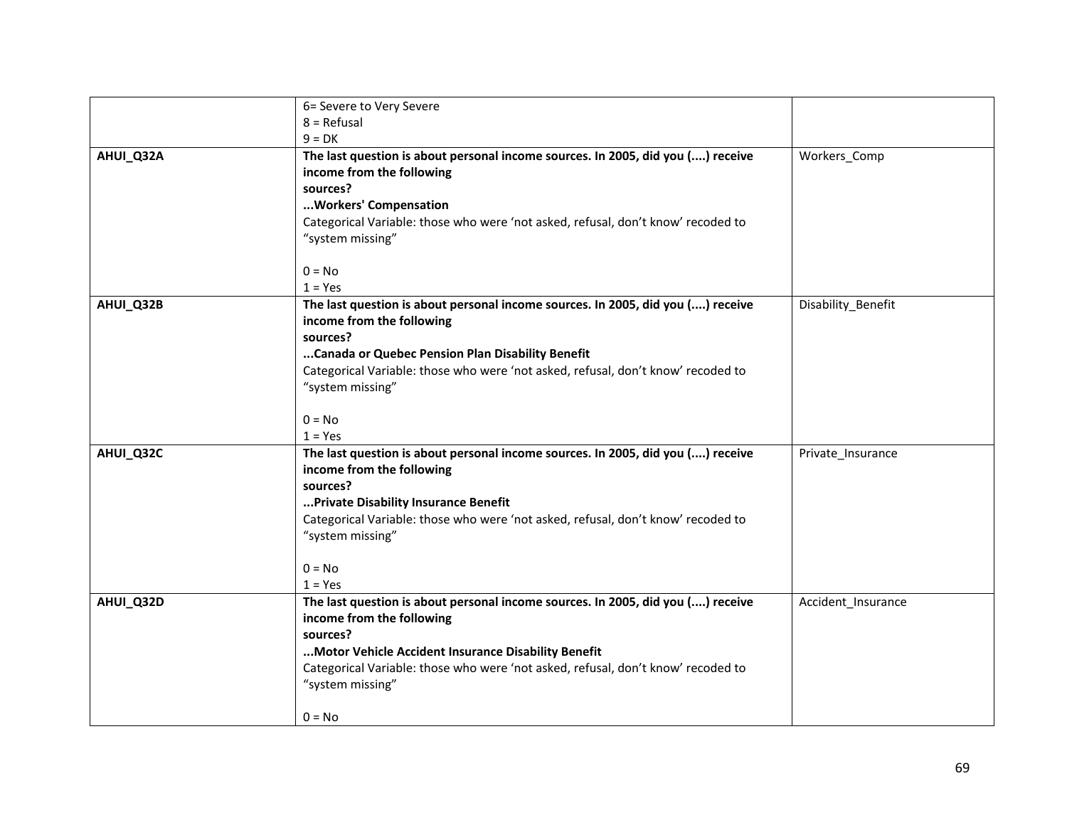| | | |
|---|---|---|
| | 6= Severe to Very Severe<br>8 = Refusal<br>9 = DK | |
| **AHUI_Q32A** | **The last question is about personal income sources. In 2005, did you (....) receive income from the following sources?**<br>**...Workers' Compensation**<br>Categorical Variable: those who were 'not asked, refusal, don't know' recoded to "system missing"<br><br>0 = No<br>1 = Yes | Workers_Comp |
| **AHUI_Q32B** | **The last question is about personal income sources. In 2005, did you (....) receive income from the following sources?**<br>**...Canada or Quebec Pension Plan Disability Benefit**<br>Categorical Variable: those who were 'not asked, refusal, don't know' recoded to "system missing"<br><br>0 = No<br>1 = Yes | Disability_Benefit |
| **AHUI_Q32C** | **The last question is about personal income sources. In 2005, did you (....) receive income from the following sources?**<br>**...Private Disability Insurance Benefit**<br>Categorical Variable: those who were 'not asked, refusal, don't know' recoded to "system missing"<br><br>0 = No<br>1 = Yes | Private_Insurance |
| **AHUI_Q32D** | **The last question is about personal income sources. In 2005, did you (....) receive income from the following sources?**<br>**...Motor Vehicle Accident Insurance Disability Benefit**<br>Categorical Variable: those who were 'not asked, refusal, don't know' recoded to "system missing"<br><br>0 = No | Accident_Insurance |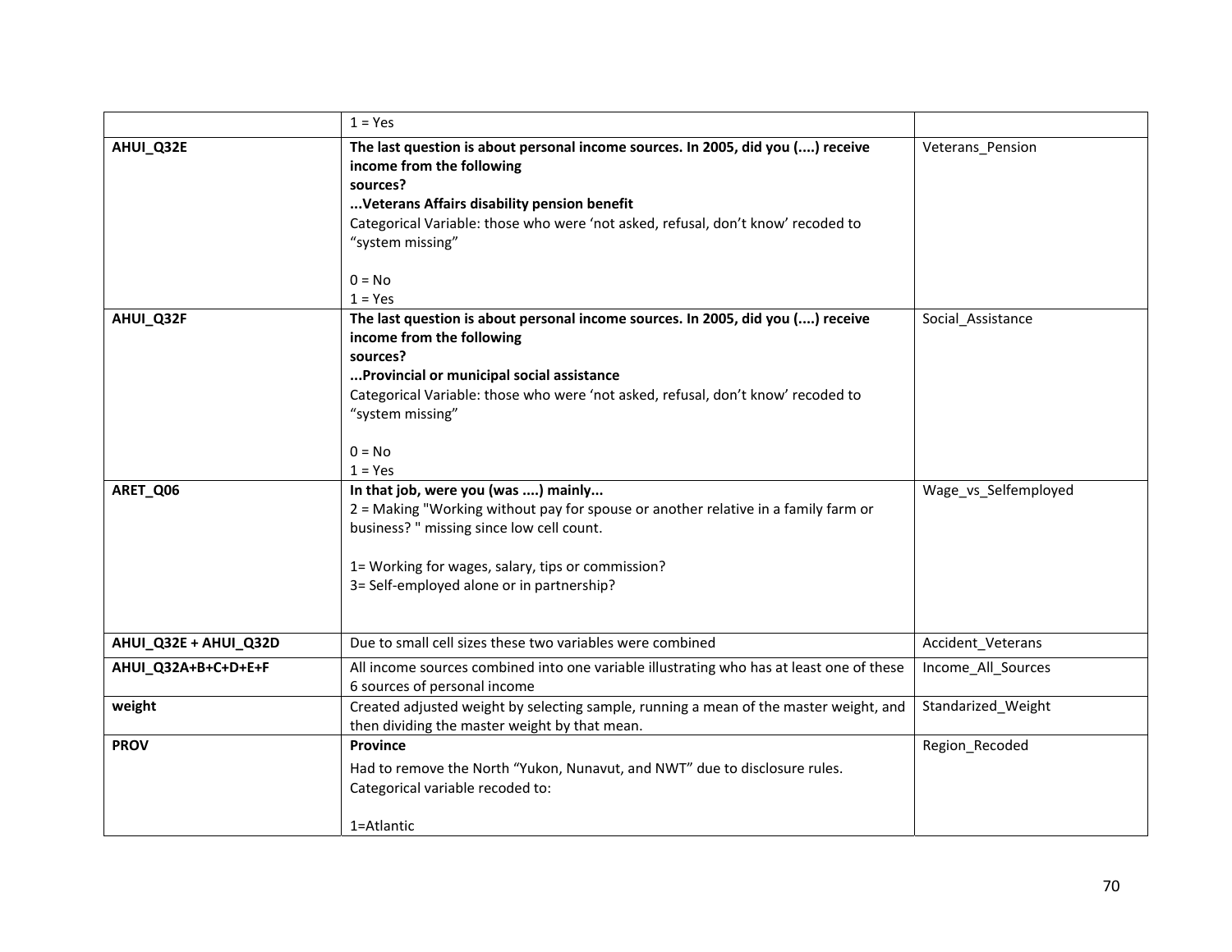| | | |
|---|---|---|
| | 1 = Yes | |
| **AHUI_Q32E** | **The last question is about personal income sources. In 2005, did you (....) receive income from the following sources?**<br>**...Veterans Affairs disability pension benefit**<br>Categorical Variable: those who were 'not asked, refusal, don't know' recoded to "system missing"<br><br>0 = No<br>1 = Yes | Veterans_Pension |
| **AHUI_Q32F** | **The last question is about personal income sources. In 2005, did you (....) receive income from the following sources?**<br>**...Provincial or municipal social assistance**<br>Categorical Variable: those who were 'not asked, refusal, don't know' recoded to "system missing"<br><br>0 = No<br>1 = Yes | Social_Assistance |
| **ARET_Q06** | **In that job, were you (was ....) mainly...**<br>2 = Making "Working without pay for spouse or another relative in a family farm or business? " missing since low cell count.<br><br>1= Working for wages, salary, tips or commission?<br>3= Self-employed alone or in partnership? | Wage_vs_Selfemployed |
| **AHUI_Q32E + AHUI_Q32D** | Due to small cell sizes these two variables were combined | Accident_Veterans |
| **AHUI_Q32A+B+C+D+E+F** | All income sources combined into one variable illustrating who has at least one of these 6 sources of personal income | Income_All_Sources |
| **weight** | Created adjusted weight by selecting sample, running a mean of the master weight, and then dividing the master weight by that mean. | Standarized_Weight |
| **PROV** | **Province**<br>Had to remove the North "Yukon, Nunavut, and NWT" due to disclosure rules. Categorical variable recoded to:<br><br>1=Atlantic | Region_Recoded |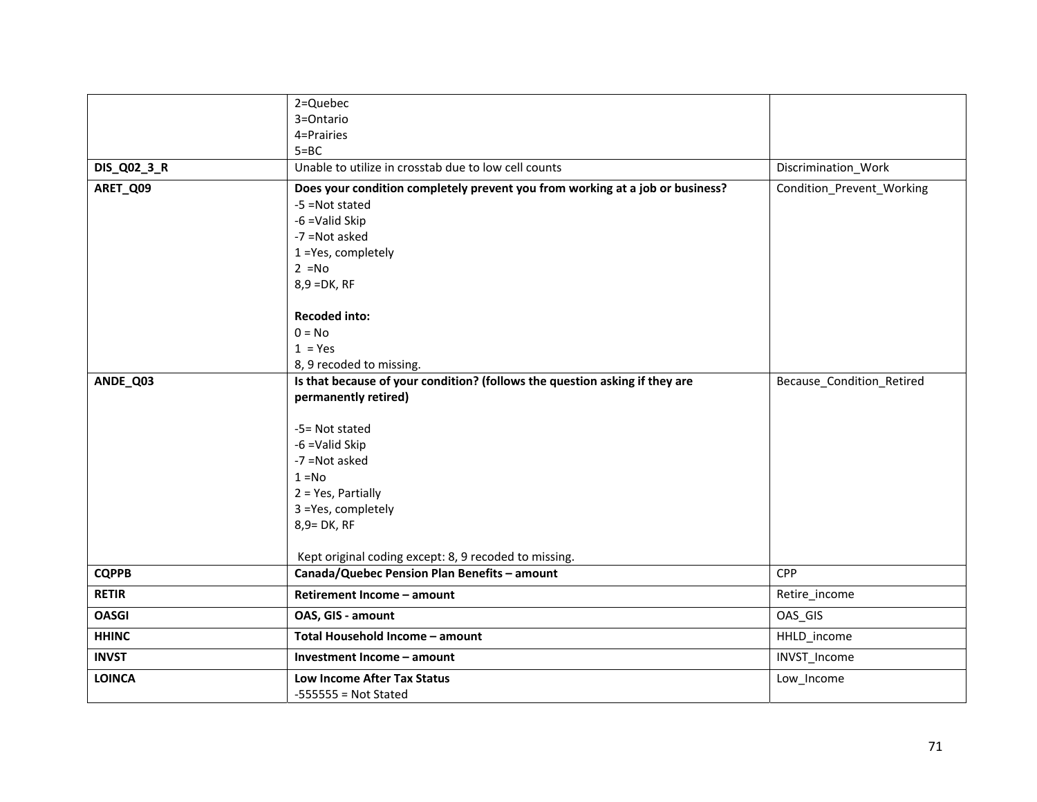| | | |
|---|---|---|
| | 2=Quebec<br>3=Ontario<br>4=Prairies<br>5=BC | |
| **DIS_Q02_3_R** | Unable to utilize in crosstab due to low cell counts | Discrimination_Work |
| **ARET_Q09** | **Does your condition completely prevent you from working at a job or business?**<br>-5 =Not stated<br>-6 =Valid Skip<br>-7 =Not asked<br>1 =Yes, completely<br>2 =No<br>8,9 =DK, RF<br><br>**Recoded into:**<br>0 = No<br>1 = Yes<br>8, 9 recoded to missing. | Condition_Prevent_Working |
| **ANDE_Q03** | **Is that because of your condition? (follows the question asking if they are permanently retired)**<br><br>-5= Not stated<br>-6 =Valid Skip<br>-7 =Not asked<br>1 =No<br>2 = Yes, Partially<br>3 =Yes, completely<br>8,9= DK, RF<br><br>Kept original coding except: 8, 9 recoded to missing. | Because_Condition_Retired |
| **CQPPB** | **Canada/Quebec Pension Plan Benefits – amount** | CPP |
| **RETIR** | **Retirement Income – amount** | Retire_income |
| **OASGI** | **OAS, GIS - amount** | OAS_GIS |
| **HHINC** | **Total Household Income – amount** | HHLD_income |
| **INVST** | **Investment Income – amount** | INVST_Income |
| **LOINCA** | **Low Income After Tax Status**<br>-555555 = Not Stated | Low_Income |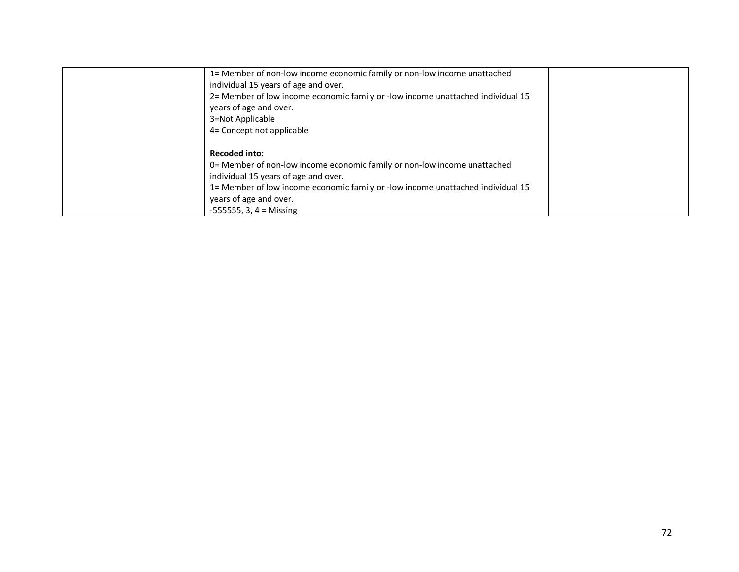| | | |
|---|---|---|
| | 1= Member of non-low income economic family or non-low income unattached individual 15 years of age and over.<br>2= Member of low income economic family or -low income unattached individual 15 years of age and over.<br>3=Not Applicable<br>4= Concept not applicable<br><br>**Recoded into:**<br>0= Member of non-low income economic family or non-low income unattached individual 15 years of age and over.<br>1= Member of low income economic family or -low income unattached individual 15 years of age and over.<br>-555555, 3, 4 = Missing | |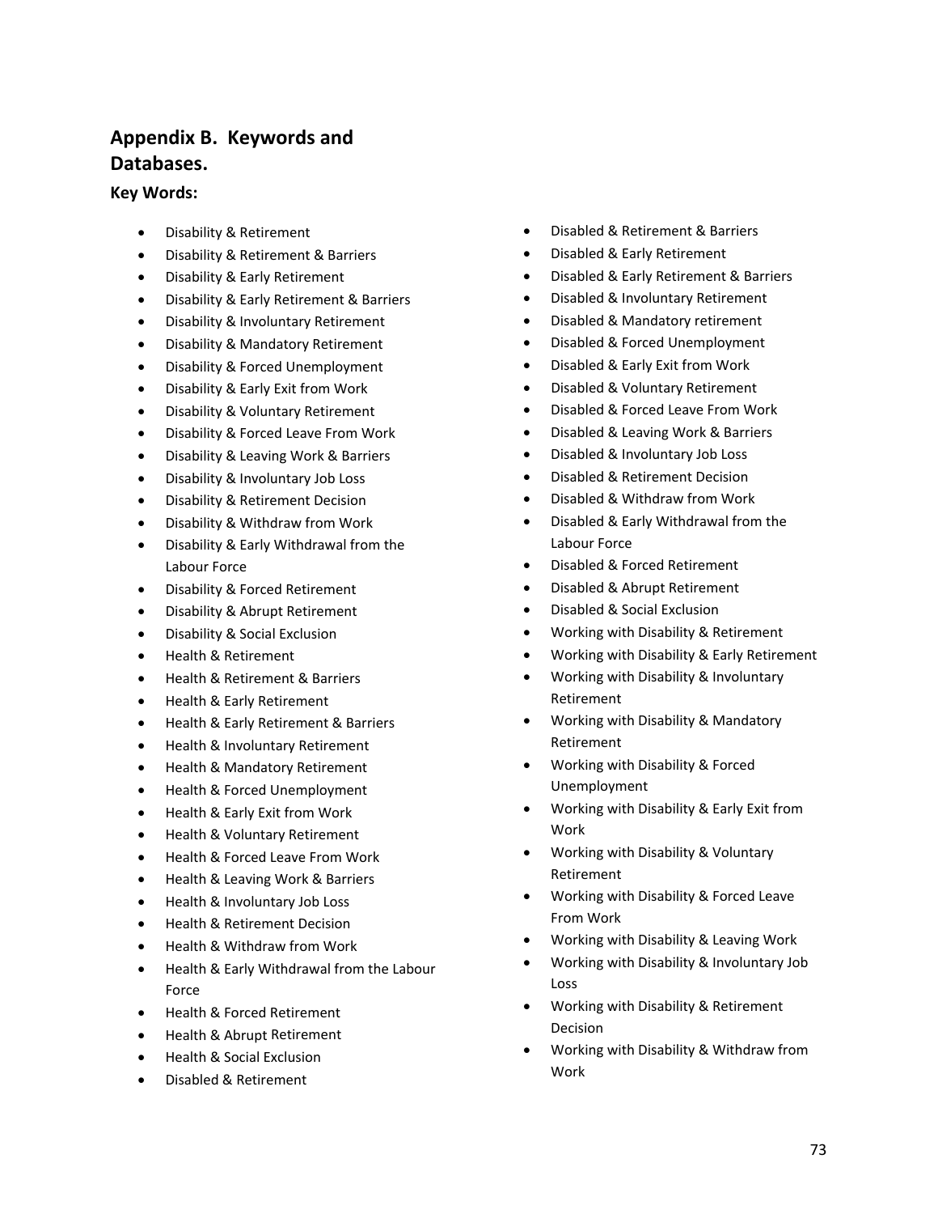## Appendix B. Keywords and Databases.

### Key Words:

- Disability & Retirement
- Disability & Retirement & Barriers
- Disability & Early Retirement
- Disability & Early Retirement & Barriers
- Disability & Involuntary Retirement
- Disability & Mandatory Retirement
- Disability & Forced Unemployment
- Disability & Early Exit from Work
- Disability & Voluntary Retirement
- Disability & Forced Leave From Work
- Disability & Leaving Work & Barriers
- Disability & Involuntary Job Loss
- Disability & Retirement Decision
- Disability & Withdraw from Work
- Disability & Early Withdrawal from the Labour Force
- Disability & Forced Retirement
- Disability & Abrupt Retirement
- Disability & Social Exclusion
- Health & Retirement
- Health & Retirement & Barriers
- Health & Early Retirement
- Health & Early Retirement & Barriers
- Health & Involuntary Retirement
- Health & Mandatory Retirement
- Health & Forced Unemployment
- Health & Early Exit from Work
- Health & Voluntary Retirement
- Health & Forced Leave From Work
- Health & Leaving Work & Barriers
- Health & Involuntary Job Loss
- Health & Retirement Decision
- Health & Withdraw from Work
- Health & Early Withdrawal from the Labour Force
- Health & Forced Retirement
- Health & Abrupt Retirement
- Health & Social Exclusion
- Disabled & Retirement
- Disabled & Retirement & Barriers
- Disabled & Early Retirement
- Disabled & Early Retirement & Barriers
- Disabled & Involuntary Retirement
- Disabled & Mandatory retirement
- Disabled & Forced Unemployment
- Disabled & Early Exit from Work
- Disabled & Voluntary Retirement
- Disabled & Forced Leave From Work
- Disabled & Leaving Work & Barriers
- Disabled & Involuntary Job Loss
- Disabled & Retirement Decision
- Disabled & Withdraw from Work
- Disabled & Early Withdrawal from the Labour Force
- Disabled & Forced Retirement
- Disabled & Abrupt Retirement
- Disabled & Social Exclusion
- Working with Disability & Retirement
- Working with Disability & Early Retirement
- Working with Disability & Involuntary Retirement
- Working with Disability & Mandatory Retirement
- Working with Disability & Forced Unemployment
- Working with Disability & Early Exit from Work
- Working with Disability & Voluntary Retirement
- Working with Disability & Forced Leave From Work
- Working with Disability & Leaving Work
- Working with Disability & Involuntary Job Loss
- Working with Disability & Retirement Decision
- Working with Disability & Withdraw from Work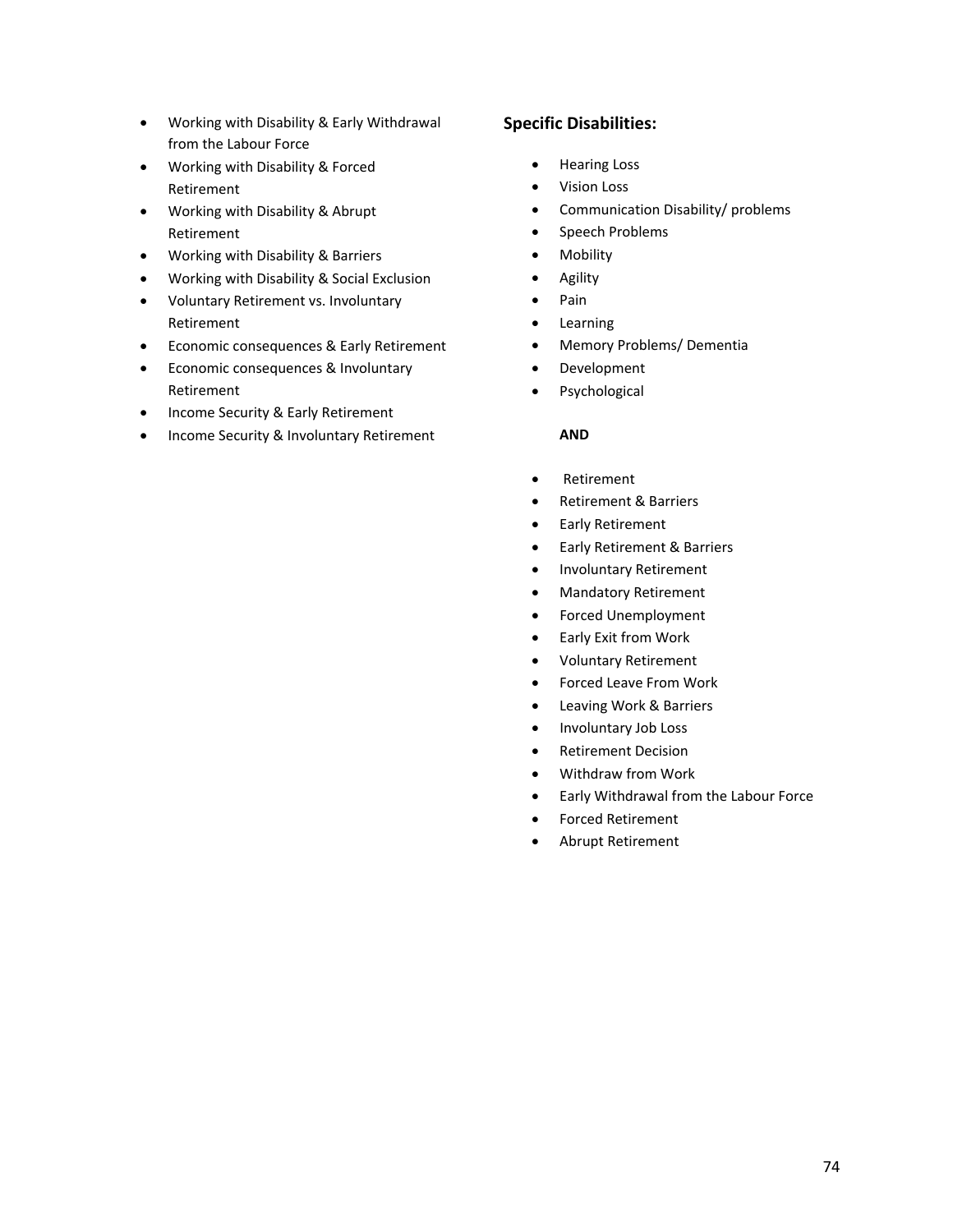- Working with Disability & Early Withdrawal from the Labour Force
- Working with Disability & Forced Retirement
- Working with Disability & Abrupt Retirement
- Working with Disability & Barriers
- Working with Disability & Social Exclusion
- Voluntary Retirement vs. Involuntary Retirement
- Economic consequences & Early Retirement
- Economic consequences & Involuntary Retirement
- Income Security & Early Retirement
- Income Security & Involuntary Retirement

### Specific Disabilities:

- Hearing Loss
- Vision Loss
- Communication Disability/ problems
- Speech Problems
- Mobility
- Agility
- Pain
- Learning
- Memory Problems/ Dementia
- Development
- Psychological

**AND**

- Retirement
- Retirement & Barriers
- Early Retirement
- Early Retirement & Barriers
- Involuntary Retirement
- Mandatory Retirement
- Forced Unemployment
- Early Exit from Work
- Voluntary Retirement
- Forced Leave From Work
- Leaving Work & Barriers
- Involuntary Job Loss
- Retirement Decision
- Withdraw from Work
- Early Withdrawal from the Labour Force
- Forced Retirement
- Abrupt Retirement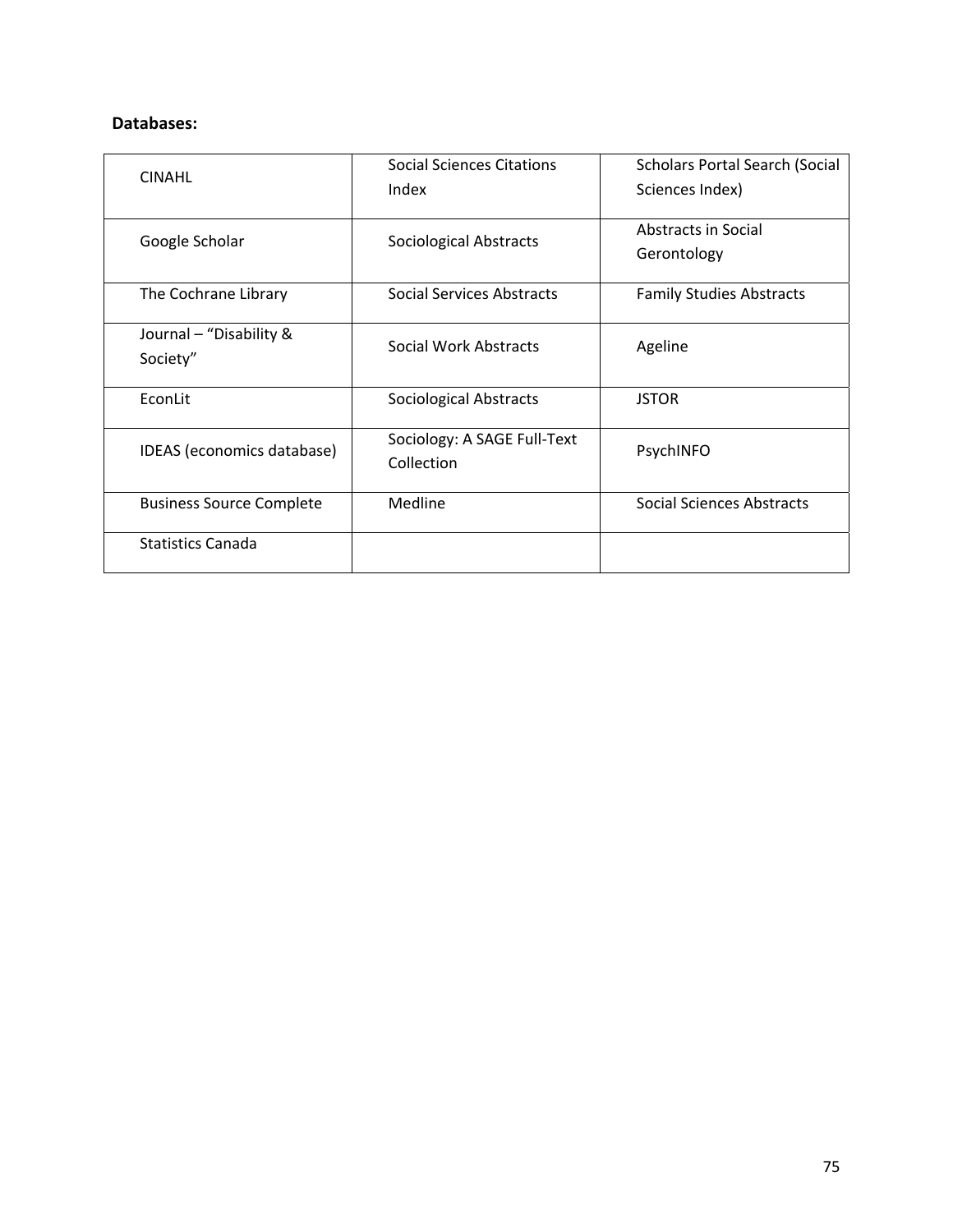**Databases:**

| | | |
|---|---|---|
| CINAHL | Social Sciences Citations Index | Scholars Portal Search (Social Sciences Index) |
| Google Scholar | Sociological Abstracts | Abstracts in Social Gerontology |
| The Cochrane Library | Social Services Abstracts | Family Studies Abstracts |
| Journal – "Disability & Society" | Social Work Abstracts | Ageline |
| EconLit | Sociological Abstracts | JSTOR |
| IDEAS (economics database) | Sociology: A SAGE Full-Text Collection | PsychINFO |
| Business Source Complete | Medline | Social Sciences Abstracts |
| Statistics Canada | | |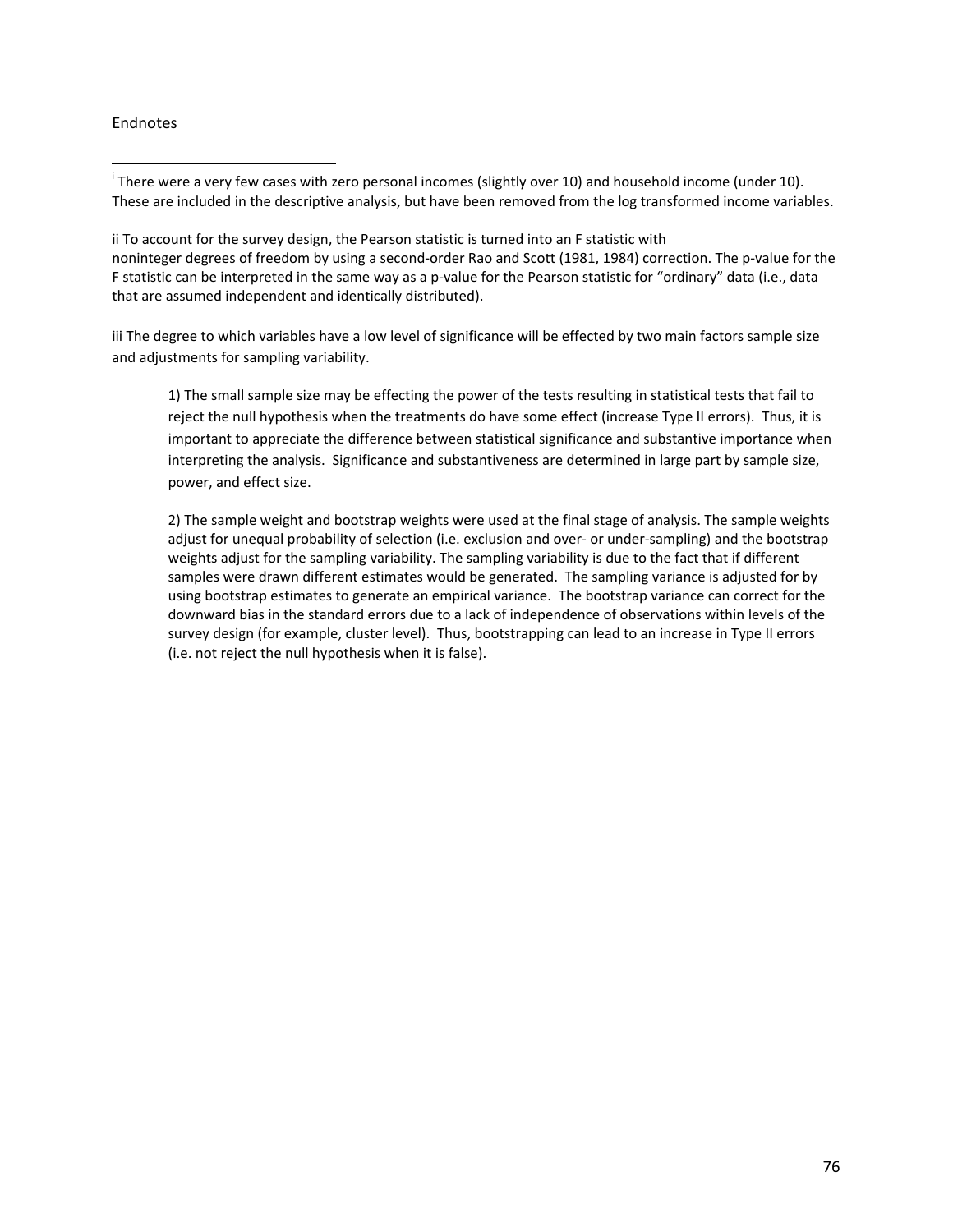Endnotes

[i] There were a very few cases with zero personal incomes (slightly over 10) and household income (under 10). These are included in the descriptive analysis, but have been removed from the log transformed income variables.

ii To account for the survey design, the Pearson statistic is turned into an F statistic with noninteger degrees of freedom by using a second-order Rao and Scott (1981, 1984) correction. The p-value for the F statistic can be interpreted in the same way as a p-value for the Pearson statistic for "ordinary" data (i.e., data that are assumed independent and identically distributed).

iii The degree to which variables have a low level of significance will be effected by two main factors sample size and adjustments for sampling variability.

> 1) The small sample size may be effecting the power of the tests resulting in statistical tests that fail to reject the null hypothesis when the treatments do have some effect (increase Type II errors). Thus, it is important to appreciate the difference between statistical significance and substantive importance when interpreting the analysis. Significance and substantiveness are determined in large part by sample size, power, and effect size.
>
> 2) The sample weight and bootstrap weights were used at the final stage of analysis. The sample weights adjust for unequal probability of selection (i.e. exclusion and over- or under-sampling) and the bootstrap weights adjust for the sampling variability. The sampling variability is due to the fact that if different samples were drawn different estimates would be generated. The sampling variance is adjusted for by using bootstrap estimates to generate an empirical variance. The bootstrap variance can correct for the downward bias in the standard errors due to a lack of independence of observations within levels of the survey design (for example, cluster level). Thus, bootstrapping can lead to an increase in Type II errors (i.e. not reject the null hypothesis when it is false).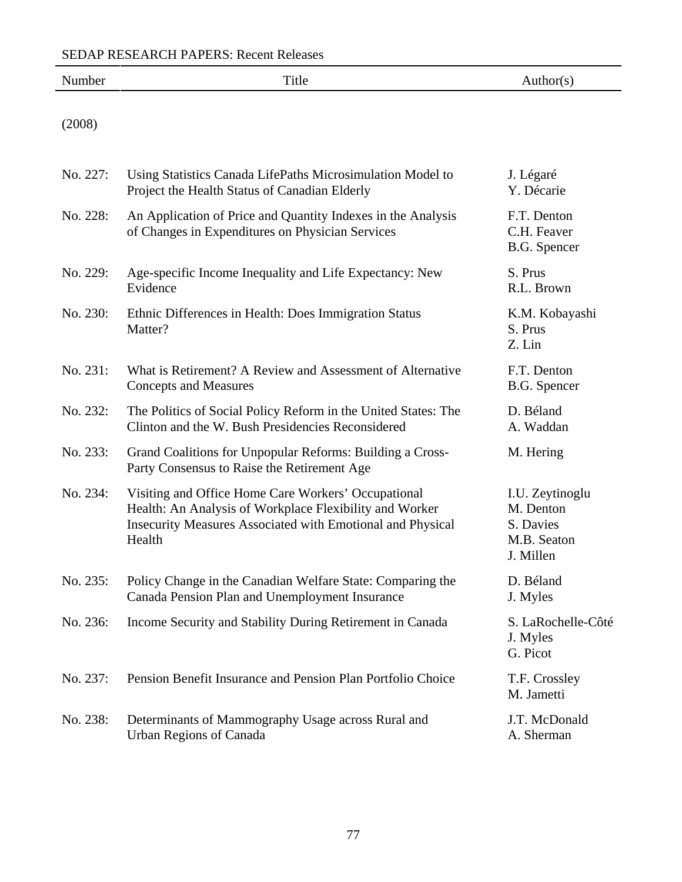SEDAP RESEARCH PAPERS: Recent Releases

| Number | Title | Author(s) |
|---|---|---|
| (2008) | | |
| No. 227: | Using Statistics Canada LifePaths Microsimulation Model to Project the Health Status of Canadian Elderly | J. Légaré<br>Y. Décarie |
| No. 228: | An Application of Price and Quantity Indexes in the Analysis of Changes in Expenditures on Physician Services | F.T. Denton<br>C.H. Feaver<br>B.G. Spencer |
| No. 229: | Age-specific Income Inequality and Life Expectancy: New Evidence | S. Prus<br>R.L. Brown |
| No. 230: | Ethnic Differences in Health: Does Immigration Status Matter? | K.M. Kobayashi<br>S. Prus<br>Z. Lin |
| No. 231: | What is Retirement? A Review and Assessment of Alternative Concepts and Measures | F.T. Denton<br>B.G. Spencer |
| No. 232: | The Politics of Social Policy Reform in the United States: The Clinton and the W. Bush Presidencies Reconsidered | D. Béland<br>A. Waddan |
| No. 233: | Grand Coalitions for Unpopular Reforms: Building a Cross-Party Consensus to Raise the Retirement Age | M. Hering |
| No. 234: | Visiting and Office Home Care Workers' Occupational Health: An Analysis of Workplace Flexibility and Worker Insecurity Measures Associated with Emotional and Physical Health | I.U. Zeytinoglu<br>M. Denton<br>S. Davies<br>M.B. Seaton<br>J. Millen |
| No. 235: | Policy Change in the Canadian Welfare State: Comparing the Canada Pension Plan and Unemployment Insurance | D. Béland<br>J. Myles |
| No. 236: | Income Security and Stability During Retirement in Canada | S. LaRochelle-Côté<br>J. Myles<br>G. Picot |
| No. 237: | Pension Benefit Insurance and Pension Plan Portfolio Choice | T.F. Crossley<br>M. Jametti |
| No. 238: | Determinants of Mammography Usage across Rural and Urban Regions of Canada | J.T. McDonald<br>A. Sherman |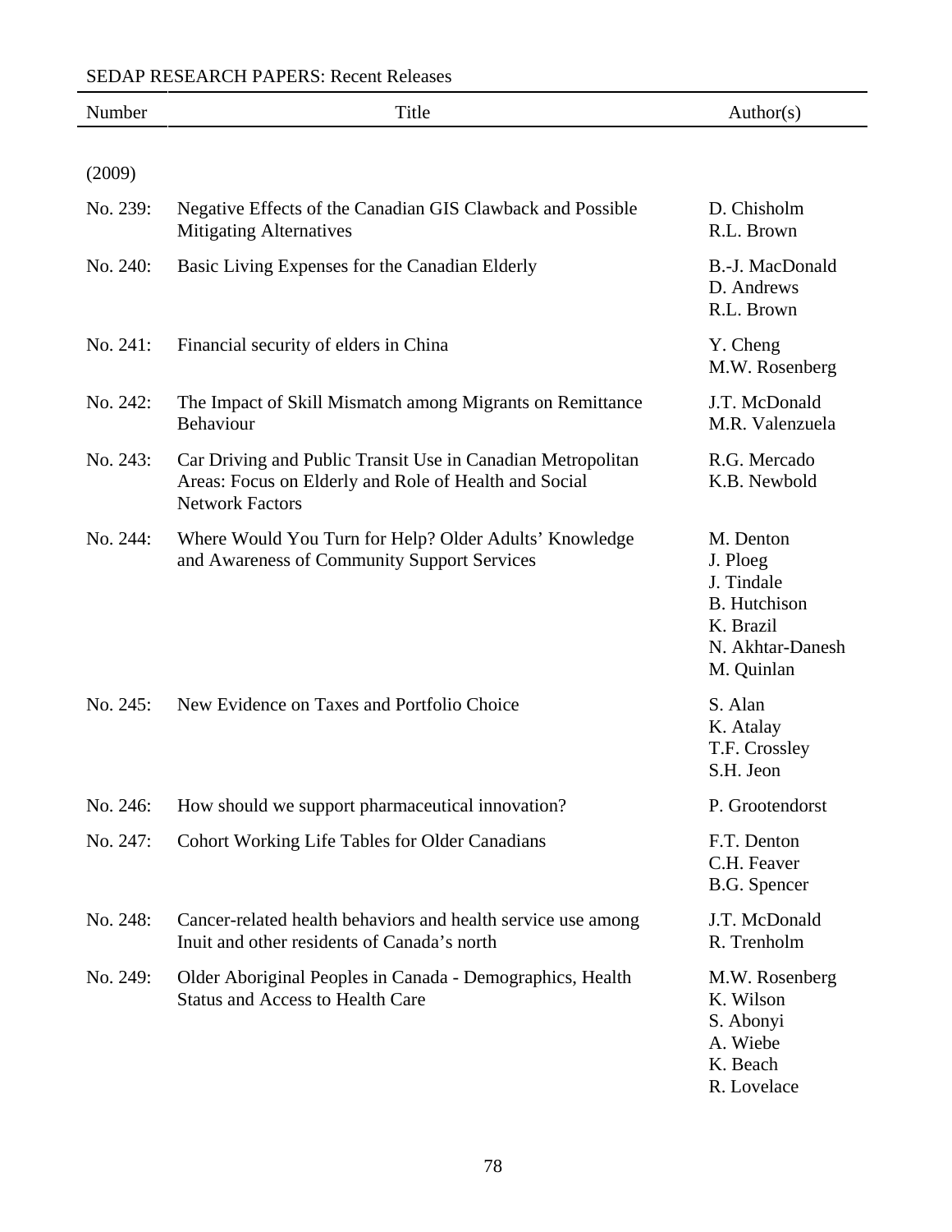SEDAP RESEARCH PAPERS: Recent Releases

| Number | Title | Author(s) |
|---|---|---|
| (2009) | | |
| No. 239: | Negative Effects of the Canadian GIS Clawback and Possible Mitigating Alternatives | D. Chisholm<br>R.L. Brown |
| No. 240: | Basic Living Expenses for the Canadian Elderly | B.-J. MacDonald<br>D. Andrews<br>R.L. Brown |
| No. 241: | Financial security of elders in China | Y. Cheng<br>M.W. Rosenberg |
| No. 242: | The Impact of Skill Mismatch among Migrants on Remittance Behaviour | J.T. McDonald<br>M.R. Valenzuela |
| No. 243: | Car Driving and Public Transit Use in Canadian Metropolitan Areas: Focus on Elderly and Role of Health and Social Network Factors | R.G. Mercado<br>K.B. Newbold |
| No. 244: | Where Would You Turn for Help? Older Adults' Knowledge and Awareness of Community Support Services | M. Denton<br>J. Ploeg<br>J. Tindale<br>B. Hutchison<br>K. Brazil<br>N. Akhtar-Danesh<br>M. Quinlan |
| No. 245: | New Evidence on Taxes and Portfolio Choice | S. Alan<br>K. Atalay<br>T.F. Crossley<br>S.H. Jeon |
| No. 246: | How should we support pharmaceutical innovation? | P. Grootendorst |
| No. 247: | Cohort Working Life Tables for Older Canadians | F.T. Denton<br>C.H. Feaver<br>B.G. Spencer |
| No. 248: | Cancer-related health behaviors and health service use among Inuit and other residents of Canada's north | J.T. McDonald<br>R. Trenholm |
| No. 249: | Older Aboriginal Peoples in Canada - Demographics, Health Status and Access to Health Care | M.W. Rosenberg<br>K. Wilson<br>S. Abonyi<br>A. Wiebe<br>K. Beach<br>R. Lovelace |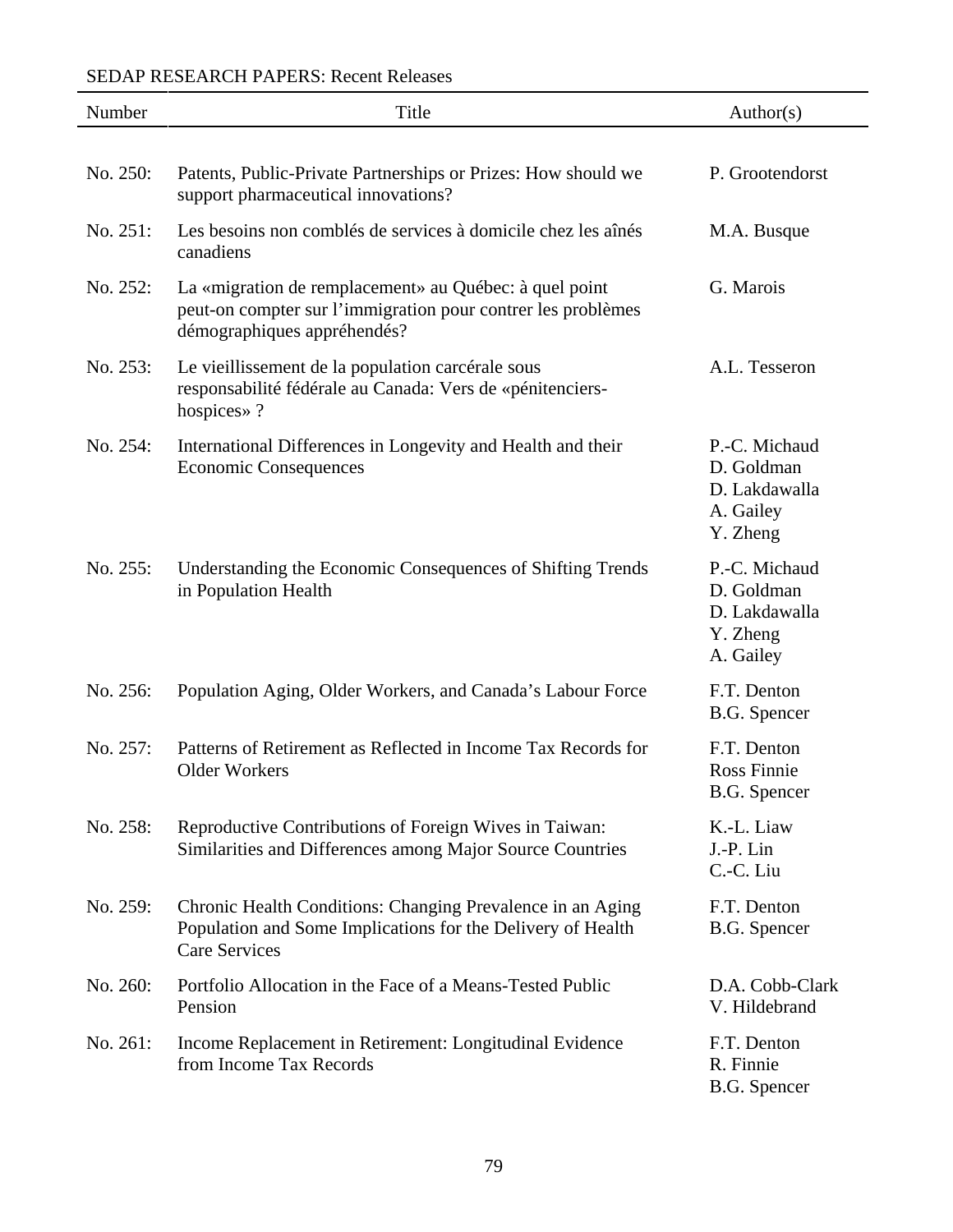SEDAP RESEARCH PAPERS: Recent Releases

| Number | Title | Author(s) |
|---|---|---|
| No. 250: | Patents, Public-Private Partnerships or Prizes: How should we support pharmaceutical innovations? | P. Grootendorst |
| No. 251: | Les besoins non comblés de services à domicile chez les aînés canadiens | M.A. Busque |
| No. 252: | La «migration de remplacement» au Québec: à quel point peut-on compter sur l'immigration pour contrer les problèmes démographiques appréhendés? | G. Marois |
| No. 253: | Le vieillissement de la population carcérale sous responsabilité fédérale au Canada: Vers de «pénitenciers-hospices» ? | A.L. Tesseron |
| No. 254: | International Differences in Longevity and Health and their Economic Consequences | P.-C. Michaud<br>D. Goldman<br>D. Lakdawalla<br>A. Gailey<br>Y. Zheng |
| No. 255: | Understanding the Economic Consequences of Shifting Trends in Population Health | P.-C. Michaud<br>D. Goldman<br>D. Lakdawalla<br>Y. Zheng<br>A. Gailey |
| No. 256: | Population Aging, Older Workers, and Canada's Labour Force | F.T. Denton<br>B.G. Spencer |
| No. 257: | Patterns of Retirement as Reflected in Income Tax Records for Older Workers | F.T. Denton<br>Ross Finnie<br>B.G. Spencer |
| No. 258: | Reproductive Contributions of Foreign Wives in Taiwan: Similarities and Differences among Major Source Countries | K.-L. Liaw<br>J.-P. Lin<br>C.-C. Liu |
| No. 259: | Chronic Health Conditions: Changing Prevalence in an Aging Population and Some Implications for the Delivery of Health Care Services | F.T. Denton<br>B.G. Spencer |
| No. 260: | Portfolio Allocation in the Face of a Means-Tested Public Pension | D.A. Cobb-Clark<br>V. Hildebrand |
| No. 261: | Income Replacement in Retirement: Longitudinal Evidence from Income Tax Records | F.T. Denton<br>R. Finnie<br>B.G. Spencer |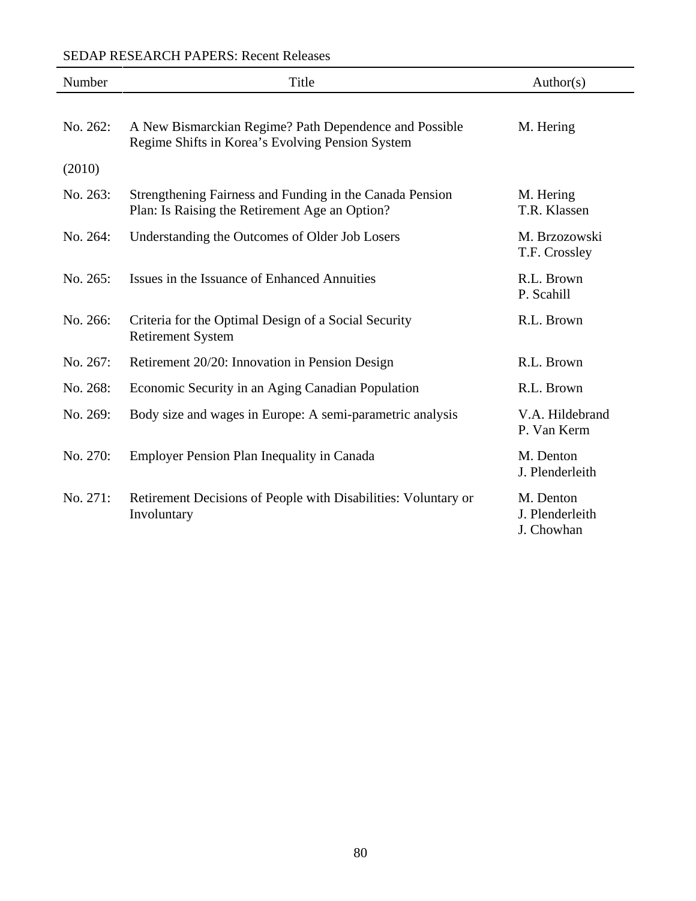SEDAP RESEARCH PAPERS: Recent Releases

| Number | Title | Author(s) |
|---|---|---|
| No. 262: | A New Bismarckian Regime? Path Dependence and Possible Regime Shifts in Korea's Evolving Pension System | M. Hering |
| (2010) | | |
| No. 263: | Strengthening Fairness and Funding in the Canada Pension Plan: Is Raising the Retirement Age an Option? | M. Hering<br>T.R. Klassen |
| No. 264: | Understanding the Outcomes of Older Job Losers | M. Brzozowski<br>T.F. Crossley |
| No. 265: | Issues in the Issuance of Enhanced Annuities | R.L. Brown<br>P. Scahill |
| No. 266: | Criteria for the Optimal Design of a Social Security Retirement System | R.L. Brown |
| No. 267: | Retirement 20/20: Innovation in Pension Design | R.L. Brown |
| No. 268: | Economic Security in an Aging Canadian Population | R.L. Brown |
| No. 269: | Body size and wages in Europe: A semi-parametric analysis | V.A. Hildebrand<br>P. Van Kerm |
| No. 270: | Employer Pension Plan Inequality in Canada | M. Denton<br>J. Plenderleith |
| No. 271: | Retirement Decisions of People with Disabilities: Voluntary or Involuntary | M. Denton<br>J. Plenderleith<br>J. Chowhan |